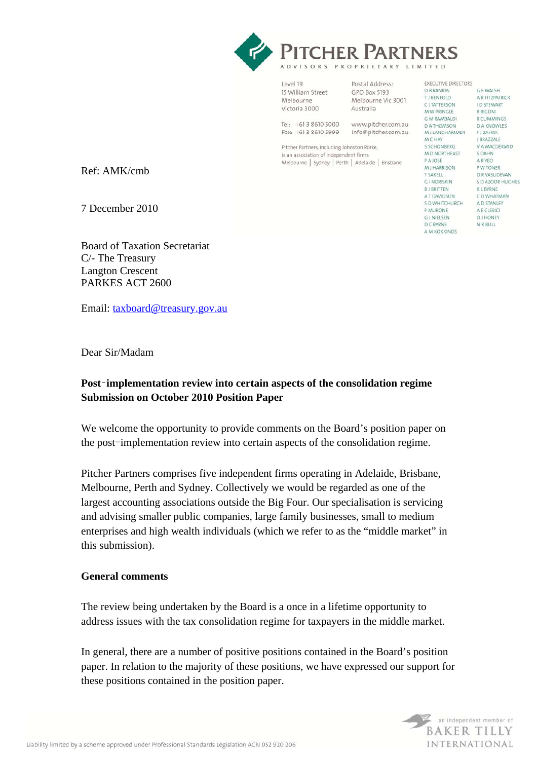PITCHER PARTNERS
ADVISORS PROPRIETARY LIMITED

Level 19
15 William Street
Melbourne
Victoria 3000

Postal Address:
GPO Box 5193
Melbourne Vic 3001
Australia

Tel: +613 8610 5000
Fax: +613 8610 5999

www.pitcher.com.au
info@pitcher.com.au

Pitcher Partners, including Johnston Rorke, is an association of independent firms
Melbourne | Sydney | Perth | Adelaide | Brisbane

EXECUTIVE DIRECTORS

D B RANKIN
T J BENFOLD
C J TATTERSON
M W PRINGLE
G M RAMBALDI
D A THOMSON
M J LANGHAMMER
M C HAY
S SCHONBERG
M D NORTHEAST
P A JOSE
M J HARRISON
T SAKELL
G I NORISKIN
B J BRITTEN
A T DAVIDSON
S D WHITCHURCH
P MURONE
G J NIELSEN
D C BYRNE
A M KOKKINOS
G E WALSH
A R FITZPATRICK
I D STEWART
R RIGONI
R CUMMINGS
D A KNOWLES
F J ZAHRA
J BRAZZALE
V A MACDERMID
S DAHN
A R YEO
P W TONER
D R VASUDEVAN
S D AZOOR HUGHES
K L BYRNE
C D WHATMAN
A D STANLEY
A E CLERICI
D J HONEY
N R BULL

Ref: AMK/cmb

7 December 2010

Board of Taxation Secretariat
C/- The Treasury
Langton Crescent
PARKES ACT 2600

Email: taxboard@treasury.gov.au

Dear Sir/Madam

**Post-implementation review into certain aspects of the consolidation regime**
**Submission on October 2010 Position Paper**

We welcome the opportunity to provide comments on the Board's position paper on the post-implementation review into certain aspects of the consolidation regime.

Pitcher Partners comprises five independent firms operating in Adelaide, Brisbane, Melbourne, Perth and Sydney. Collectively we would be regarded as one of the largest accounting associations outside the Big Four. Our specialisation is servicing and advising smaller public companies, large family businesses, small to medium enterprises and high wealth individuals (which we refer to as the "middle market" in this submission).

**General comments**

The review being undertaken by the Board is a once in a lifetime opportunity to address issues with the tax consolidation regime for taxpayers in the middle market.

In general, there are a number of positive positions contained in the Board's position paper. In relation to the majority of these positions, we have expressed our support for these positions contained in the position paper.

an independent member of BAKER TILLY INTERNATIONAL

Liability limited by a scheme approved under Professional Standards Legislation ACN 052 920 206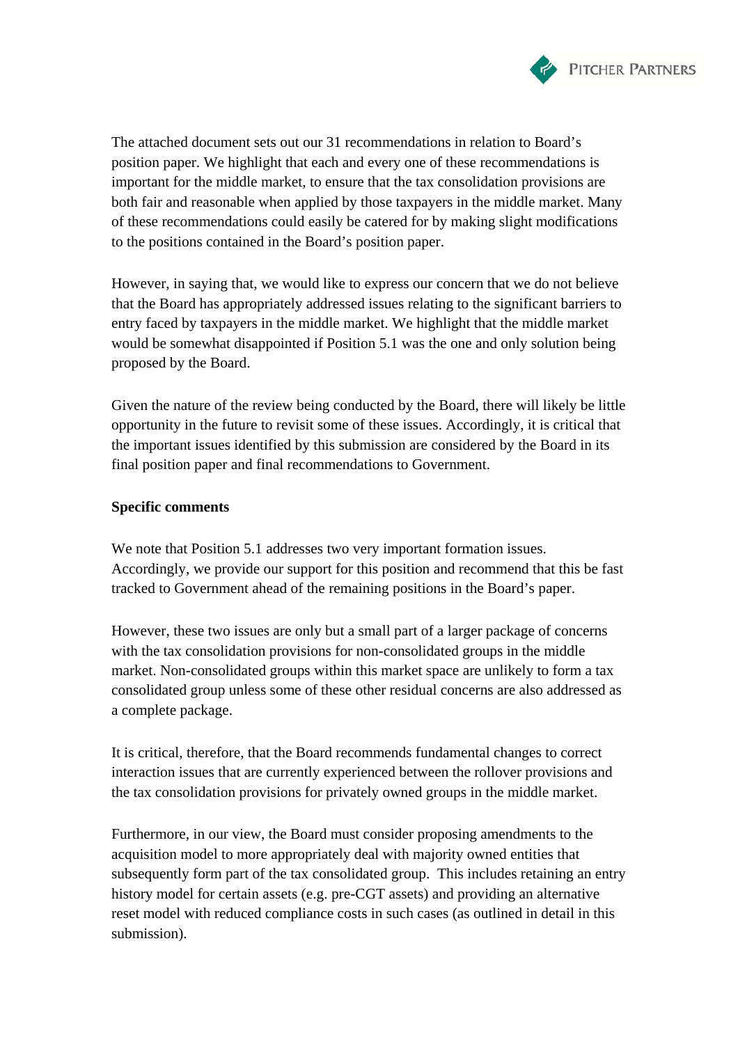The attached document sets out our 31 recommendations in relation to Board's position paper. We highlight that each and every one of these recommendations is important for the middle market, to ensure that the tax consolidation provisions are both fair and reasonable when applied by those taxpayers in the middle market. Many of these recommendations could easily be catered for by making slight modifications to the positions contained in the Board's position paper.

However, in saying that, we would like to express our concern that we do not believe that the Board has appropriately addressed issues relating to the significant barriers to entry faced by taxpayers in the middle market. We highlight that the middle market would be somewhat disappointed if Position 5.1 was the one and only solution being proposed by the Board.

Given the nature of the review being conducted by the Board, there will likely be little opportunity in the future to revisit some of these issues. Accordingly, it is critical that the important issues identified by this submission are considered by the Board in its final position paper and final recommendations to Government.

**Specific comments**

We note that Position 5.1 addresses two very important formation issues. Accordingly, we provide our support for this position and recommend that this be fast tracked to Government ahead of the remaining positions in the Board's paper.

However, these two issues are only but a small part of a larger package of concerns with the tax consolidation provisions for non-consolidated groups in the middle market. Non-consolidated groups within this market space are unlikely to form a tax consolidated group unless some of these other residual concerns are also addressed as a complete package.

It is critical, therefore, that the Board recommends fundamental changes to correct interaction issues that are currently experienced between the rollover provisions and the tax consolidation provisions for privately owned groups in the middle market.

Furthermore, in our view, the Board must consider proposing amendments to the acquisition model to more appropriately deal with majority owned entities that subsequently form part of the tax consolidated group. This includes retaining an entry history model for certain assets (e.g. pre-CGT assets) and providing an alternative reset model with reduced compliance costs in such cases (as outlined in detail in this submission).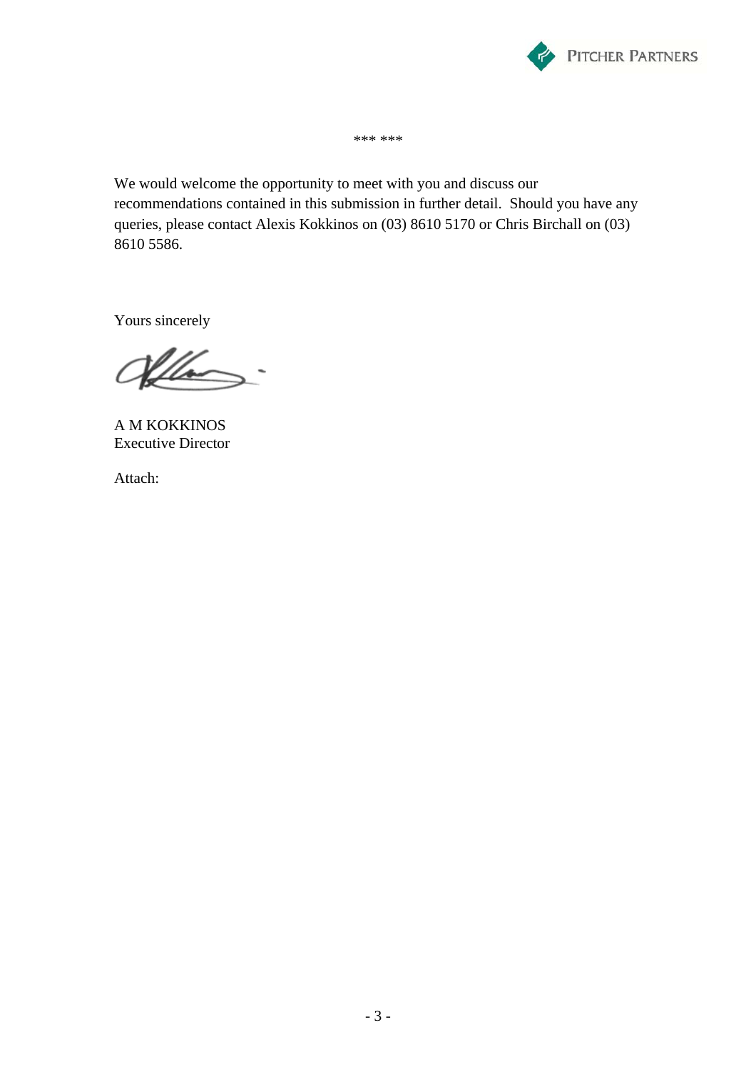*** ***

We would welcome the opportunity to meet with you and discuss our recommendations contained in this submission in further detail. Should you have any queries, please contact Alexis Kokkinos on (03) 8610 5170 or Chris Birchall on (03) 8610 5586.

Yours sincerely

A M KOKKINOS
Executive Director

Attach: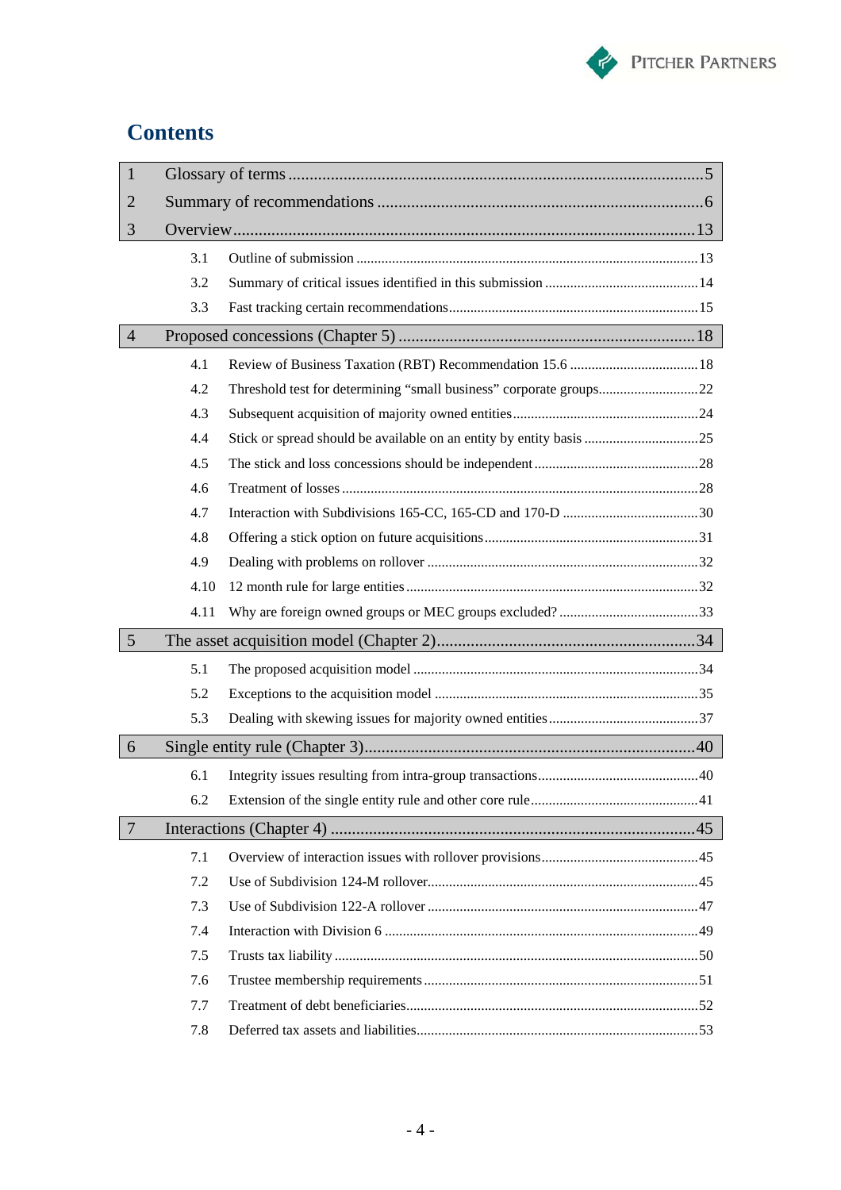# Contents

| | | |
|---|---|---|
| 1 | Glossary of terms | 5 |
| 2 | Summary of recommendations | 6 |
| 3 | Overview | 13 |
| 3.1 | Outline of submission | 13 |
| 3.2 | Summary of critical issues identified in this submission | 14 |
| 3.3 | Fast tracking certain recommendations | 15 |
| 4 | Proposed concessions (Chapter 5) | 18 |
| 4.1 | Review of Business Taxation (RBT) Recommendation 15.6 | 18 |
| 4.2 | Threshold test for determining "small business" corporate groups | 22 |
| 4.3 | Subsequent acquisition of majority owned entities | 24 |
| 4.4 | Stick or spread should be available on an entity by entity basis | 25 |
| 4.5 | The stick and loss concessions should be independent | 28 |
| 4.6 | Treatment of losses | 28 |
| 4.7 | Interaction with Subdivisions 165-CC, 165-CD and 170-D | 30 |
| 4.8 | Offering a stick option on future acquisitions | 31 |
| 4.9 | Dealing with problems on rollover | 32 |
| 4.10 | 12 month rule for large entities | 32 |
| 4.11 | Why are foreign owned groups or MEC groups excluded? | 33 |
| 5 | The asset acquisition model (Chapter 2) | 34 |
| 5.1 | The proposed acquisition model | 34 |
| 5.2 | Exceptions to the acquisition model | 35 |
| 5.3 | Dealing with skewing issues for majority owned entities | 37 |
| 6 | Single entity rule (Chapter 3) | 40 |
| 6.1 | Integrity issues resulting from intra-group transactions | 40 |
| 6.2 | Extension of the single entity rule and other core rule | 41 |
| 7 | Interactions (Chapter 4) | 45 |
| 7.1 | Overview of interaction issues with rollover provisions | 45 |
| 7.2 | Use of Subdivision 124-M rollover | 45 |
| 7.3 | Use of Subdivision 122-A rollover | 47 |
| 7.4 | Interaction with Division 6 | 49 |
| 7.5 | Trusts tax liability | 50 |
| 7.6 | Trustee membership requirements | 51 |
| 7.7 | Treatment of debt beneficiaries | 52 |
| 7.8 | Deferred tax assets and liabilities | 53 |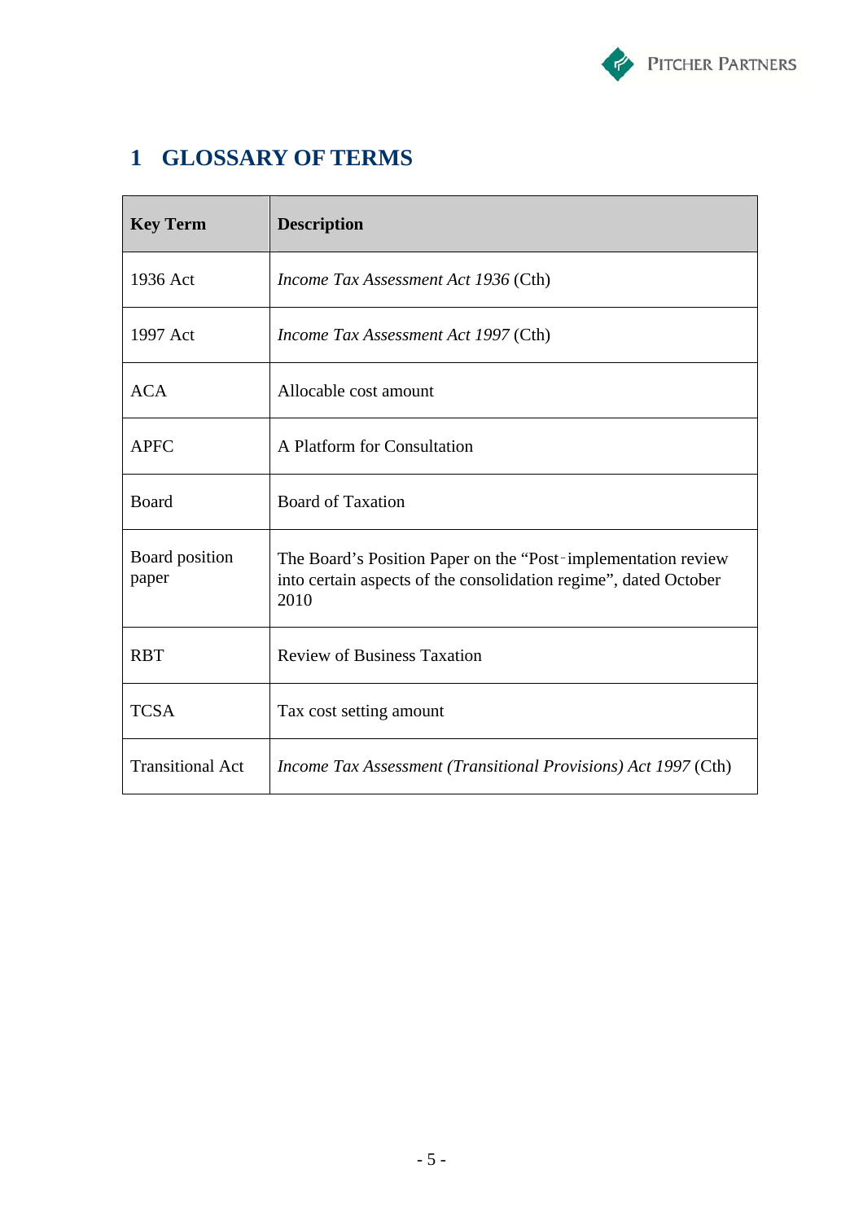# 1 GLOSSARY OF TERMS

| Key Term | Description |
|---|---|
| 1936 Act | *Income Tax Assessment Act 1936* (Cth) |
| 1997 Act | *Income Tax Assessment Act 1997* (Cth) |
| ACA | Allocable cost amount |
| APFC | A Platform for Consultation |
| Board | Board of Taxation |
| Board position paper | The Board's Position Paper on the "Post‑implementation review into certain aspects of the consolidation regime", dated October 2010 |
| RBT | Review of Business Taxation |
| TCSA | Tax cost setting amount |
| Transitional Act | *Income Tax Assessment (Transitional Provisions) Act 1997* (Cth) |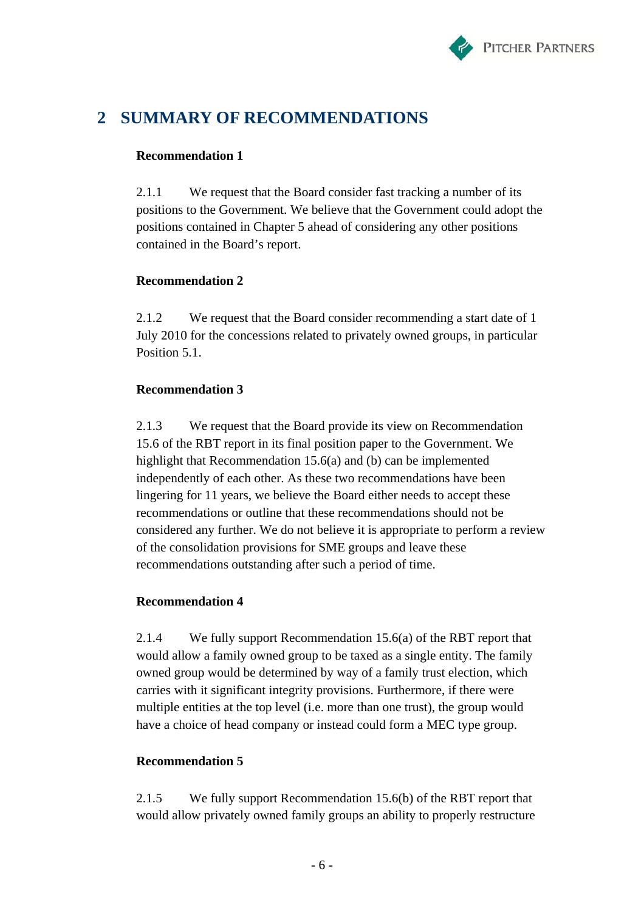# 2 SUMMARY OF RECOMMENDATIONS

**Recommendation 1**

2.1.1 We request that the Board consider fast tracking a number of its positions to the Government. We believe that the Government could adopt the positions contained in Chapter 5 ahead of considering any other positions contained in the Board's report.

**Recommendation 2**

2.1.2 We request that the Board consider recommending a start date of 1 July 2010 for the concessions related to privately owned groups, in particular Position 5.1.

**Recommendation 3**

2.1.3 We request that the Board provide its view on Recommendation 15.6 of the RBT report in its final position paper to the Government. We highlight that Recommendation 15.6(a) and (b) can be implemented independently of each other. As these two recommendations have been lingering for 11 years, we believe the Board either needs to accept these recommendations or outline that these recommendations should not be considered any further. We do not believe it is appropriate to perform a review of the consolidation provisions for SME groups and leave these recommendations outstanding after such a period of time.

**Recommendation 4**

2.1.4 We fully support Recommendation 15.6(a) of the RBT report that would allow a family owned group to be taxed as a single entity. The family owned group would be determined by way of a family trust election, which carries with it significant integrity provisions. Furthermore, if there were multiple entities at the top level (i.e. more than one trust), the group would have a choice of head company or instead could form a MEC type group.

**Recommendation 5**

2.1.5 We fully support Recommendation 15.6(b) of the RBT report that would allow privately owned family groups an ability to properly restructure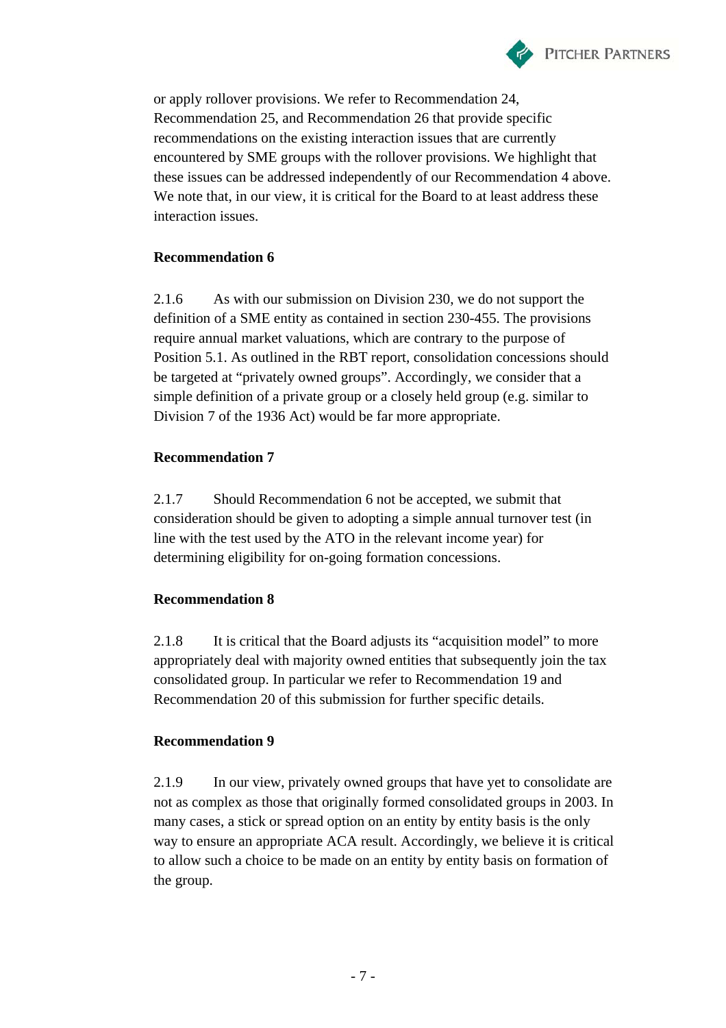or apply rollover provisions. We refer to Recommendation 24, Recommendation 25, and Recommendation 26 that provide specific recommendations on the existing interaction issues that are currently encountered by SME groups with the rollover provisions. We highlight that these issues can be addressed independently of our Recommendation 4 above. We note that, in our view, it is critical for the Board to at least address these interaction issues.

**Recommendation 6**

2.1.6 As with our submission on Division 230, we do not support the definition of a SME entity as contained in section 230-455. The provisions require annual market valuations, which are contrary to the purpose of Position 5.1. As outlined in the RBT report, consolidation concessions should be targeted at "privately owned groups". Accordingly, we consider that a simple definition of a private group or a closely held group (e.g. similar to Division 7 of the 1936 Act) would be far more appropriate.

**Recommendation 7**

2.1.7 Should Recommendation 6 not be accepted, we submit that consideration should be given to adopting a simple annual turnover test (in line with the test used by the ATO in the relevant income year) for determining eligibility for on-going formation concessions.

**Recommendation 8**

2.1.8 It is critical that the Board adjusts its "acquisition model" to more appropriately deal with majority owned entities that subsequently join the tax consolidated group. In particular we refer to Recommendation 19 and Recommendation 20 of this submission for further specific details.

**Recommendation 9**

2.1.9 In our view, privately owned groups that have yet to consolidate are not as complex as those that originally formed consolidated groups in 2003. In many cases, a stick or spread option on an entity by entity basis is the only way to ensure an appropriate ACA result. Accordingly, we believe it is critical to allow such a choice to be made on an entity by entity basis on formation of the group.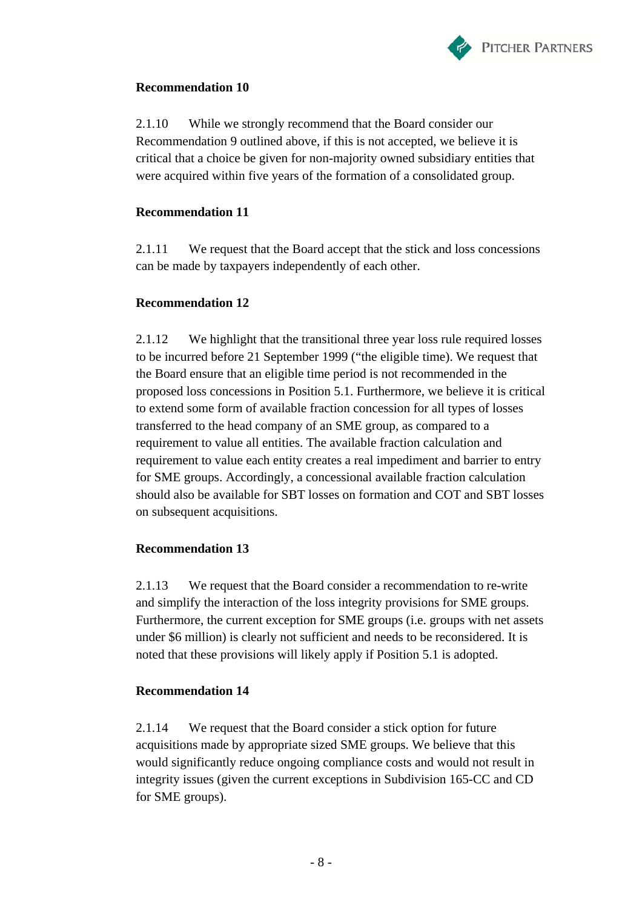**Recommendation 10**

2.1.10 While we strongly recommend that the Board consider our Recommendation 9 outlined above, if this is not accepted, we believe it is critical that a choice be given for non-majority owned subsidiary entities that were acquired within five years of the formation of a consolidated group.

**Recommendation 11**

2.1.11 We request that the Board accept that the stick and loss concessions can be made by taxpayers independently of each other.

**Recommendation 12**

2.1.12 We highlight that the transitional three year loss rule required losses to be incurred before 21 September 1999 ("the eligible time). We request that the Board ensure that an eligible time period is not recommended in the proposed loss concessions in Position 5.1. Furthermore, we believe it is critical to extend some form of available fraction concession for all types of losses transferred to the head company of an SME group, as compared to a requirement to value all entities. The available fraction calculation and requirement to value each entity creates a real impediment and barrier to entry for SME groups. Accordingly, a concessional available fraction calculation should also be available for SBT losses on formation and COT and SBT losses on subsequent acquisitions.

**Recommendation 13**

2.1.13 We request that the Board consider a recommendation to re-write and simplify the interaction of the loss integrity provisions for SME groups. Furthermore, the current exception for SME groups (i.e. groups with net assets under $6 million) is clearly not sufficient and needs to be reconsidered. It is noted that these provisions will likely apply if Position 5.1 is adopted.

**Recommendation 14**

2.1.14 We request that the Board consider a stick option for future acquisitions made by appropriate sized SME groups. We believe that this would significantly reduce ongoing compliance costs and would not result in integrity issues (given the current exceptions in Subdivision 165-CC and CD for SME groups).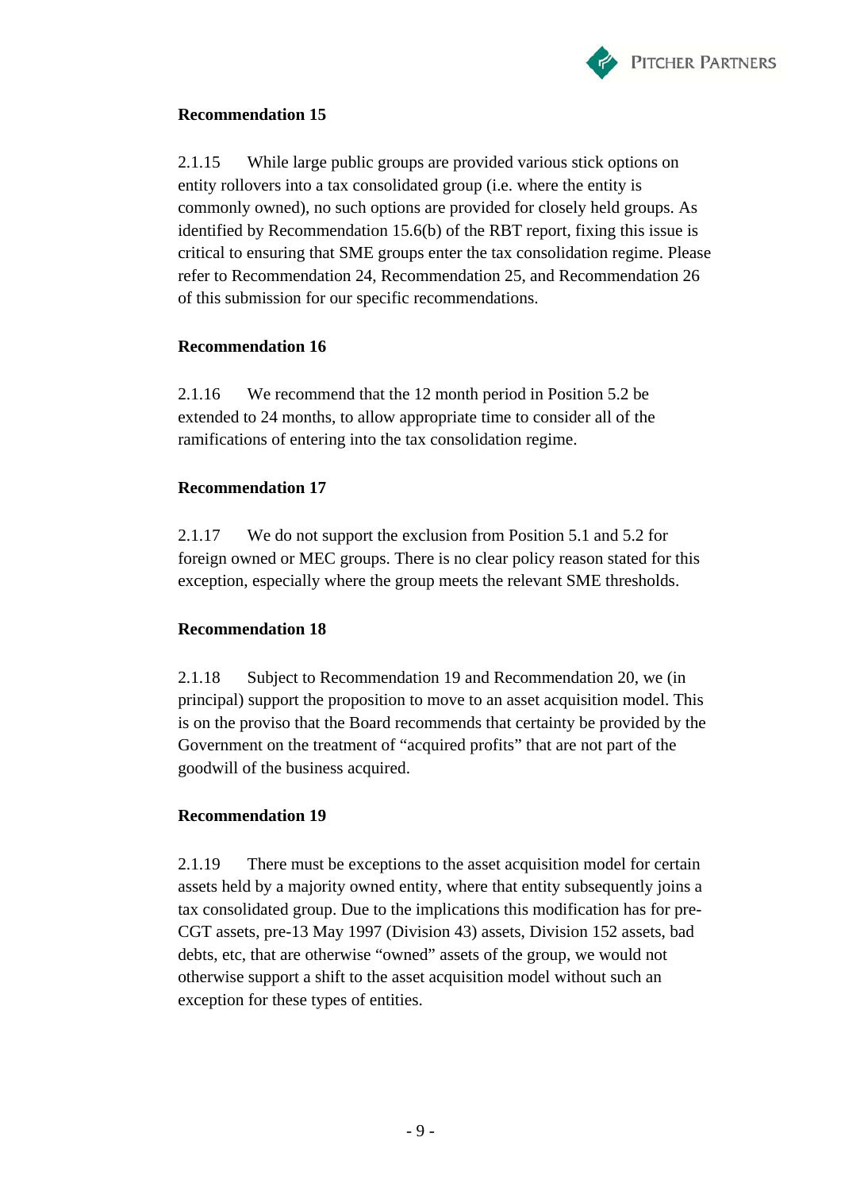**Recommendation 15**

2.1.15 While large public groups are provided various stick options on entity rollovers into a tax consolidated group (i.e. where the entity is commonly owned), no such options are provided for closely held groups. As identified by Recommendation 15.6(b) of the RBT report, fixing this issue is critical to ensuring that SME groups enter the tax consolidation regime. Please refer to Recommendation 24, Recommendation 25, and Recommendation 26 of this submission for our specific recommendations.

**Recommendation 16**

2.1.16 We recommend that the 12 month period in Position 5.2 be extended to 24 months, to allow appropriate time to consider all of the ramifications of entering into the tax consolidation regime.

**Recommendation 17**

2.1.17 We do not support the exclusion from Position 5.1 and 5.2 for foreign owned or MEC groups. There is no clear policy reason stated for this exception, especially where the group meets the relevant SME thresholds.

**Recommendation 18**

2.1.18 Subject to Recommendation 19 and Recommendation 20, we (in principal) support the proposition to move to an asset acquisition model. This is on the proviso that the Board recommends that certainty be provided by the Government on the treatment of "acquired profits" that are not part of the goodwill of the business acquired.

**Recommendation 19**

2.1.19 There must be exceptions to the asset acquisition model for certain assets held by a majority owned entity, where that entity subsequently joins a tax consolidated group. Due to the implications this modification has for pre-CGT assets, pre-13 May 1997 (Division 43) assets, Division 152 assets, bad debts, etc, that are otherwise "owned" assets of the group, we would not otherwise support a shift to the asset acquisition model without such an exception for these types of entities.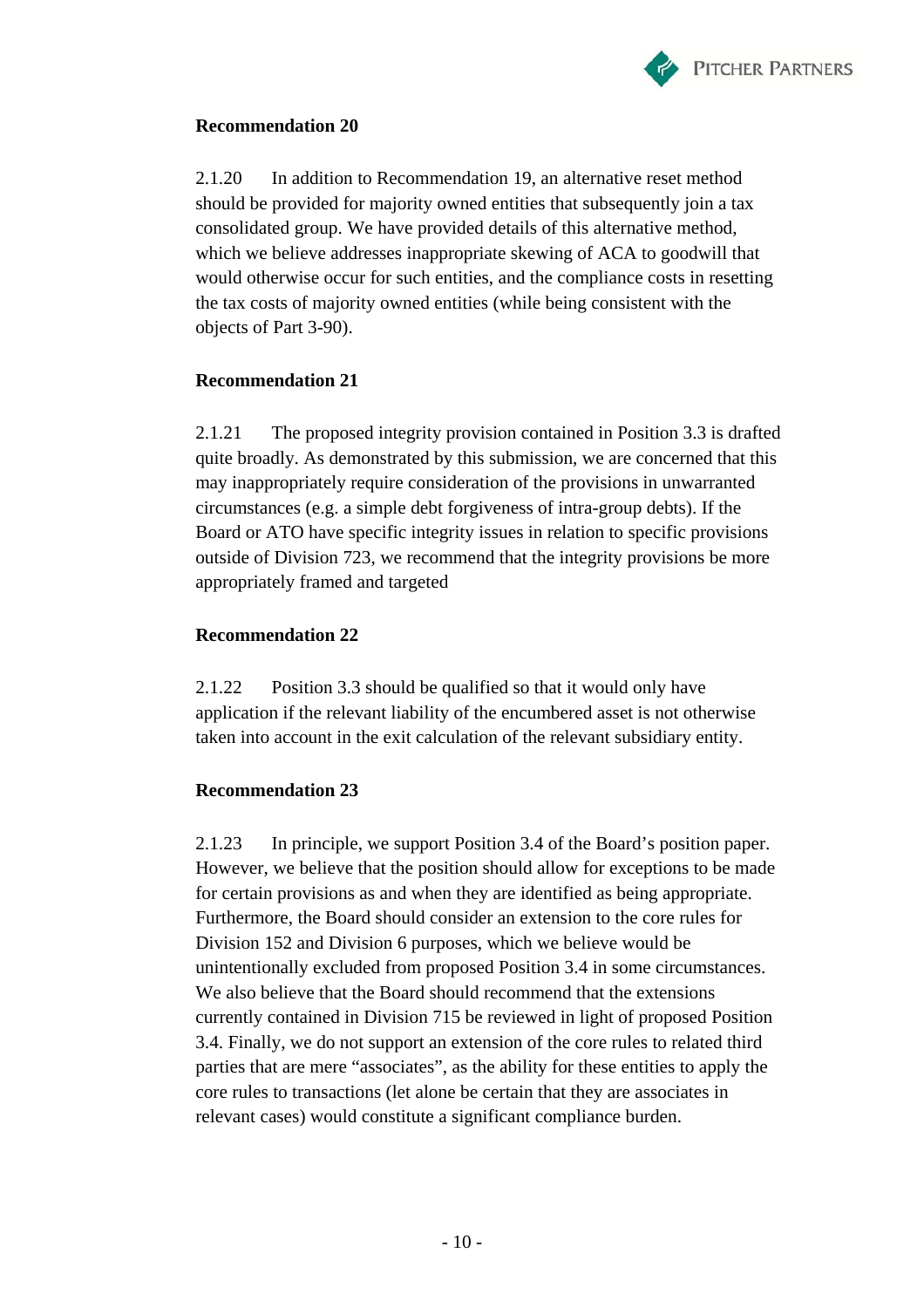**Recommendation 20**

2.1.20 In addition to Recommendation 19, an alternative reset method should be provided for majority owned entities that subsequently join a tax consolidated group. We have provided details of this alternative method, which we believe addresses inappropriate skewing of ACA to goodwill that would otherwise occur for such entities, and the compliance costs in resetting the tax costs of majority owned entities (while being consistent with the objects of Part 3-90).

**Recommendation 21**

2.1.21 The proposed integrity provision contained in Position 3.3 is drafted quite broadly. As demonstrated by this submission, we are concerned that this may inappropriately require consideration of the provisions in unwarranted circumstances (e.g. a simple debt forgiveness of intra-group debts). If the Board or ATO have specific integrity issues in relation to specific provisions outside of Division 723, we recommend that the integrity provisions be more appropriately framed and targeted

**Recommendation 22**

2.1.22 Position 3.3 should be qualified so that it would only have application if the relevant liability of the encumbered asset is not otherwise taken into account in the exit calculation of the relevant subsidiary entity.

**Recommendation 23**

2.1.23 In principle, we support Position 3.4 of the Board's position paper. However, we believe that the position should allow for exceptions to be made for certain provisions as and when they are identified as being appropriate. Furthermore, the Board should consider an extension to the core rules for Division 152 and Division 6 purposes, which we believe would be unintentionally excluded from proposed Position 3.4 in some circumstances. We also believe that the Board should recommend that the extensions currently contained in Division 715 be reviewed in light of proposed Position 3.4. Finally, we do not support an extension of the core rules to related third parties that are mere "associates", as the ability for these entities to apply the core rules to transactions (let alone be certain that they are associates in relevant cases) would constitute a significant compliance burden.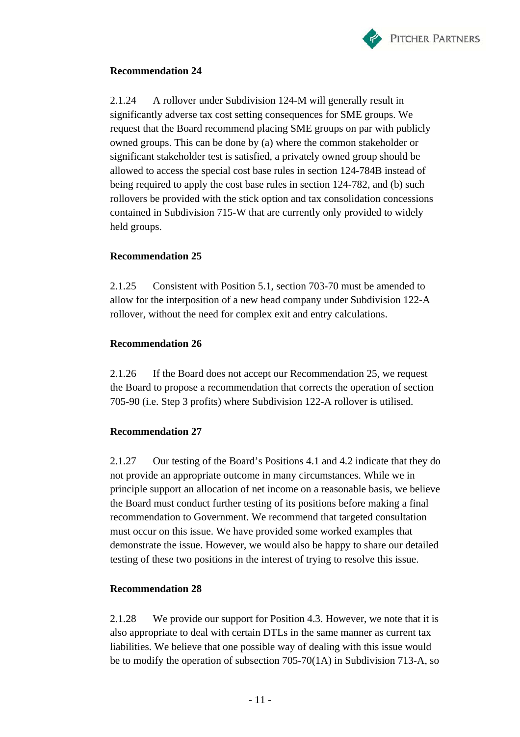**Recommendation 24**

2.1.24 A rollover under Subdivision 124-M will generally result in significantly adverse tax cost setting consequences for SME groups. We request that the Board recommend placing SME groups on par with publicly owned groups. This can be done by (a) where the common stakeholder or significant stakeholder test is satisfied, a privately owned group should be allowed to access the special cost base rules in section 124-784B instead of being required to apply the cost base rules in section 124-782, and (b) such rollovers be provided with the stick option and tax consolidation concessions contained in Subdivision 715-W that are currently only provided to widely held groups.

**Recommendation 25**

2.1.25 Consistent with Position 5.1, section 703-70 must be amended to allow for the interposition of a new head company under Subdivision 122-A rollover, without the need for complex exit and entry calculations.

**Recommendation 26**

2.1.26 If the Board does not accept our Recommendation 25, we request the Board to propose a recommendation that corrects the operation of section 705-90 (i.e. Step 3 profits) where Subdivision 122-A rollover is utilised.

**Recommendation 27**

2.1.27 Our testing of the Board's Positions 4.1 and 4.2 indicate that they do not provide an appropriate outcome in many circumstances. While we in principle support an allocation of net income on a reasonable basis, we believe the Board must conduct further testing of its positions before making a final recommendation to Government. We recommend that targeted consultation must occur on this issue. We have provided some worked examples that demonstrate the issue. However, we would also be happy to share our detailed testing of these two positions in the interest of trying to resolve this issue.

**Recommendation 28**

2.1.28 We provide our support for Position 4.3. However, we note that it is also appropriate to deal with certain DTLs in the same manner as current tax liabilities. We believe that one possible way of dealing with this issue would be to modify the operation of subsection 705-70(1A) in Subdivision 713-A, so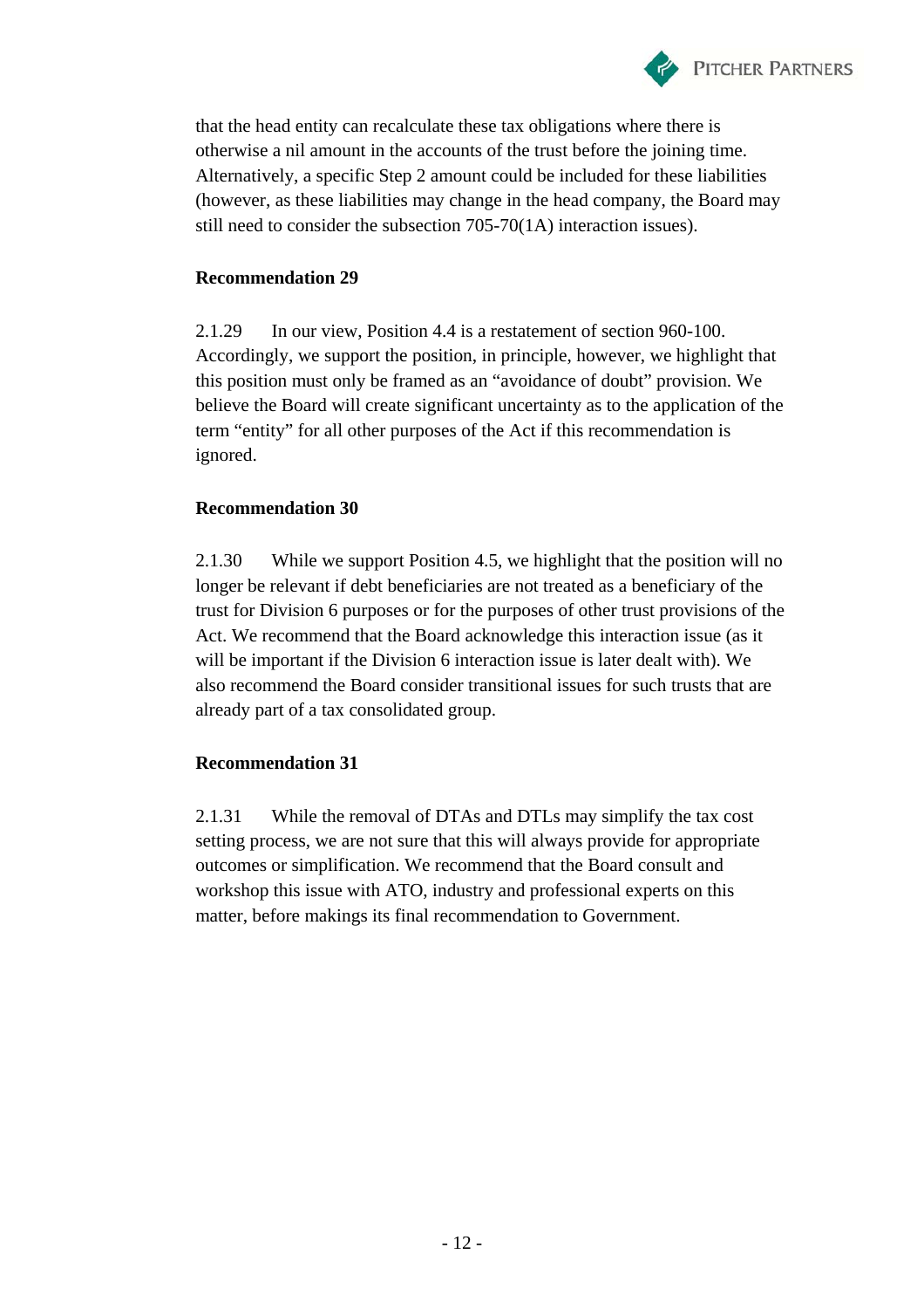that the head entity can recalculate these tax obligations where there is otherwise a nil amount in the accounts of the trust before the joining time. Alternatively, a specific Step 2 amount could be included for these liabilities (however, as these liabilities may change in the head company, the Board may still need to consider the subsection 705-70(1A) interaction issues).

**Recommendation 29**

2.1.29 In our view, Position 4.4 is a restatement of section 960-100. Accordingly, we support the position, in principle, however, we highlight that this position must only be framed as an "avoidance of doubt" provision. We believe the Board will create significant uncertainty as to the application of the term "entity" for all other purposes of the Act if this recommendation is ignored.

**Recommendation 30**

2.1.30 While we support Position 4.5, we highlight that the position will no longer be relevant if debt beneficiaries are not treated as a beneficiary of the trust for Division 6 purposes or for the purposes of other trust provisions of the Act. We recommend that the Board acknowledge this interaction issue (as it will be important if the Division 6 interaction issue is later dealt with). We also recommend the Board consider transitional issues for such trusts that are already part of a tax consolidated group.

**Recommendation 31**

2.1.31 While the removal of DTAs and DTLs may simplify the tax cost setting process, we are not sure that this will always provide for appropriate outcomes or simplification. We recommend that the Board consult and workshop this issue with ATO, industry and professional experts on this matter, before makings its final recommendation to Government.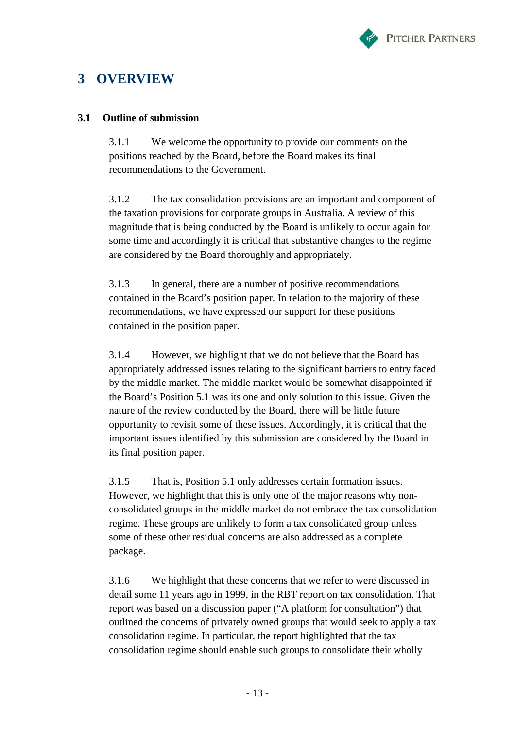# 3 OVERVIEW

## 3.1 Outline of submission

3.1.1 We welcome the opportunity to provide our comments on the positions reached by the Board, before the Board makes its final recommendations to the Government.

3.1.2 The tax consolidation provisions are an important and component of the taxation provisions for corporate groups in Australia. A review of this magnitude that is being conducted by the Board is unlikely to occur again for some time and accordingly it is critical that substantive changes to the regime are considered by the Board thoroughly and appropriately.

3.1.3 In general, there are a number of positive recommendations contained in the Board's position paper. In relation to the majority of these recommendations, we have expressed our support for these positions contained in the position paper.

3.1.4 However, we highlight that we do not believe that the Board has appropriately addressed issues relating to the significant barriers to entry faced by the middle market. The middle market would be somewhat disappointed if the Board's Position 5.1 was its one and only solution to this issue. Given the nature of the review conducted by the Board, there will be little future opportunity to revisit some of these issues. Accordingly, it is critical that the important issues identified by this submission are considered by the Board in its final position paper.

3.1.5 That is, Position 5.1 only addresses certain formation issues. However, we highlight that this is only one of the major reasons why non-consolidated groups in the middle market do not embrace the tax consolidation regime. These groups are unlikely to form a tax consolidated group unless some of these other residual concerns are also addressed as a complete package.

3.1.6 We highlight that these concerns that we refer to were discussed in detail some 11 years ago in 1999, in the RBT report on tax consolidation. That report was based on a discussion paper ("A platform for consultation") that outlined the concerns of privately owned groups that would seek to apply a tax consolidation regime. In particular, the report highlighted that the tax consolidation regime should enable such groups to consolidate their wholly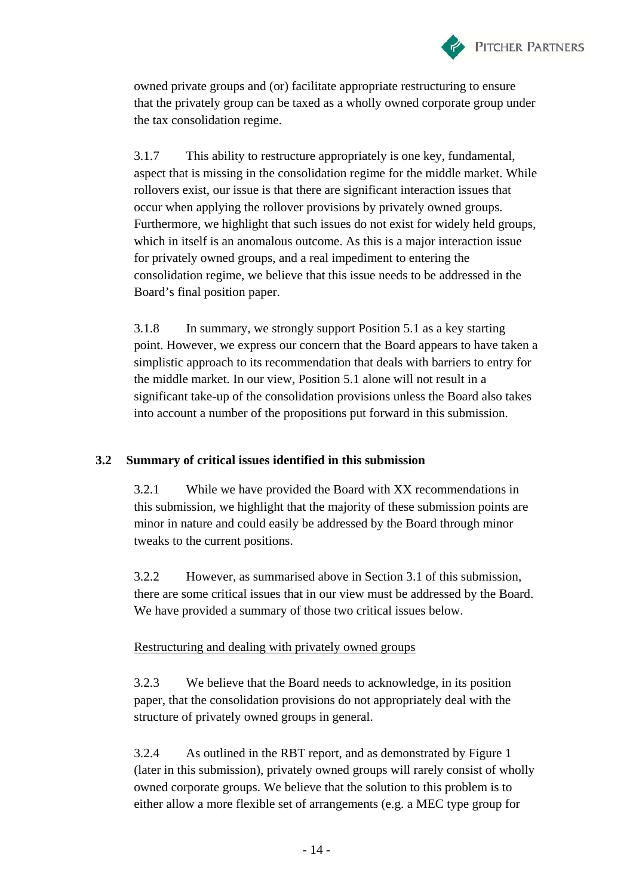owned private groups and (or) facilitate appropriate restructuring to ensure that the privately group can be taxed as a wholly owned corporate group under the tax consolidation regime.

3.1.7 This ability to restructure appropriately is one key, fundamental, aspect that is missing in the consolidation regime for the middle market. While rollovers exist, our issue is that there are significant interaction issues that occur when applying the rollover provisions by privately owned groups. Furthermore, we highlight that such issues do not exist for widely held groups, which in itself is an anomalous outcome. As this is a major interaction issue for privately owned groups, and a real impediment to entering the consolidation regime, we believe that this issue needs to be addressed in the Board's final position paper.

3.1.8 In summary, we strongly support Position 5.1 as a key starting point. However, we express our concern that the Board appears to have taken a simplistic approach to its recommendation that deals with barriers to entry for the middle market. In our view, Position 5.1 alone will not result in a significant take-up of the consolidation provisions unless the Board also takes into account a number of the propositions put forward in this submission.

### 3.2 Summary of critical issues identified in this submission

3.2.1 While we have provided the Board with XX recommendations in this submission, we highlight that the majority of these submission points are minor in nature and could easily be addressed by the Board through minor tweaks to the current positions.

3.2.2 However, as summarised above in Section 3.1 of this submission, there are some critical issues that in our view must be addressed by the Board. We have provided a summary of those two critical issues below.

<u>Restructuring and dealing with privately owned groups</u>

3.2.3 We believe that the Board needs to acknowledge, in its position paper, that the consolidation provisions do not appropriately deal with the structure of privately owned groups in general.

3.2.4 As outlined in the RBT report, and as demonstrated by Figure 1 (later in this submission), privately owned groups will rarely consist of wholly owned corporate groups. We believe that the solution to this problem is to either allow a more flexible set of arrangements (e.g. a MEC type group for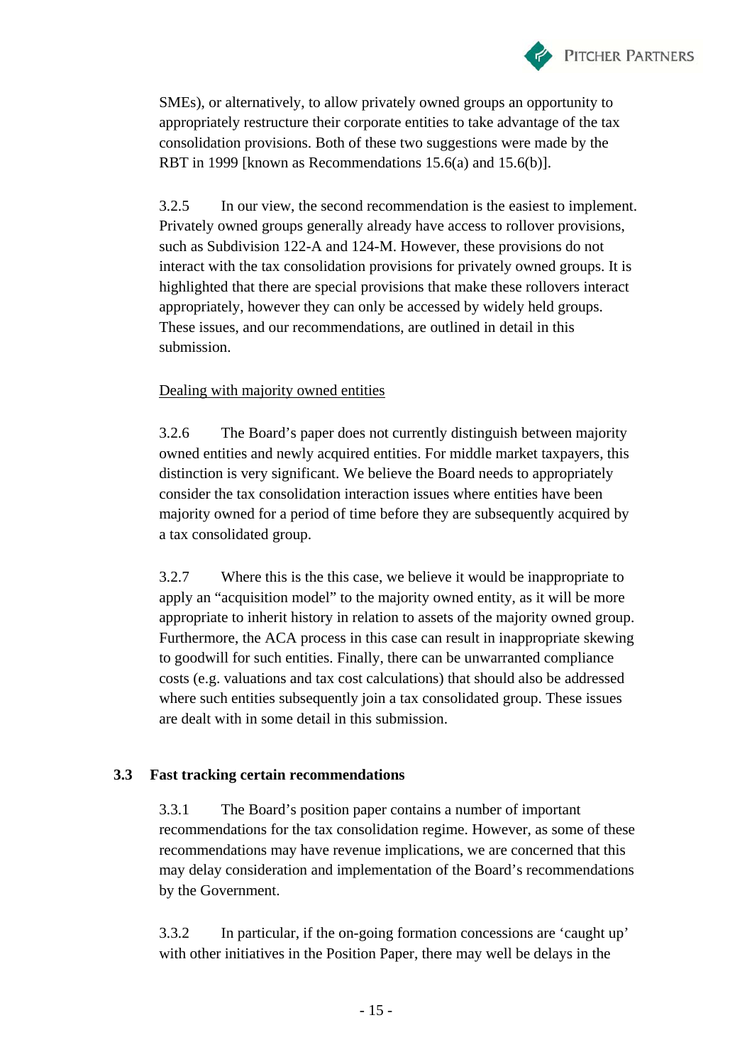SMEs), or alternatively, to allow privately owned groups an opportunity to appropriately restructure their corporate entities to take advantage of the tax consolidation provisions. Both of these two suggestions were made by the RBT in 1999 [known as Recommendations 15.6(a) and 15.6(b)].

3.2.5 In our view, the second recommendation is the easiest to implement. Privately owned groups generally already have access to rollover provisions, such as Subdivision 122-A and 124-M. However, these provisions do not interact with the tax consolidation provisions for privately owned groups. It is highlighted that there are special provisions that make these rollovers interact appropriately, however they can only be accessed by widely held groups. These issues, and our recommendations, are outlined in detail in this submission.

<u>Dealing with majority owned entities</u>

3.2.6 The Board's paper does not currently distinguish between majority owned entities and newly acquired entities. For middle market taxpayers, this distinction is very significant. We believe the Board needs to appropriately consider the tax consolidation interaction issues where entities have been majority owned for a period of time before they are subsequently acquired by a tax consolidated group.

3.2.7 Where this is the this case, we believe it would be inappropriate to apply an "acquisition model" to the majority owned entity, as it will be more appropriate to inherit history in relation to assets of the majority owned group. Furthermore, the ACA process in this case can result in inappropriate skewing to goodwill for such entities. Finally, there can be unwarranted compliance costs (e.g. valuations and tax cost calculations) that should also be addressed where such entities subsequently join a tax consolidated group. These issues are dealt with in some detail in this submission.

### 3.3 Fast tracking certain recommendations

3.3.1 The Board's position paper contains a number of important recommendations for the tax consolidation regime. However, as some of these recommendations may have revenue implications, we are concerned that this may delay consideration and implementation of the Board's recommendations by the Government.

3.3.2 In particular, if the on-going formation concessions are 'caught up' with other initiatives in the Position Paper, there may well be delays in the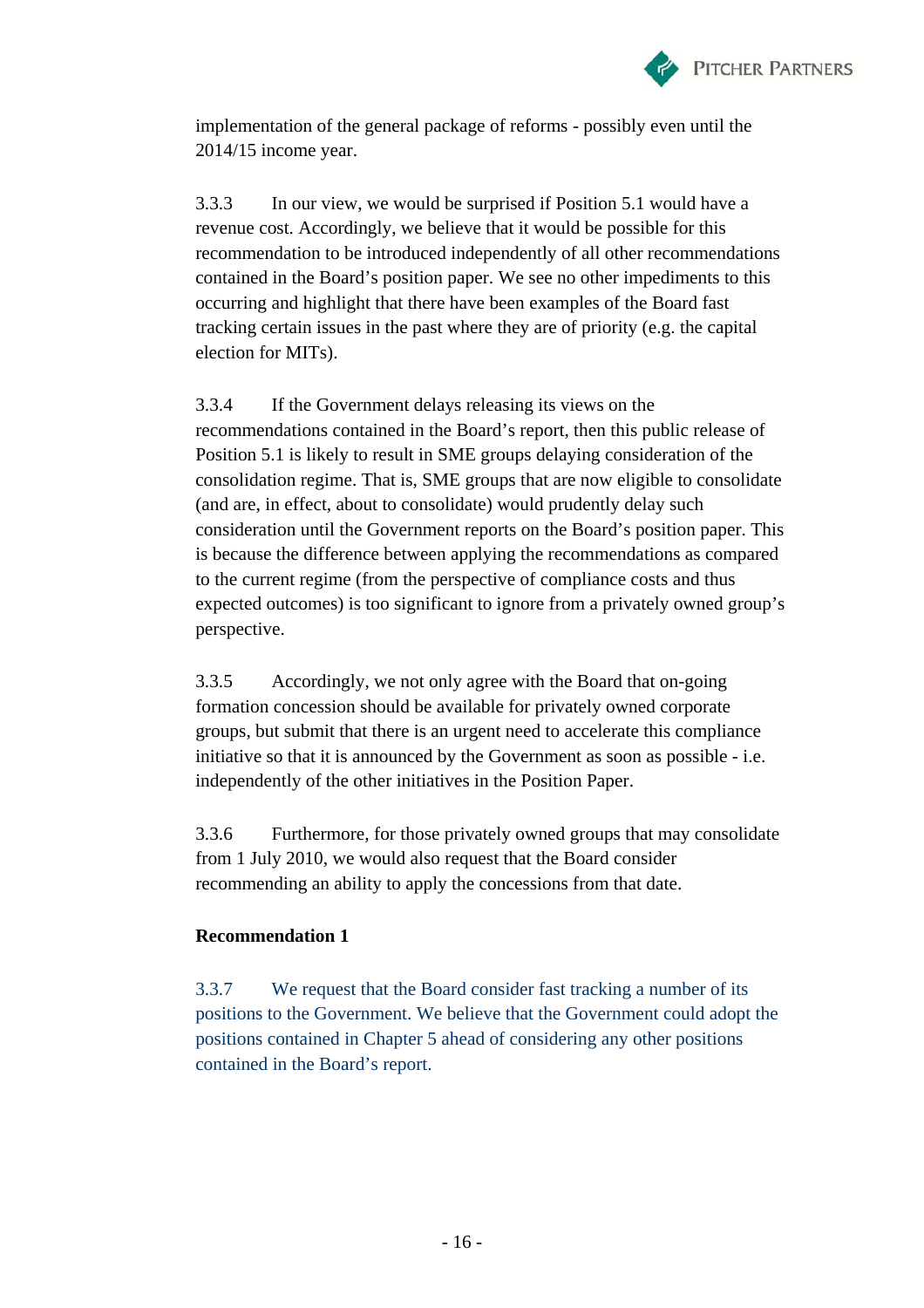implementation of the general package of reforms - possibly even until the 2014/15 income year.

3.3.3 In our view, we would be surprised if Position 5.1 would have a revenue cost. Accordingly, we believe that it would be possible for this recommendation to be introduced independently of all other recommendations contained in the Board's position paper. We see no other impediments to this occurring and highlight that there have been examples of the Board fast tracking certain issues in the past where they are of priority (e.g. the capital election for MITs).

3.3.4 If the Government delays releasing its views on the recommendations contained in the Board's report, then this public release of Position 5.1 is likely to result in SME groups delaying consideration of the consolidation regime. That is, SME groups that are now eligible to consolidate (and are, in effect, about to consolidate) would prudently delay such consideration until the Government reports on the Board's position paper. This is because the difference between applying the recommendations as compared to the current regime (from the perspective of compliance costs and thus expected outcomes) is too significant to ignore from a privately owned group's perspective.

3.3.5 Accordingly, we not only agree with the Board that on-going formation concession should be available for privately owned corporate groups, but submit that there is an urgent need to accelerate this compliance initiative so that it is announced by the Government as soon as possible - i.e. independently of the other initiatives in the Position Paper.

3.3.6 Furthermore, for those privately owned groups that may consolidate from 1 July 2010, we would also request that the Board consider recommending an ability to apply the concessions from that date.

**Recommendation 1**

3.3.7 We request that the Board consider fast tracking a number of its positions to the Government. We believe that the Government could adopt the positions contained in Chapter 5 ahead of considering any other positions contained in the Board's report.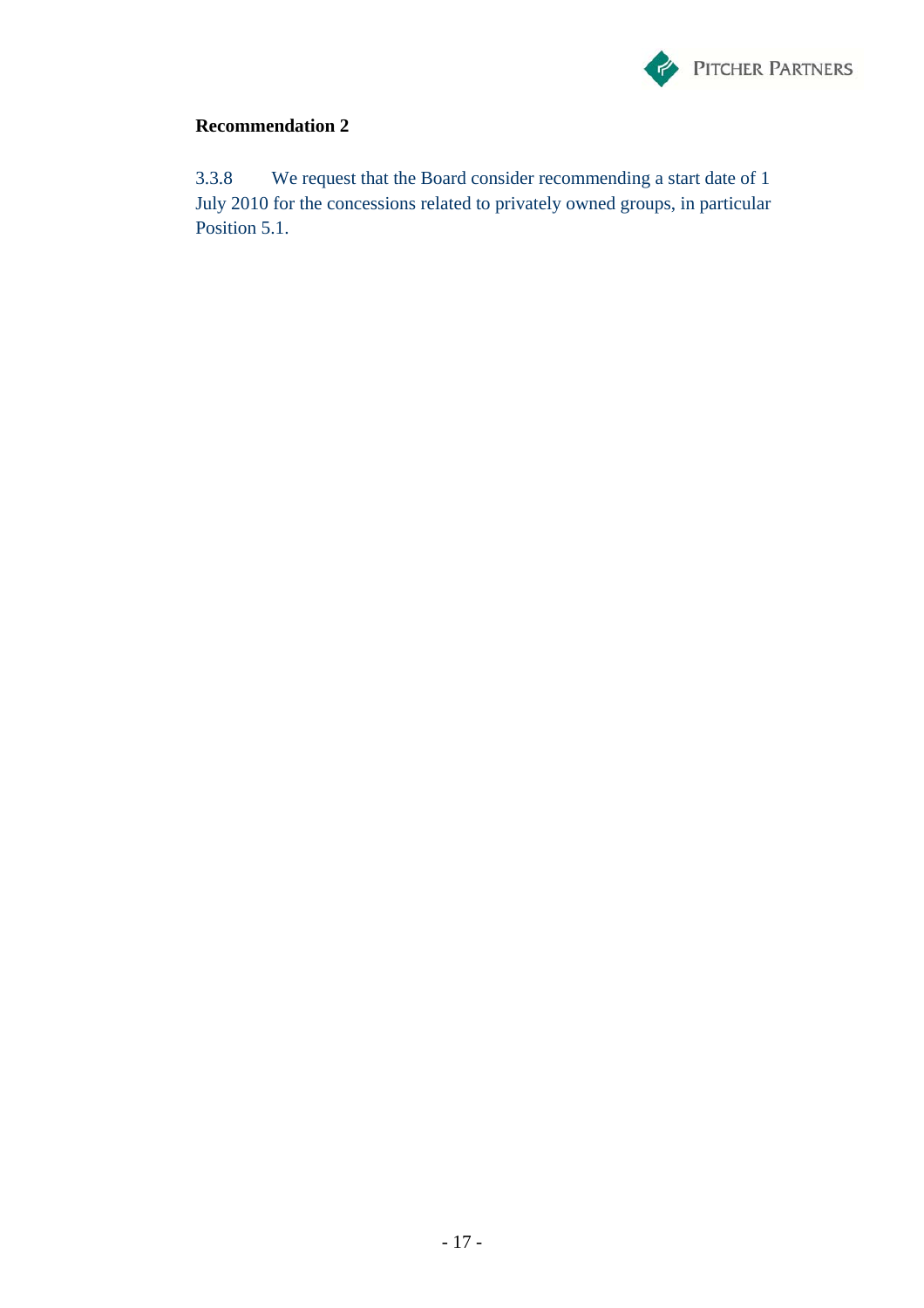**Recommendation 2**

3.3.8 We request that the Board consider recommending a start date of 1 July 2010 for the concessions related to privately owned groups, in particular Position 5.1.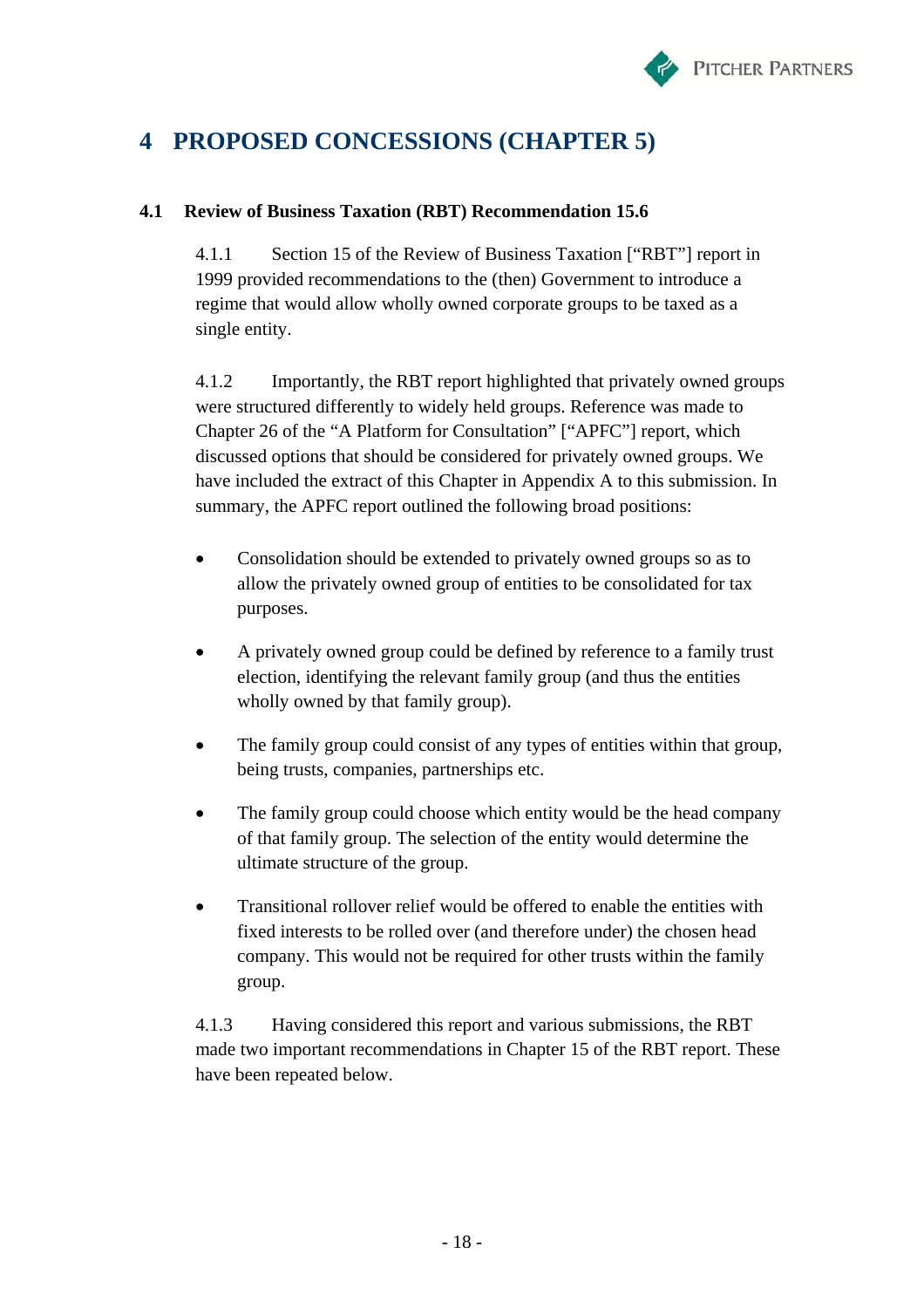# 4 PROPOSED CONCESSIONS (CHAPTER 5)

## 4.1 Review of Business Taxation (RBT) Recommendation 15.6

4.1.1 Section 15 of the Review of Business Taxation ["RBT"] report in 1999 provided recommendations to the (then) Government to introduce a regime that would allow wholly owned corporate groups to be taxed as a single entity.

4.1.2 Importantly, the RBT report highlighted that privately owned groups were structured differently to widely held groups. Reference was made to Chapter 26 of the "A Platform for Consultation" ["APFC"] report, which discussed options that should be considered for privately owned groups. We have included the extract of this Chapter in Appendix A to this submission. In summary, the APFC report outlined the following broad positions:

- Consolidation should be extended to privately owned groups so as to allow the privately owned group of entities to be consolidated for tax purposes.
- A privately owned group could be defined by reference to a family trust election, identifying the relevant family group (and thus the entities wholly owned by that family group).
- The family group could consist of any types of entities within that group, being trusts, companies, partnerships etc.
- The family group could choose which entity would be the head company of that family group. The selection of the entity would determine the ultimate structure of the group.
- Transitional rollover relief would be offered to enable the entities with fixed interests to be rolled over (and therefore under) the chosen head company. This would not be required for other trusts within the family group.

4.1.3 Having considered this report and various submissions, the RBT made two important recommendations in Chapter 15 of the RBT report. These have been repeated below.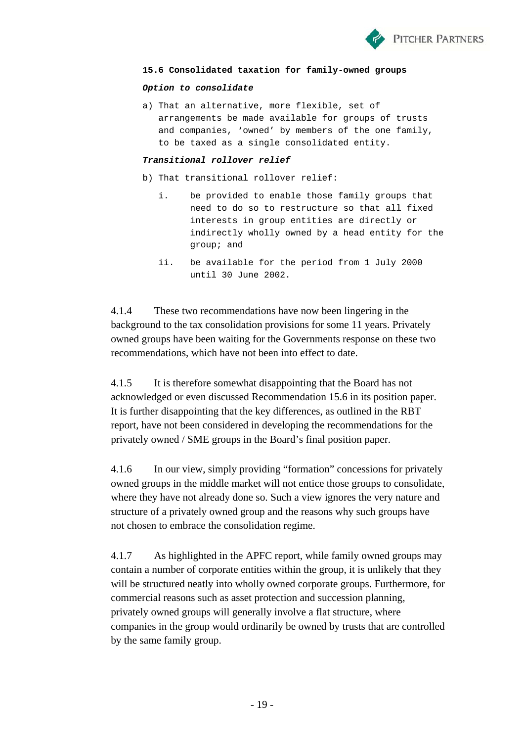**15.6 Consolidated taxation for family-owned groups**

***Option to consolidate***

a) That an alternative, more flexible, set of arrangements be made available for groups of trusts and companies, 'owned' by members of the one family, to be taxed as a single consolidated entity.

***Transitional rollover relief***

b) That transitional rollover relief:

   i. be provided to enable those family groups that need to do so to restructure so that all fixed interests in group entities are directly or indirectly wholly owned by a head entity for the group; and

   ii. be available for the period from 1 July 2000 until 30 June 2002.

4.1.4 These two recommendations have now been lingering in the background to the tax consolidation provisions for some 11 years. Privately owned groups have been waiting for the Governments response on these two recommendations, which have not been into effect to date.

4.1.5 It is therefore somewhat disappointing that the Board has not acknowledged or even discussed Recommendation 15.6 in its position paper. It is further disappointing that the key differences, as outlined in the RBT report, have not been considered in developing the recommendations for the privately owned / SME groups in the Board's final position paper.

4.1.6 In our view, simply providing "formation" concessions for privately owned groups in the middle market will not entice those groups to consolidate, where they have not already done so. Such a view ignores the very nature and structure of a privately owned group and the reasons why such groups have not chosen to embrace the consolidation regime.

4.1.7 As highlighted in the APFC report, while family owned groups may contain a number of corporate entities within the group, it is unlikely that they will be structured neatly into wholly owned corporate groups. Furthermore, for commercial reasons such as asset protection and succession planning, privately owned groups will generally involve a flat structure, where companies in the group would ordinarily be owned by trusts that are controlled by the same family group.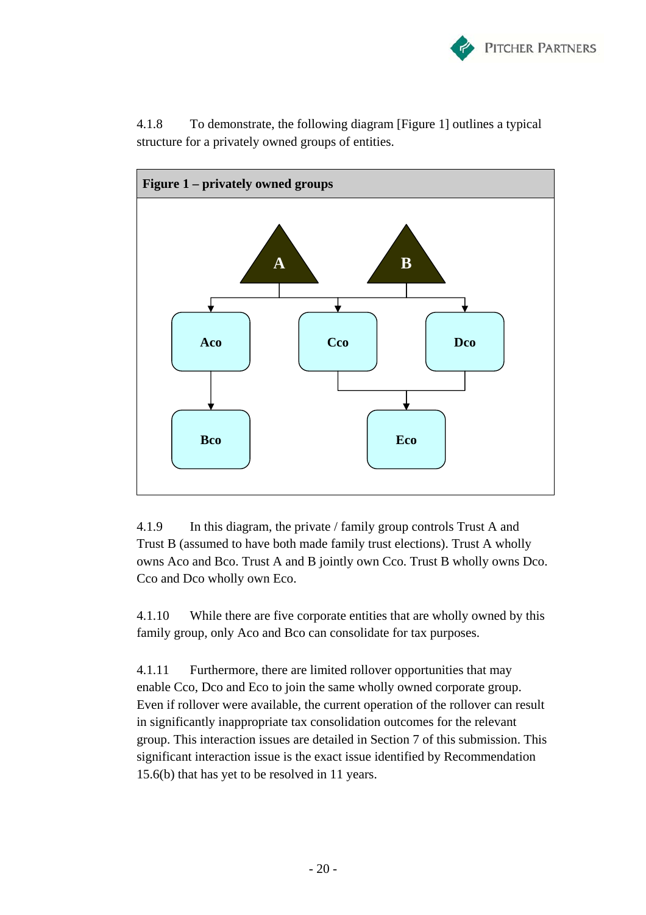4.1.8 To demonstrate, the following diagram [Figure 1] outlines a typical structure for a privately owned groups of entities.

**Figure 1 – privately owned groups**

4.1.9 In this diagram, the private / family group controls Trust A and Trust B (assumed to have both made family trust elections). Trust A wholly owns Aco and Bco. Trust A and B jointly own Cco. Trust B wholly owns Dco. Cco and Dco wholly own Eco.

4.1.10 While there are five corporate entities that are wholly owned by this family group, only Aco and Bco can consolidate for tax purposes.

4.1.11 Furthermore, there are limited rollover opportunities that may enable Cco, Dco and Eco to join the same wholly owned corporate group. Even if rollover were available, the current operation of the rollover can result in significantly inappropriate tax consolidation outcomes for the relevant group. This interaction issues are detailed in Section 7 of this submission. This significant interaction issue is the exact issue identified by Recommendation 15.6(b) that has yet to be resolved in 11 years.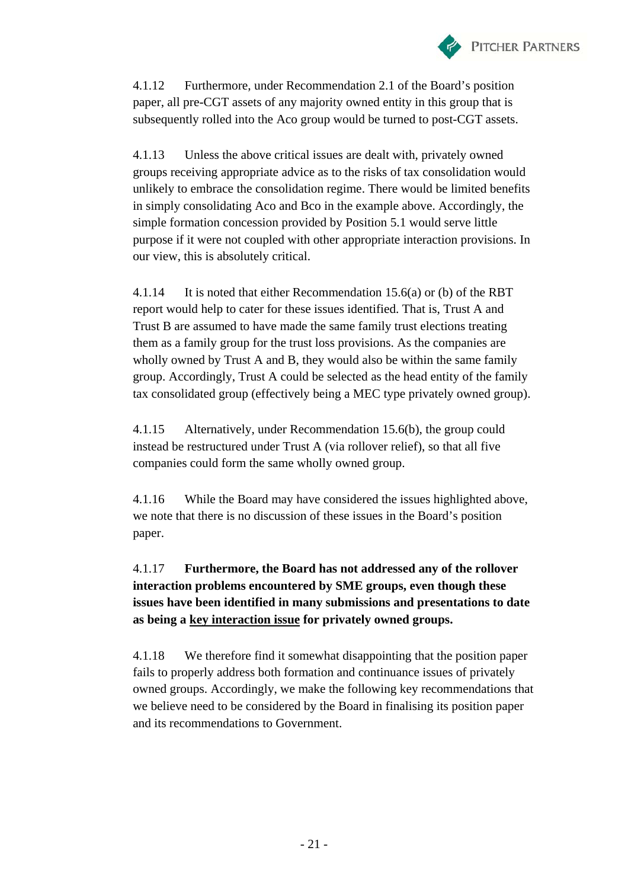4.1.12 Furthermore, under Recommendation 2.1 of the Board's position paper, all pre-CGT assets of any majority owned entity in this group that is subsequently rolled into the Aco group would be turned to post-CGT assets.

4.1.13 Unless the above critical issues are dealt with, privately owned groups receiving appropriate advice as to the risks of tax consolidation would unlikely to embrace the consolidation regime. There would be limited benefits in simply consolidating Aco and Bco in the example above. Accordingly, the simple formation concession provided by Position 5.1 would serve little purpose if it were not coupled with other appropriate interaction provisions. In our view, this is absolutely critical.

4.1.14 It is noted that either Recommendation 15.6(a) or (b) of the RBT report would help to cater for these issues identified. That is, Trust A and Trust B are assumed to have made the same family trust elections treating them as a family group for the trust loss provisions. As the companies are wholly owned by Trust A and B, they would also be within the same family group. Accordingly, Trust A could be selected as the head entity of the family tax consolidated group (effectively being a MEC type privately owned group).

4.1.15 Alternatively, under Recommendation 15.6(b), the group could instead be restructured under Trust A (via rollover relief), so that all five companies could form the same wholly owned group.

4.1.16 While the Board may have considered the issues highlighted above, we note that there is no discussion of these issues in the Board's position paper.

4.1.17 **Furthermore, the Board has not addressed any of the rollover interaction problems encountered by SME groups, even though these issues have been identified in many submissions and presentations to date as being a <u>key interaction issue</u> for privately owned groups.**

4.1.18 We therefore find it somewhat disappointing that the position paper fails to properly address both formation and continuance issues of privately owned groups. Accordingly, we make the following key recommendations that we believe need to be considered by the Board in finalising its position paper and its recommendations to Government.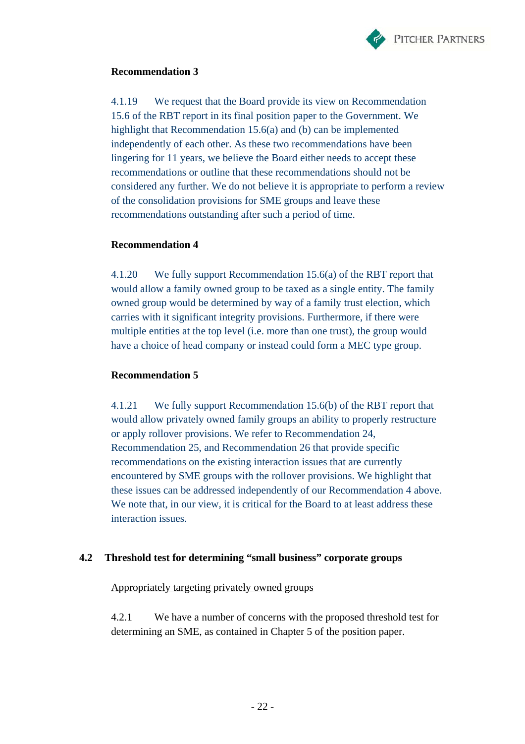**Recommendation 3**

4.1.19 We request that the Board provide its view on Recommendation 15.6 of the RBT report in its final position paper to the Government. We highlight that Recommendation 15.6(a) and (b) can be implemented independently of each other. As these two recommendations have been lingering for 11 years, we believe the Board either needs to accept these recommendations or outline that these recommendations should not be considered any further. We do not believe it is appropriate to perform a review of the consolidation provisions for SME groups and leave these recommendations outstanding after such a period of time.

**Recommendation 4**

4.1.20 We fully support Recommendation 15.6(a) of the RBT report that would allow a family owned group to be taxed as a single entity. The family owned group would be determined by way of a family trust election, which carries with it significant integrity provisions. Furthermore, if there were multiple entities at the top level (i.e. more than one trust), the group would have a choice of head company or instead could form a MEC type group.

**Recommendation 5**

4.1.21 We fully support Recommendation 15.6(b) of the RBT report that would allow privately owned family groups an ability to properly restructure or apply rollover provisions. We refer to Recommendation 24, Recommendation 25, and Recommendation 26 that provide specific recommendations on the existing interaction issues that are currently encountered by SME groups with the rollover provisions. We highlight that these issues can be addressed independently of our Recommendation 4 above. We note that, in our view, it is critical for the Board to at least address these interaction issues.

## 4.2 Threshold test for determining "small business" corporate groups

<u>Appropriately targeting privately owned groups</u>

4.2.1 We have a number of concerns with the proposed threshold test for determining an SME, as contained in Chapter 5 of the position paper.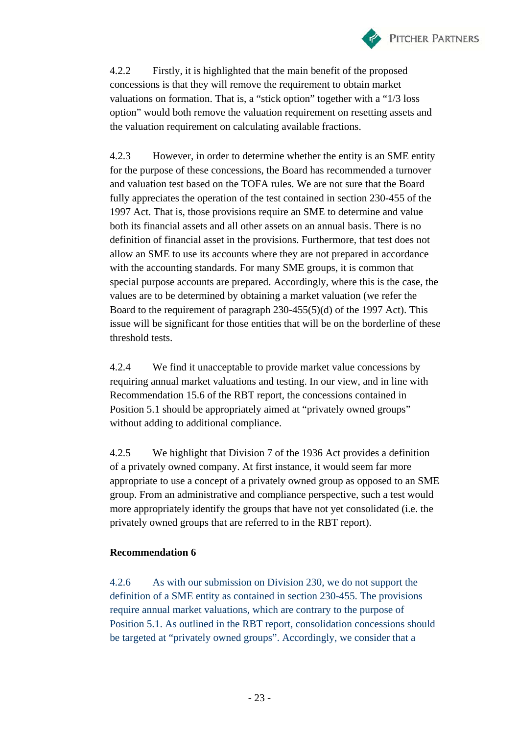4.2.2 Firstly, it is highlighted that the main benefit of the proposed concessions is that they will remove the requirement to obtain market valuations on formation. That is, a "stick option" together with a "1/3 loss option" would both remove the valuation requirement on resetting assets and the valuation requirement on calculating available fractions.

4.2.3 However, in order to determine whether the entity is an SME entity for the purpose of these concessions, the Board has recommended a turnover and valuation test based on the TOFA rules. We are not sure that the Board fully appreciates the operation of the test contained in section 230-455 of the 1997 Act. That is, those provisions require an SME to determine and value both its financial assets and all other assets on an annual basis. There is no definition of financial asset in the provisions. Furthermore, that test does not allow an SME to use its accounts where they are not prepared in accordance with the accounting standards. For many SME groups, it is common that special purpose accounts are prepared. Accordingly, where this is the case, the values are to be determined by obtaining a market valuation (we refer the Board to the requirement of paragraph 230-455(5)(d) of the 1997 Act). This issue will be significant for those entities that will be on the borderline of these threshold tests.

4.2.4 We find it unacceptable to provide market value concessions by requiring annual market valuations and testing. In our view, and in line with Recommendation 15.6 of the RBT report, the concessions contained in Position 5.1 should be appropriately aimed at "privately owned groups" without adding to additional compliance.

4.2.5 We highlight that Division 7 of the 1936 Act provides a definition of a privately owned company. At first instance, it would seem far more appropriate to use a concept of a privately owned group as opposed to an SME group. From an administrative and compliance perspective, such a test would more appropriately identify the groups that have not yet consolidated (i.e. the privately owned groups that are referred to in the RBT report).

**Recommendation 6**

4.2.6 As with our submission on Division 230, we do not support the definition of a SME entity as contained in section 230-455. The provisions require annual market valuations, which are contrary to the purpose of Position 5.1. As outlined in the RBT report, consolidation concessions should be targeted at "privately owned groups". Accordingly, we consider that a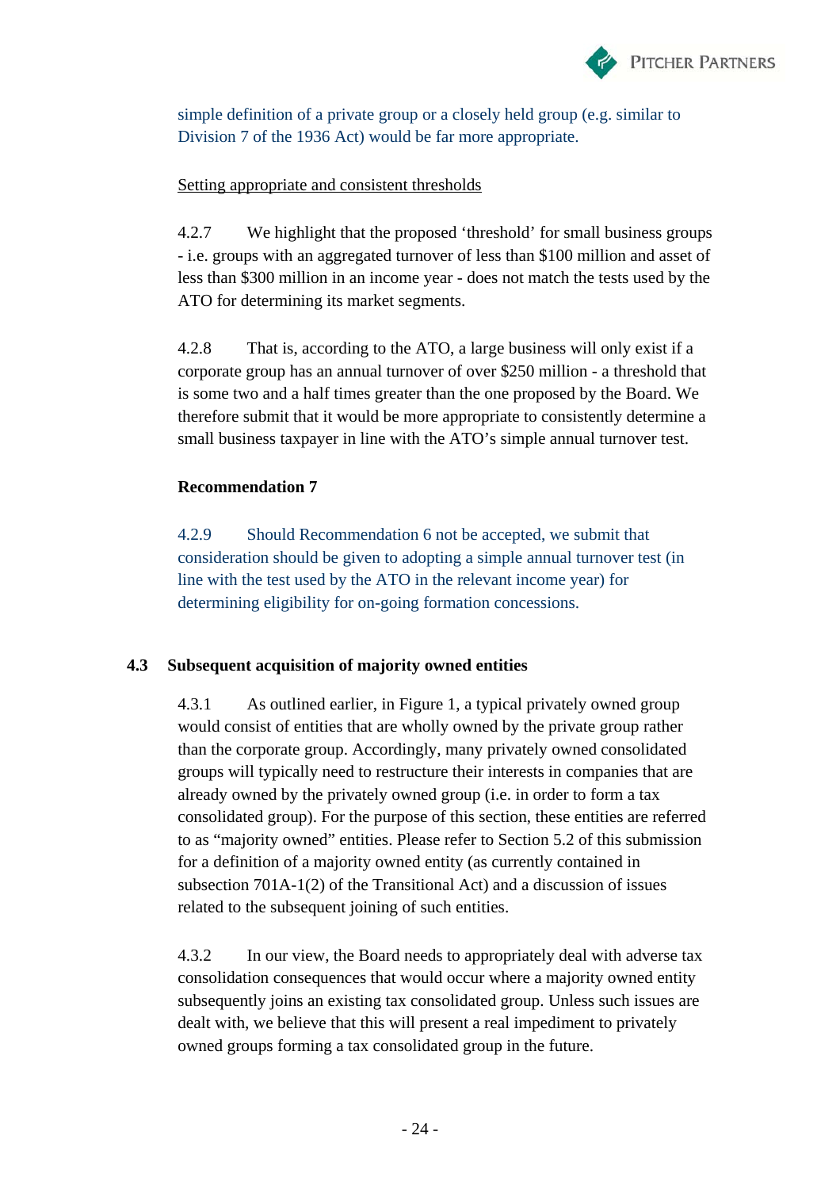simple definition of a private group or a closely held group (e.g. similar to Division 7 of the 1936 Act) would be far more appropriate.

Setting appropriate and consistent thresholds

4.2.7 We highlight that the proposed 'threshold' for small business groups - i.e. groups with an aggregated turnover of less than $100 million and asset of less than $300 million in an income year - does not match the tests used by the ATO for determining its market segments.

4.2.8 That is, according to the ATO, a large business will only exist if a corporate group has an annual turnover of over $250 million - a threshold that is some two and a half times greater than the one proposed by the Board. We therefore submit that it would be more appropriate to consistently determine a small business taxpayer in line with the ATO's simple annual turnover test.

**Recommendation 7**

4.2.9 Should Recommendation 6 not be accepted, we submit that consideration should be given to adopting a simple annual turnover test (in line with the test used by the ATO in the relevant income year) for determining eligibility for on-going formation concessions.

## 4.3 Subsequent acquisition of majority owned entities

4.3.1 As outlined earlier, in Figure 1, a typical privately owned group would consist of entities that are wholly owned by the private group rather than the corporate group. Accordingly, many privately owned consolidated groups will typically need to restructure their interests in companies that are already owned by the privately owned group (i.e. in order to form a tax consolidated group). For the purpose of this section, these entities are referred to as "majority owned" entities. Please refer to Section 5.2 of this submission for a definition of a majority owned entity (as currently contained in subsection 701A-1(2) of the Transitional Act) and a discussion of issues related to the subsequent joining of such entities.

4.3.2 In our view, the Board needs to appropriately deal with adverse tax consolidation consequences that would occur where a majority owned entity subsequently joins an existing tax consolidated group. Unless such issues are dealt with, we believe that this will present a real impediment to privately owned groups forming a tax consolidated group in the future.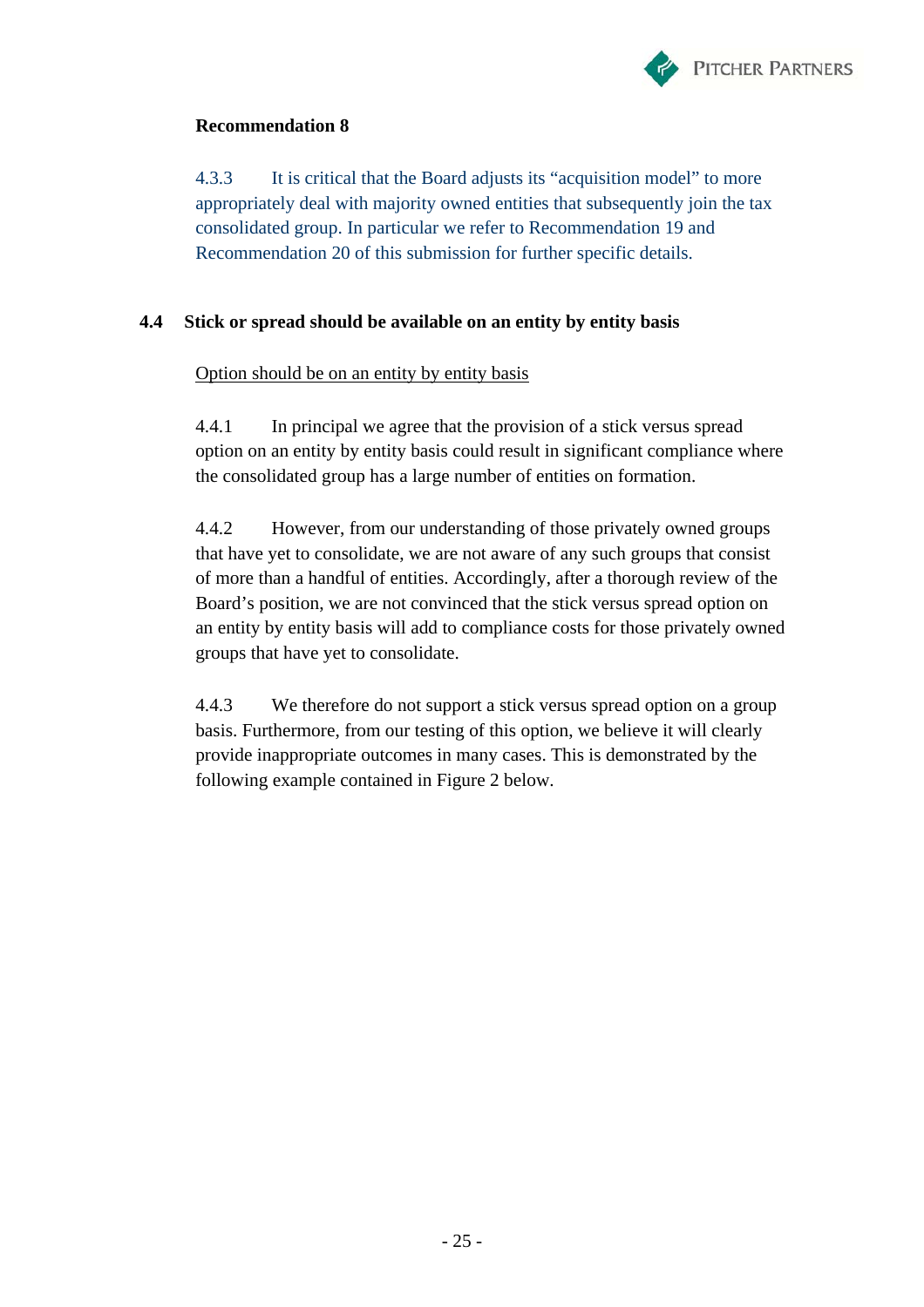**Recommendation 8**

4.3.3 It is critical that the Board adjusts its "acquisition model" to more appropriately deal with majority owned entities that subsequently join the tax consolidated group. In particular we refer to Recommendation 19 and Recommendation 20 of this submission for further specific details.

## 4.4 Stick or spread should be available on an entity by entity basis

Option should be on an entity by entity basis

4.4.1 In principal we agree that the provision of a stick versus spread option on an entity by entity basis could result in significant compliance where the consolidated group has a large number of entities on formation.

4.4.2 However, from our understanding of those privately owned groups that have yet to consolidate, we are not aware of any such groups that consist of more than a handful of entities. Accordingly, after a thorough review of the Board's position, we are not convinced that the stick versus spread option on an entity by entity basis will add to compliance costs for those privately owned groups that have yet to consolidate.

4.4.3 We therefore do not support a stick versus spread option on a group basis. Furthermore, from our testing of this option, we believe it will clearly provide inappropriate outcomes in many cases. This is demonstrated by the following example contained in Figure 2 below.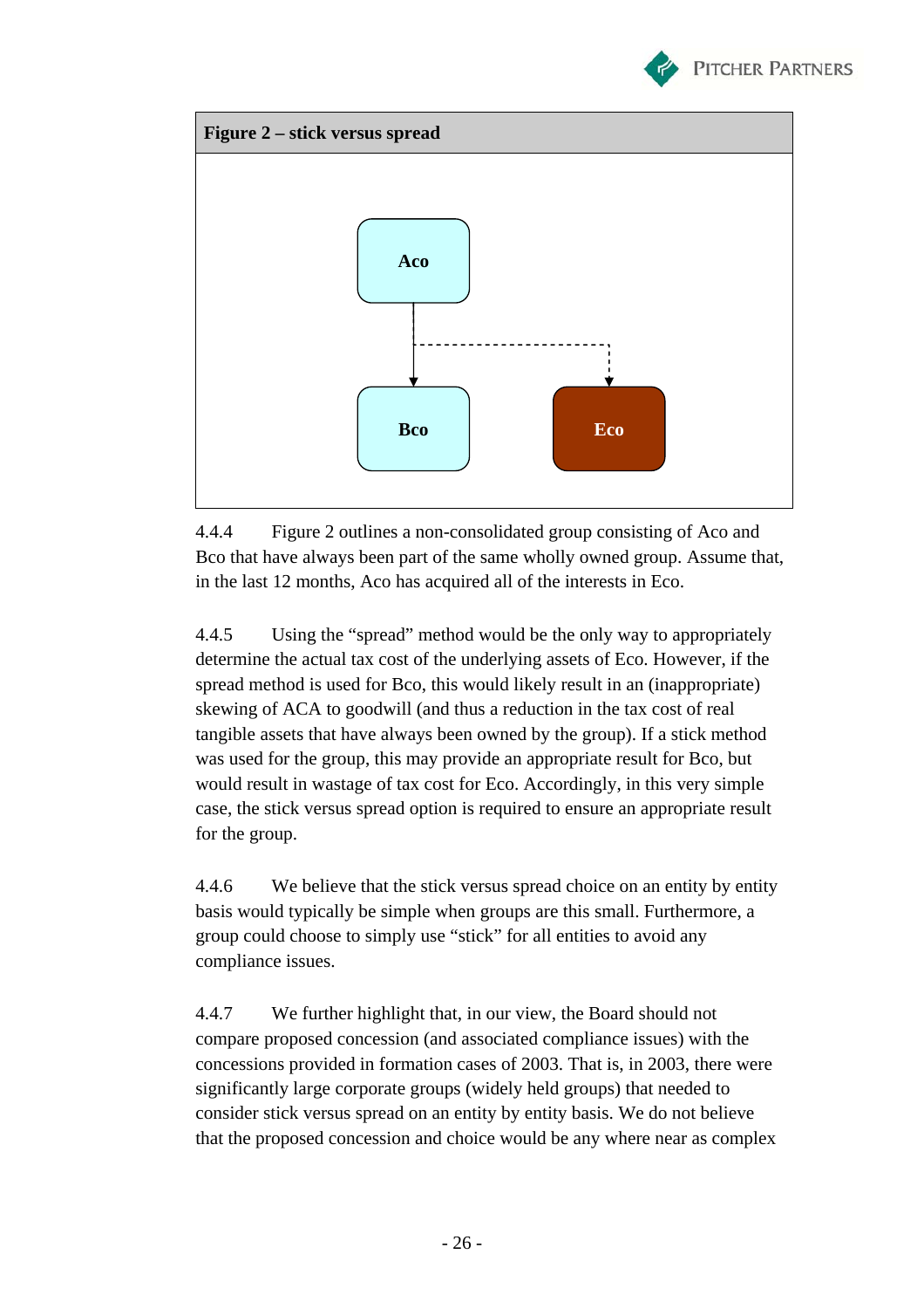**Figure 2 – stick versus spread**

4.4.4 Figure 2 outlines a non-consolidated group consisting of Aco and Bco that have always been part of the same wholly owned group. Assume that, in the last 12 months, Aco has acquired all of the interests in Eco.

4.4.5 Using the "spread" method would be the only way to appropriately determine the actual tax cost of the underlying assets of Eco. However, if the spread method is used for Bco, this would likely result in an (inappropriate) skewing of ACA to goodwill (and thus a reduction in the tax cost of real tangible assets that have always been owned by the group). If a stick method was used for the group, this may provide an appropriate result for Bco, but would result in wastage of tax cost for Eco. Accordingly, in this very simple case, the stick versus spread option is required to ensure an appropriate result for the group.

4.4.6 We believe that the stick versus spread choice on an entity by entity basis would typically be simple when groups are this small. Furthermore, a group could choose to simply use "stick" for all entities to avoid any compliance issues.

4.4.7 We further highlight that, in our view, the Board should not compare proposed concession (and associated compliance issues) with the concessions provided in formation cases of 2003. That is, in 2003, there were significantly large corporate groups (widely held groups) that needed to consider stick versus spread on an entity by entity basis. We do not believe that the proposed concession and choice would be any where near as complex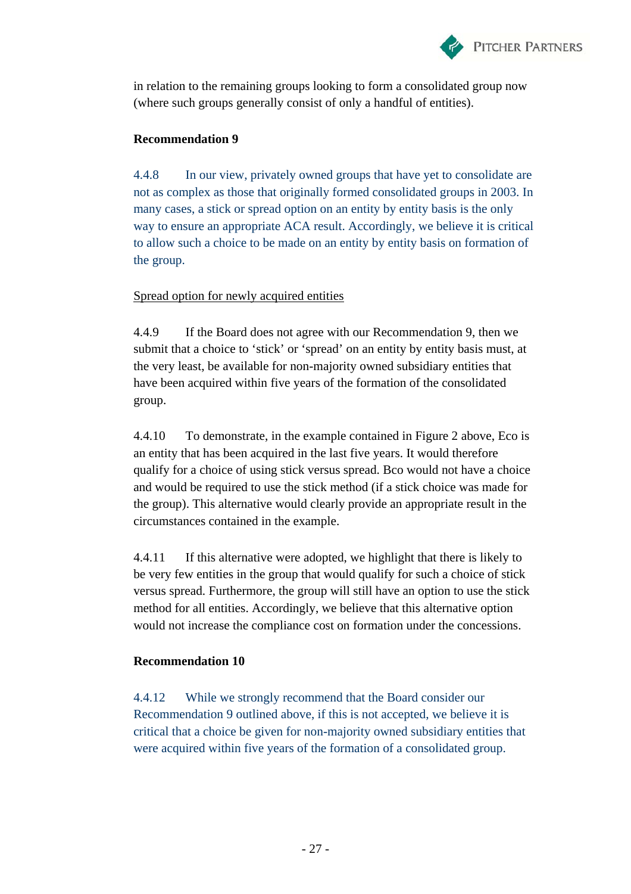in relation to the remaining groups looking to form a consolidated group now (where such groups generally consist of only a handful of entities).

**Recommendation 9**

4.4.8 In our view, privately owned groups that have yet to consolidate are not as complex as those that originally formed consolidated groups in 2003. In many cases, a stick or spread option on an entity by entity basis is the only way to ensure an appropriate ACA result. Accordingly, we believe it is critical to allow such a choice to be made on an entity by entity basis on formation of the group.

<u>Spread option for newly acquired entities</u>

4.4.9 If the Board does not agree with our Recommendation 9, then we submit that a choice to 'stick' or 'spread' on an entity by entity basis must, at the very least, be available for non-majority owned subsidiary entities that have been acquired within five years of the formation of the consolidated group.

4.4.10 To demonstrate, in the example contained in Figure 2 above, Eco is an entity that has been acquired in the last five years. It would therefore qualify for a choice of using stick versus spread. Bco would not have a choice and would be required to use the stick method (if a stick choice was made for the group). This alternative would clearly provide an appropriate result in the circumstances contained in the example.

4.4.11 If this alternative were adopted, we highlight that there is likely to be very few entities in the group that would qualify for such a choice of stick versus spread. Furthermore, the group will still have an option to use the stick method for all entities. Accordingly, we believe that this alternative option would not increase the compliance cost on formation under the concessions.

**Recommendation 10**

4.4.12 While we strongly recommend that the Board consider our Recommendation 9 outlined above, if this is not accepted, we believe it is critical that a choice be given for non-majority owned subsidiary entities that were acquired within five years of the formation of a consolidated group.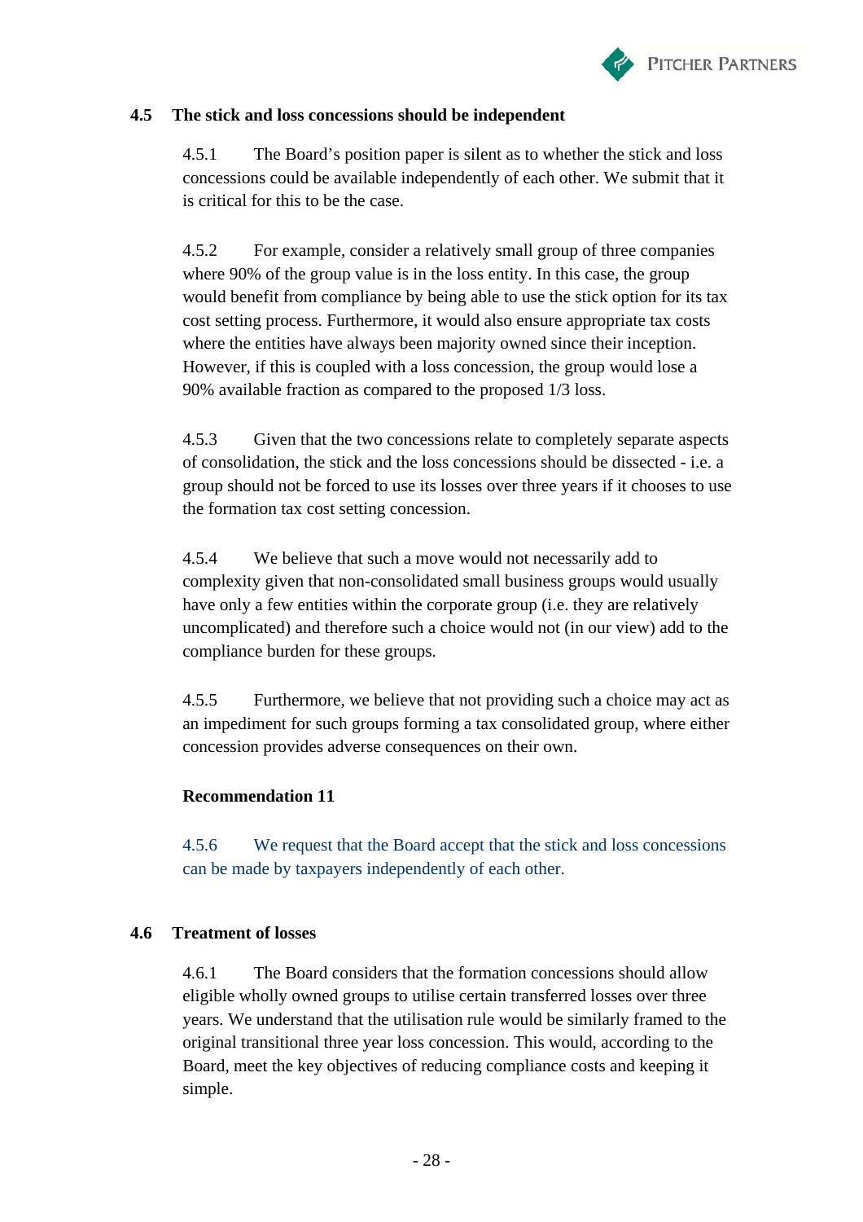## 4.5 The stick and loss concessions should be independent

4.5.1 The Board's position paper is silent as to whether the stick and loss concessions could be available independently of each other. We submit that it is critical for this to be the case.

4.5.2 For example, consider a relatively small group of three companies where 90% of the group value is in the loss entity. In this case, the group would benefit from compliance by being able to use the stick option for its tax cost setting process. Furthermore, it would also ensure appropriate tax costs where the entities have always been majority owned since their inception. However, if this is coupled with a loss concession, the group would lose a 90% available fraction as compared to the proposed 1/3 loss.

4.5.3 Given that the two concessions relate to completely separate aspects of consolidation, the stick and the loss concessions should be dissected - i.e. a group should not be forced to use its losses over three years if it chooses to use the formation tax cost setting concession.

4.5.4 We believe that such a move would not necessarily add to complexity given that non-consolidated small business groups would usually have only a few entities within the corporate group (i.e. they are relatively uncomplicated) and therefore such a choice would not (in our view) add to the compliance burden for these groups.

4.5.5 Furthermore, we believe that not providing such a choice may act as an impediment for such groups forming a tax consolidated group, where either concession provides adverse consequences on their own.

**Recommendation 11**

4.5.6 We request that the Board accept that the stick and loss concessions can be made by taxpayers independently of each other.

## 4.6 Treatment of losses

4.6.1 The Board considers that the formation concessions should allow eligible wholly owned groups to utilise certain transferred losses over three years. We understand that the utilisation rule would be similarly framed to the original transitional three year loss concession. This would, according to the Board, meet the key objectives of reducing compliance costs and keeping it simple.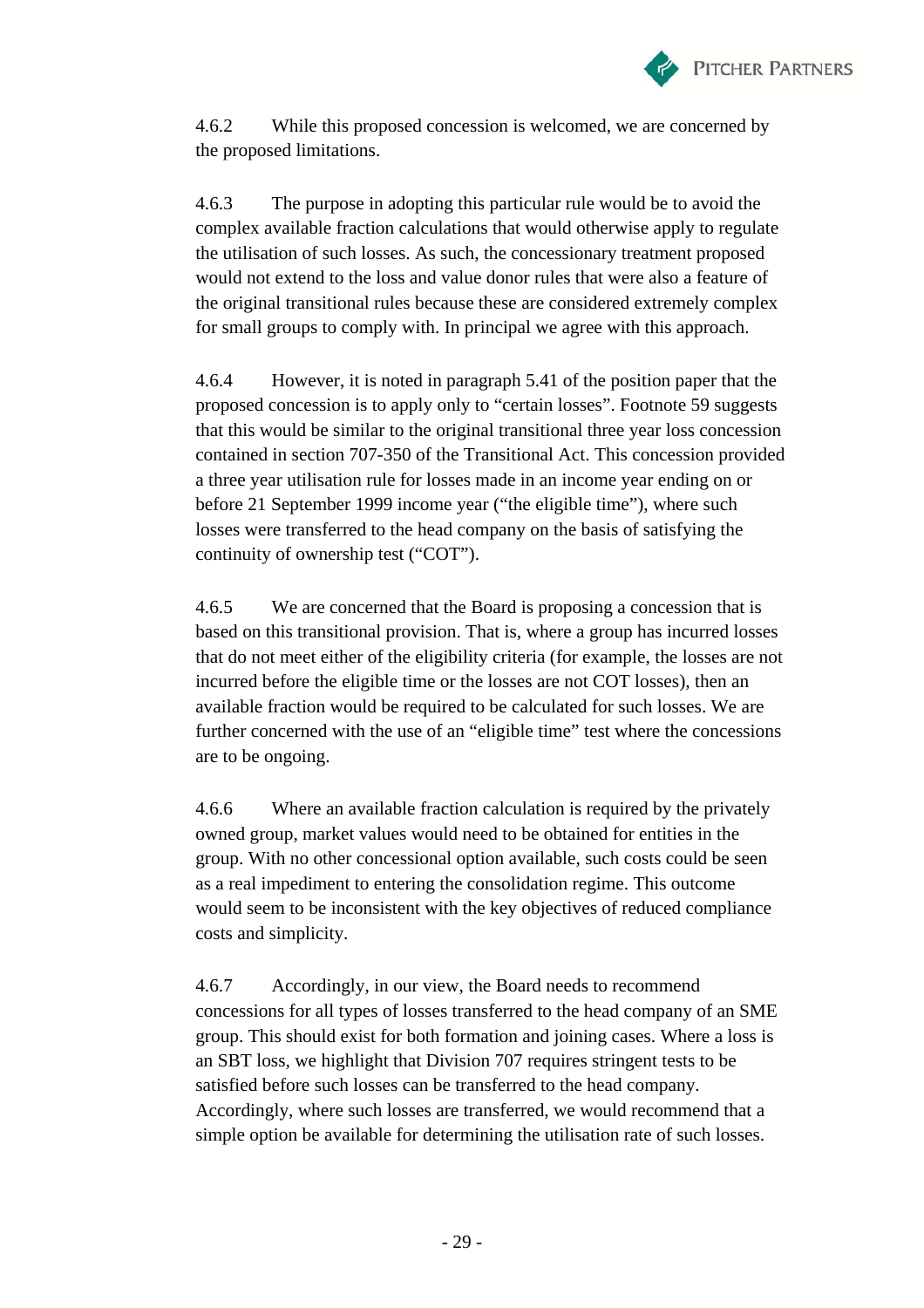4.6.2 While this proposed concession is welcomed, we are concerned by the proposed limitations.

4.6.3 The purpose in adopting this particular rule would be to avoid the complex available fraction calculations that would otherwise apply to regulate the utilisation of such losses. As such, the concessionary treatment proposed would not extend to the loss and value donor rules that were also a feature of the original transitional rules because these are considered extremely complex for small groups to comply with. In principal we agree with this approach.

4.6.4 However, it is noted in paragraph 5.41 of the position paper that the proposed concession is to apply only to "certain losses". Footnote 59 suggests that this would be similar to the original transitional three year loss concession contained in section 707-350 of the Transitional Act. This concession provided a three year utilisation rule for losses made in an income year ending on or before 21 September 1999 income year ("the eligible time"), where such losses were transferred to the head company on the basis of satisfying the continuity of ownership test ("COT").

4.6.5 We are concerned that the Board is proposing a concession that is based on this transitional provision. That is, where a group has incurred losses that do not meet either of the eligibility criteria (for example, the losses are not incurred before the eligible time or the losses are not COT losses), then an available fraction would be required to be calculated for such losses. We are further concerned with the use of an "eligible time" test where the concessions are to be ongoing.

4.6.6 Where an available fraction calculation is required by the privately owned group, market values would need to be obtained for entities in the group. With no other concessional option available, such costs could be seen as a real impediment to entering the consolidation regime. This outcome would seem to be inconsistent with the key objectives of reduced compliance costs and simplicity.

4.6.7 Accordingly, in our view, the Board needs to recommend concessions for all types of losses transferred to the head company of an SME group. This should exist for both formation and joining cases. Where a loss is an SBT loss, we highlight that Division 707 requires stringent tests to be satisfied before such losses can be transferred to the head company. Accordingly, where such losses are transferred, we would recommend that a simple option be available for determining the utilisation rate of such losses.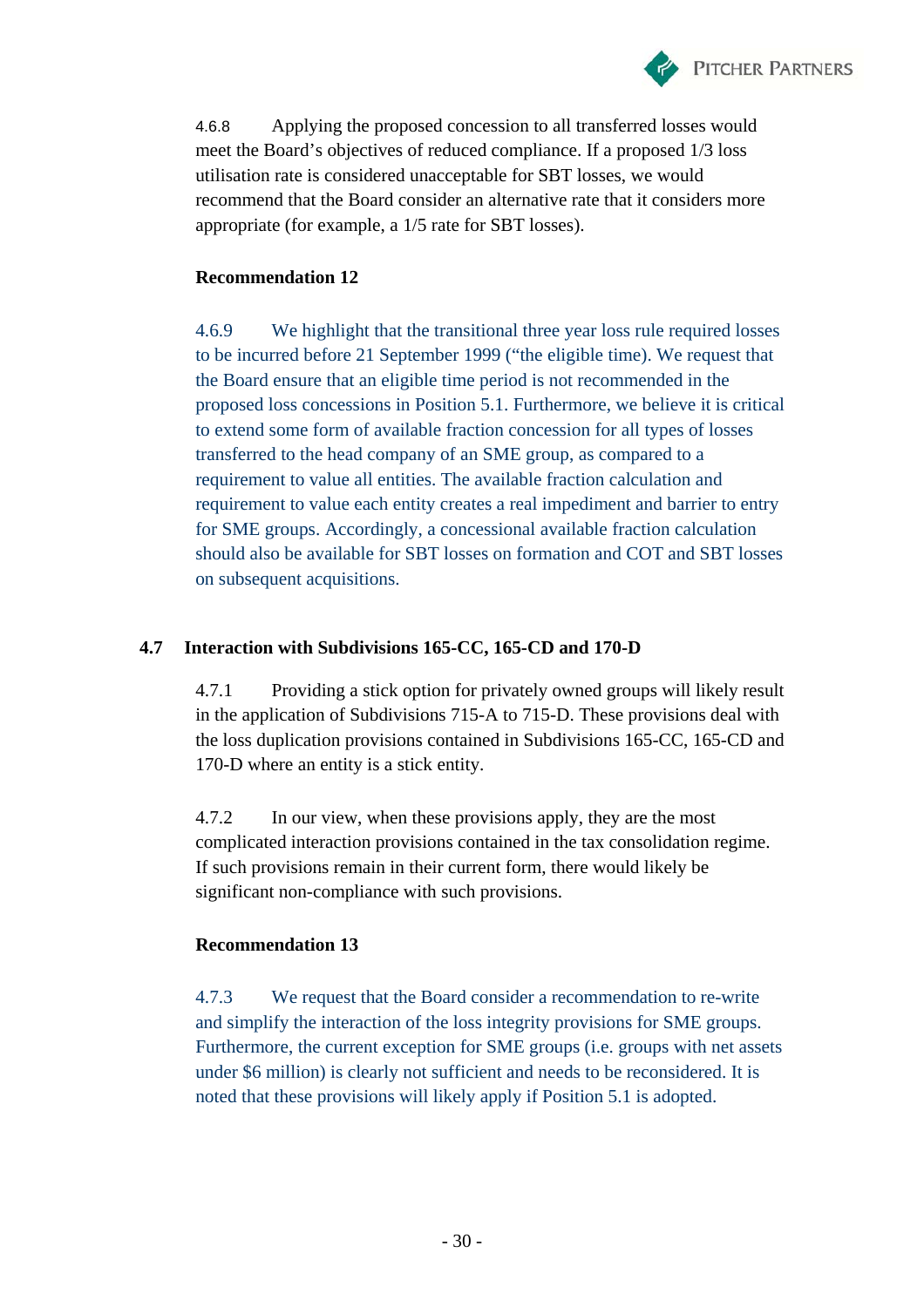4.6.8 Applying the proposed concession to all transferred losses would meet the Board's objectives of reduced compliance. If a proposed 1/3 loss utilisation rate is considered unacceptable for SBT losses, we would recommend that the Board consider an alternative rate that it considers more appropriate (for example, a 1/5 rate for SBT losses).

**Recommendation 12**

4.6.9 We highlight that the transitional three year loss rule required losses to be incurred before 21 September 1999 ("the eligible time). We request that the Board ensure that an eligible time period is not recommended in the proposed loss concessions in Position 5.1. Furthermore, we believe it is critical to extend some form of available fraction concession for all types of losses transferred to the head company of an SME group, as compared to a requirement to value all entities. The available fraction calculation and requirement to value each entity creates a real impediment and barrier to entry for SME groups. Accordingly, a concessional available fraction calculation should also be available for SBT losses on formation and COT and SBT losses on subsequent acquisitions.

## 4.7 Interaction with Subdivisions 165-CC, 165-CD and 170-D

4.7.1 Providing a stick option for privately owned groups will likely result in the application of Subdivisions 715-A to 715-D. These provisions deal with the loss duplication provisions contained in Subdivisions 165-CC, 165-CD and 170-D where an entity is a stick entity.

4.7.2 In our view, when these provisions apply, they are the most complicated interaction provisions contained in the tax consolidation regime. If such provisions remain in their current form, there would likely be significant non-compliance with such provisions.

**Recommendation 13**

4.7.3 We request that the Board consider a recommendation to re-write and simplify the interaction of the loss integrity provisions for SME groups. Furthermore, the current exception for SME groups (i.e. groups with net assets under $6 million) is clearly not sufficient and needs to be reconsidered. It is noted that these provisions will likely apply if Position 5.1 is adopted.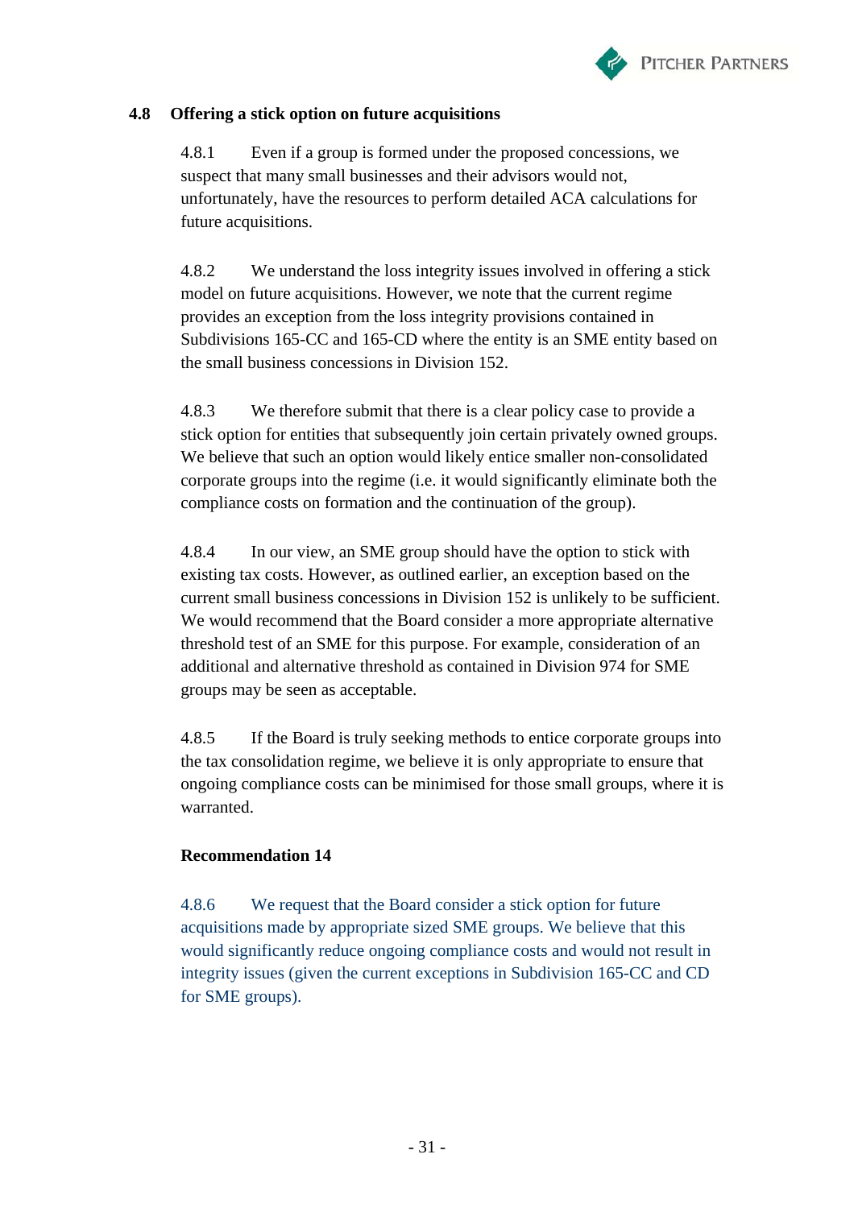## 4.8 Offering a stick option on future acquisitions

4.8.1 Even if a group is formed under the proposed concessions, we suspect that many small businesses and their advisors would not, unfortunately, have the resources to perform detailed ACA calculations for future acquisitions.

4.8.2 We understand the loss integrity issues involved in offering a stick model on future acquisitions. However, we note that the current regime provides an exception from the loss integrity provisions contained in Subdivisions 165-CC and 165-CD where the entity is an SME entity based on the small business concessions in Division 152.

4.8.3 We therefore submit that there is a clear policy case to provide a stick option for entities that subsequently join certain privately owned groups. We believe that such an option would likely entice smaller non-consolidated corporate groups into the regime (i.e. it would significantly eliminate both the compliance costs on formation and the continuation of the group).

4.8.4 In our view, an SME group should have the option to stick with existing tax costs. However, as outlined earlier, an exception based on the current small business concessions in Division 152 is unlikely to be sufficient. We would recommend that the Board consider a more appropriate alternative threshold test of an SME for this purpose. For example, consideration of an additional and alternative threshold as contained in Division 974 for SME groups may be seen as acceptable.

4.8.5 If the Board is truly seeking methods to entice corporate groups into the tax consolidation regime, we believe it is only appropriate to ensure that ongoing compliance costs can be minimised for those small groups, where it is warranted.

**Recommendation 14**

4.8.6 We request that the Board consider a stick option for future acquisitions made by appropriate sized SME groups. We believe that this would significantly reduce ongoing compliance costs and would not result in integrity issues (given the current exceptions in Subdivision 165-CC and CD for SME groups).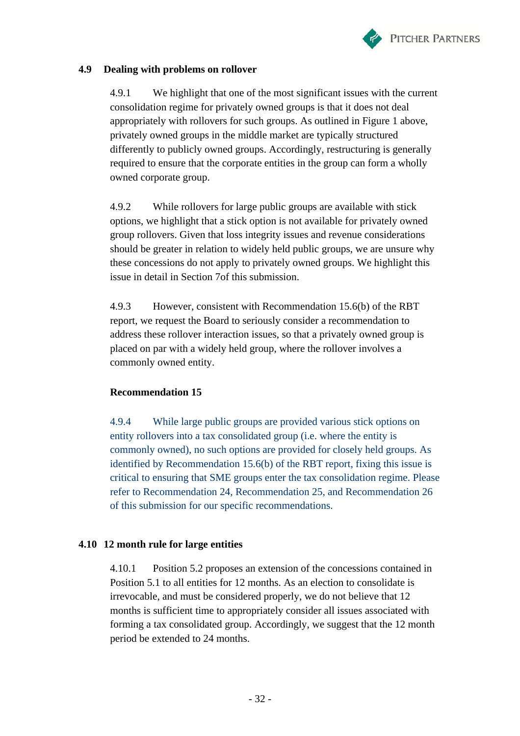## 4.9 Dealing with problems on rollover

4.9.1 We highlight that one of the most significant issues with the current consolidation regime for privately owned groups is that it does not deal appropriately with rollovers for such groups. As outlined in Figure 1 above, privately owned groups in the middle market are typically structured differently to publicly owned groups. Accordingly, restructuring is generally required to ensure that the corporate entities in the group can form a wholly owned corporate group.

4.9.2 While rollovers for large public groups are available with stick options, we highlight that a stick option is not available for privately owned group rollovers. Given that loss integrity issues and revenue considerations should be greater in relation to widely held public groups, we are unsure why these concessions do not apply to privately owned groups. We highlight this issue in detail in Section 7of this submission.

4.9.3 However, consistent with Recommendation 15.6(b) of the RBT report, we request the Board to seriously consider a recommendation to address these rollover interaction issues, so that a privately owned group is placed on par with a widely held group, where the rollover involves a commonly owned entity.

**Recommendation 15**

4.9.4 While large public groups are provided various stick options on entity rollovers into a tax consolidated group (i.e. where the entity is commonly owned), no such options are provided for closely held groups. As identified by Recommendation 15.6(b) of the RBT report, fixing this issue is critical to ensuring that SME groups enter the tax consolidation regime. Please refer to Recommendation 24, Recommendation 25, and Recommendation 26 of this submission for our specific recommendations.

## 4.10 12 month rule for large entities

4.10.1 Position 5.2 proposes an extension of the concessions contained in Position 5.1 to all entities for 12 months. As an election to consolidate is irrevocable, and must be considered properly, we do not believe that 12 months is sufficient time to appropriately consider all issues associated with forming a tax consolidated group. Accordingly, we suggest that the 12 month period be extended to 24 months.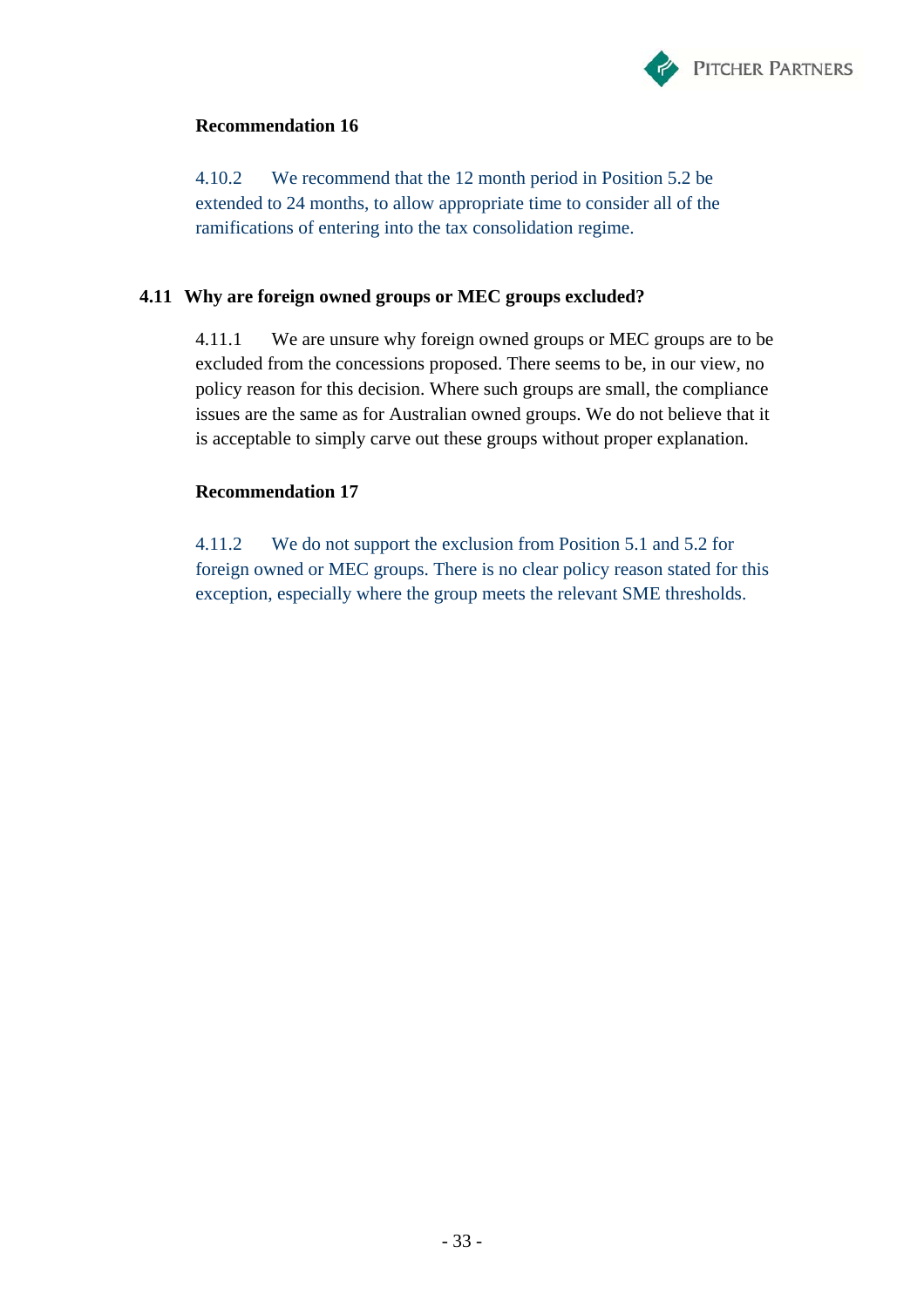**Recommendation 16**

4.10.2 We recommend that the 12 month period in Position 5.2 be extended to 24 months, to allow appropriate time to consider all of the ramifications of entering into the tax consolidation regime.

## 4.11 Why are foreign owned groups or MEC groups excluded?

4.11.1 We are unsure why foreign owned groups or MEC groups are to be excluded from the concessions proposed. There seems to be, in our view, no policy reason for this decision. Where such groups are small, the compliance issues are the same as for Australian owned groups. We do not believe that it is acceptable to simply carve out these groups without proper explanation.

**Recommendation 17**

4.11.2 We do not support the exclusion from Position 5.1 and 5.2 for foreign owned or MEC groups. There is no clear policy reason stated for this exception, especially where the group meets the relevant SME thresholds.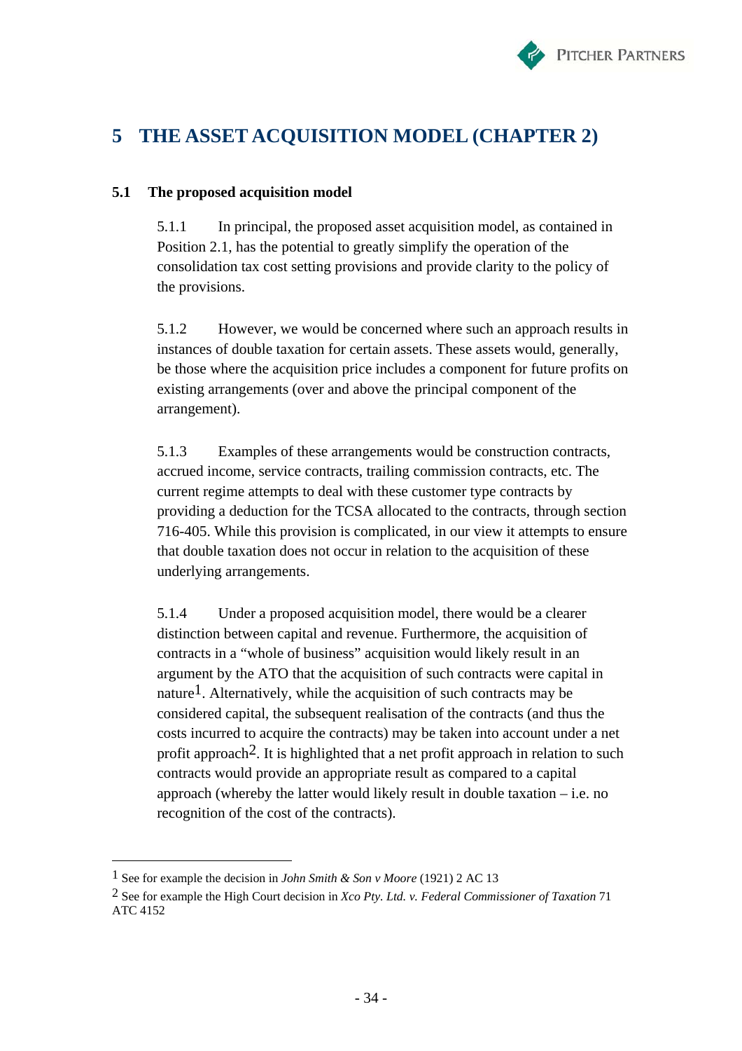# 5 THE ASSET ACQUISITION MODEL (CHAPTER 2)

## 5.1 The proposed acquisition model

5.1.1 In principal, the proposed asset acquisition model, as contained in Position 2.1, has the potential to greatly simplify the operation of the consolidation tax cost setting provisions and provide clarity to the policy of the provisions.

5.1.2 However, we would be concerned where such an approach results in instances of double taxation for certain assets. These assets would, generally, be those where the acquisition price includes a component for future profits on existing arrangements (over and above the principal component of the arrangement).

5.1.3 Examples of these arrangements would be construction contracts, accrued income, service contracts, trailing commission contracts, etc. The current regime attempts to deal with these customer type contracts by providing a deduction for the TCSA allocated to the contracts, through section 716-405. While this provision is complicated, in our view it attempts to ensure that double taxation does not occur in relation to the acquisition of these underlying arrangements.

5.1.4 Under a proposed acquisition model, there would be a clearer distinction between capital and revenue. Furthermore, the acquisition of contracts in a "whole of business" acquisition would likely result in an argument by the ATO that the acquisition of such contracts were capital in nature[1]. Alternatively, while the acquisition of such contracts may be considered capital, the subsequent realisation of the contracts (and thus the costs incurred to acquire the contracts) may be taken into account under a net profit approach[2]. It is highlighted that a net profit approach in relation to such contracts would provide an appropriate result as compared to a capital approach (whereby the latter would likely result in double taxation – i.e. no recognition of the cost of the contracts).

---

[1] See for example the decision in *John Smith & Son v Moore* (1921) 2 AC 13

[2] See for example the High Court decision in *Xco Pty. Ltd. v. Federal Commissioner of Taxation* 71 ATC 4152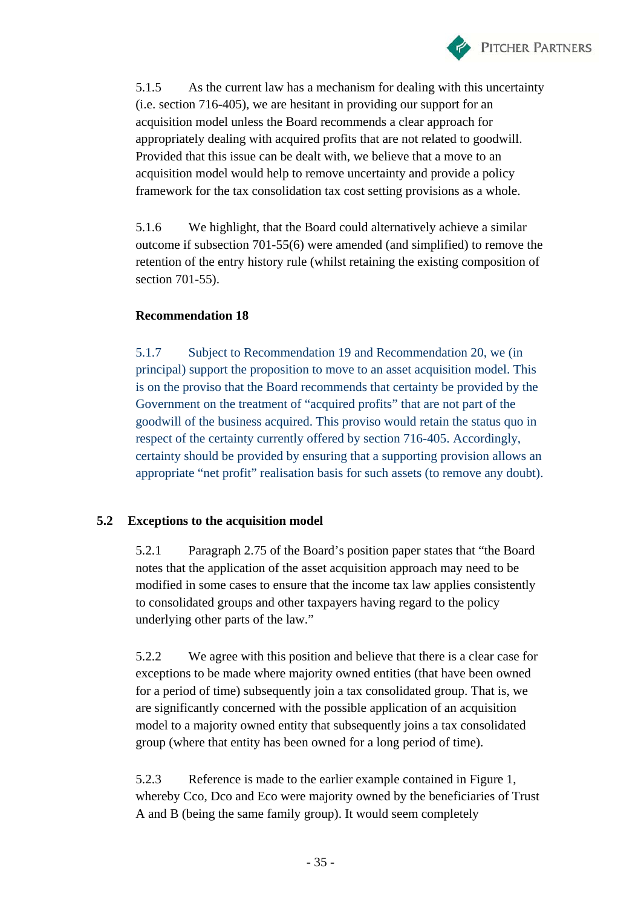5.1.5 As the current law has a mechanism for dealing with this uncertainty (i.e. section 716-405), we are hesitant in providing our support for an acquisition model unless the Board recommends a clear approach for appropriately dealing with acquired profits that are not related to goodwill. Provided that this issue can be dealt with, we believe that a move to an acquisition model would help to remove uncertainty and provide a policy framework for the tax consolidation tax cost setting provisions as a whole.

5.1.6 We highlight, that the Board could alternatively achieve a similar outcome if subsection 701-55(6) were amended (and simplified) to remove the retention of the entry history rule (whilst retaining the existing composition of section 701-55).

**Recommendation 18**

5.1.7 Subject to Recommendation 19 and Recommendation 20, we (in principal) support the proposition to move to an asset acquisition model. This is on the proviso that the Board recommends that certainty be provided by the Government on the treatment of "acquired profits" that are not part of the goodwill of the business acquired. This proviso would retain the status quo in respect of the certainty currently offered by section 716-405. Accordingly, certainty should be provided by ensuring that a supporting provision allows an appropriate "net profit" realisation basis for such assets (to remove any doubt).

## 5.2 Exceptions to the acquisition model

5.2.1 Paragraph 2.75 of the Board's position paper states that "the Board notes that the application of the asset acquisition approach may need to be modified in some cases to ensure that the income tax law applies consistently to consolidated groups and other taxpayers having regard to the policy underlying other parts of the law."

5.2.2 We agree with this position and believe that there is a clear case for exceptions to be made where majority owned entities (that have been owned for a period of time) subsequently join a tax consolidated group. That is, we are significantly concerned with the possible application of an acquisition model to a majority owned entity that subsequently joins a tax consolidated group (where that entity has been owned for a long period of time).

5.2.3 Reference is made to the earlier example contained in Figure 1, whereby Cco, Dco and Eco were majority owned by the beneficiaries of Trust A and B (being the same family group). It would seem completely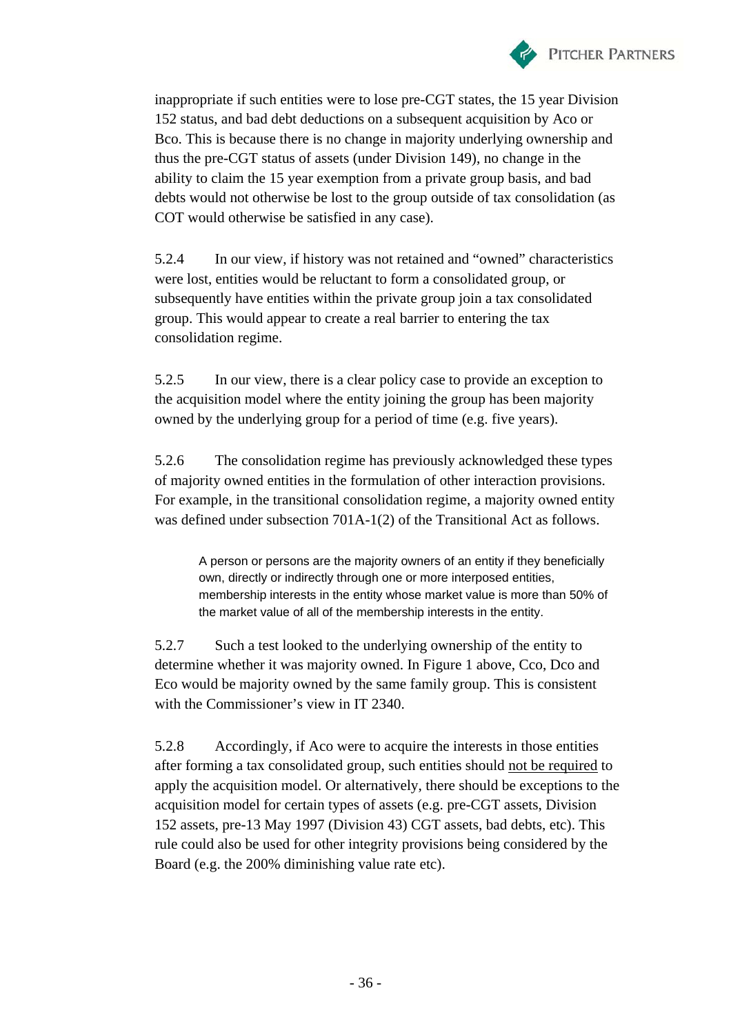inappropriate if such entities were to lose pre-CGT states, the 15 year Division 152 status, and bad debt deductions on a subsequent acquisition by Aco or Bco. This is because there is no change in majority underlying ownership and thus the pre-CGT status of assets (under Division 149), no change in the ability to claim the 15 year exemption from a private group basis, and bad debts would not otherwise be lost to the group outside of tax consolidation (as COT would otherwise be satisfied in any case).

5.2.4 In our view, if history was not retained and "owned" characteristics were lost, entities would be reluctant to form a consolidated group, or subsequently have entities within the private group join a tax consolidated group. This would appear to create a real barrier to entering the tax consolidation regime.

5.2.5 In our view, there is a clear policy case to provide an exception to the acquisition model where the entity joining the group has been majority owned by the underlying group for a period of time (e.g. five years).

5.2.6 The consolidation regime has previously acknowledged these types of majority owned entities in the formulation of other interaction provisions. For example, in the transitional consolidation regime, a majority owned entity was defined under subsection 701A-1(2) of the Transitional Act as follows.

> A person or persons are the majority owners of an entity if they beneficially own, directly or indirectly through one or more interposed entities, membership interests in the entity whose market value is more than 50% of the market value of all of the membership interests in the entity.

5.2.7 Such a test looked to the underlying ownership of the entity to determine whether it was majority owned. In Figure 1 above, Cco, Dco and Eco would be majority owned by the same family group. This is consistent with the Commissioner's view in IT 2340.

5.2.8 Accordingly, if Aco were to acquire the interests in those entities after forming a tax consolidated group, such entities should <u>not be required</u> to apply the acquisition model. Or alternatively, there should be exceptions to the acquisition model for certain types of assets (e.g. pre-CGT assets, Division 152 assets, pre-13 May 1997 (Division 43) CGT assets, bad debts, etc). This rule could also be used for other integrity provisions being considered by the Board (e.g. the 200% diminishing value rate etc).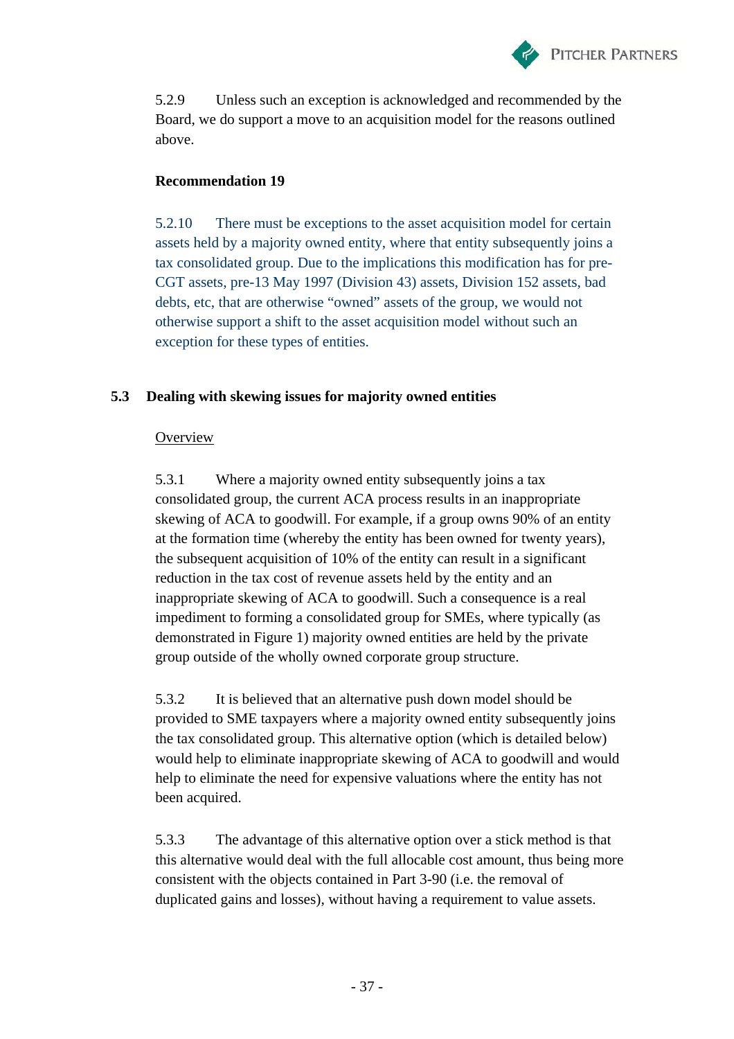5.2.9 Unless such an exception is acknowledged and recommended by the Board, we do support a move to an acquisition model for the reasons outlined above.

**Recommendation 19**

5.2.10 There must be exceptions to the asset acquisition model for certain assets held by a majority owned entity, where that entity subsequently joins a tax consolidated group. Due to the implications this modification has for pre-CGT assets, pre-13 May 1997 (Division 43) assets, Division 152 assets, bad debts, etc, that are otherwise "owned" assets of the group, we would not otherwise support a shift to the asset acquisition model without such an exception for these types of entities.

## 5.3 Dealing with skewing issues for majority owned entities

Overview

5.3.1 Where a majority owned entity subsequently joins a tax consolidated group, the current ACA process results in an inappropriate skewing of ACA to goodwill. For example, if a group owns 90% of an entity at the formation time (whereby the entity has been owned for twenty years), the subsequent acquisition of 10% of the entity can result in a significant reduction in the tax cost of revenue assets held by the entity and an inappropriate skewing of ACA to goodwill. Such a consequence is a real impediment to forming a consolidated group for SMEs, where typically (as demonstrated in Figure 1) majority owned entities are held by the private group outside of the wholly owned corporate group structure.

5.3.2 It is believed that an alternative push down model should be provided to SME taxpayers where a majority owned entity subsequently joins the tax consolidated group. This alternative option (which is detailed below) would help to eliminate inappropriate skewing of ACA to goodwill and would help to eliminate the need for expensive valuations where the entity has not been acquired.

5.3.3 The advantage of this alternative option over a stick method is that this alternative would deal with the full allocable cost amount, thus being more consistent with the objects contained in Part 3-90 (i.e. the removal of duplicated gains and losses), without having a requirement to value assets.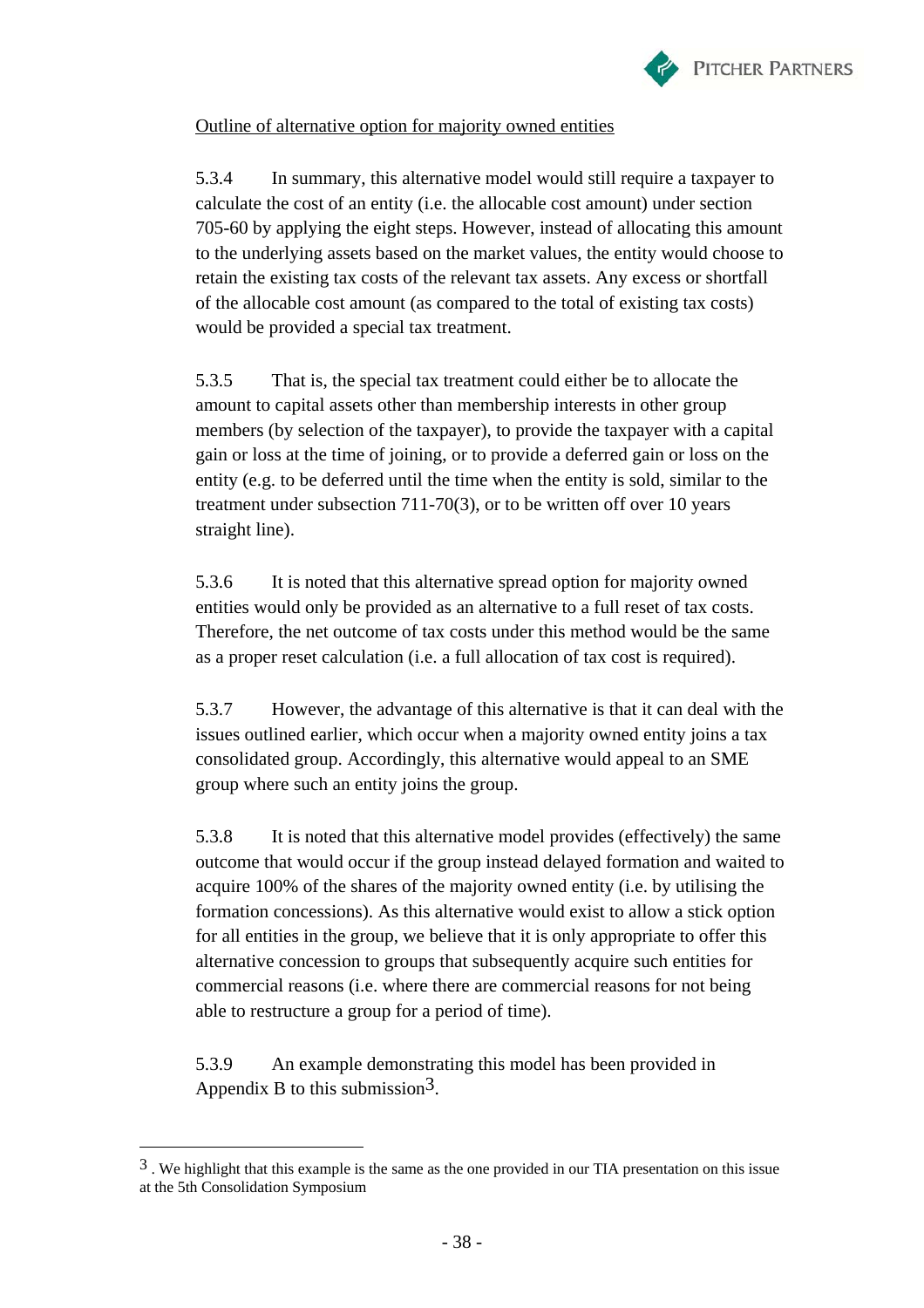<u>Outline of alternative option for majority owned entities</u>

5.3.4 In summary, this alternative model would still require a taxpayer to calculate the cost of an entity (i.e. the allocable cost amount) under section 705-60 by applying the eight steps. However, instead of allocating this amount to the underlying assets based on the market values, the entity would choose to retain the existing tax costs of the relevant tax assets. Any excess or shortfall of the allocable cost amount (as compared to the total of existing tax costs) would be provided a special tax treatment.

5.3.5 That is, the special tax treatment could either be to allocate the amount to capital assets other than membership interests in other group members (by selection of the taxpayer), to provide the taxpayer with a capital gain or loss at the time of joining, or to provide a deferred gain or loss on the entity (e.g. to be deferred until the time when the entity is sold, similar to the treatment under subsection 711-70(3), or to be written off over 10 years straight line).

5.3.6 It is noted that this alternative spread option for majority owned entities would only be provided as an alternative to a full reset of tax costs. Therefore, the net outcome of tax costs under this method would be the same as a proper reset calculation (i.e. a full allocation of tax cost is required).

5.3.7 However, the advantage of this alternative is that it can deal with the issues outlined earlier, which occur when a majority owned entity joins a tax consolidated group. Accordingly, this alternative would appeal to an SME group where such an entity joins the group.

5.3.8 It is noted that this alternative model provides (effectively) the same outcome that would occur if the group instead delayed formation and waited to acquire 100% of the shares of the majority owned entity (i.e. by utilising the formation concessions). As this alternative would exist to allow a stick option for all entities in the group, we believe that it is only appropriate to offer this alternative concession to groups that subsequently acquire such entities for commercial reasons (i.e. where there are commercial reasons for not being able to restructure a group for a period of time).

5.3.9 An example demonstrating this model has been provided in Appendix B to this submission[3].

---

[3]. We highlight that this example is the same as the one provided in our TIA presentation on this issue at the 5th Consolidation Symposium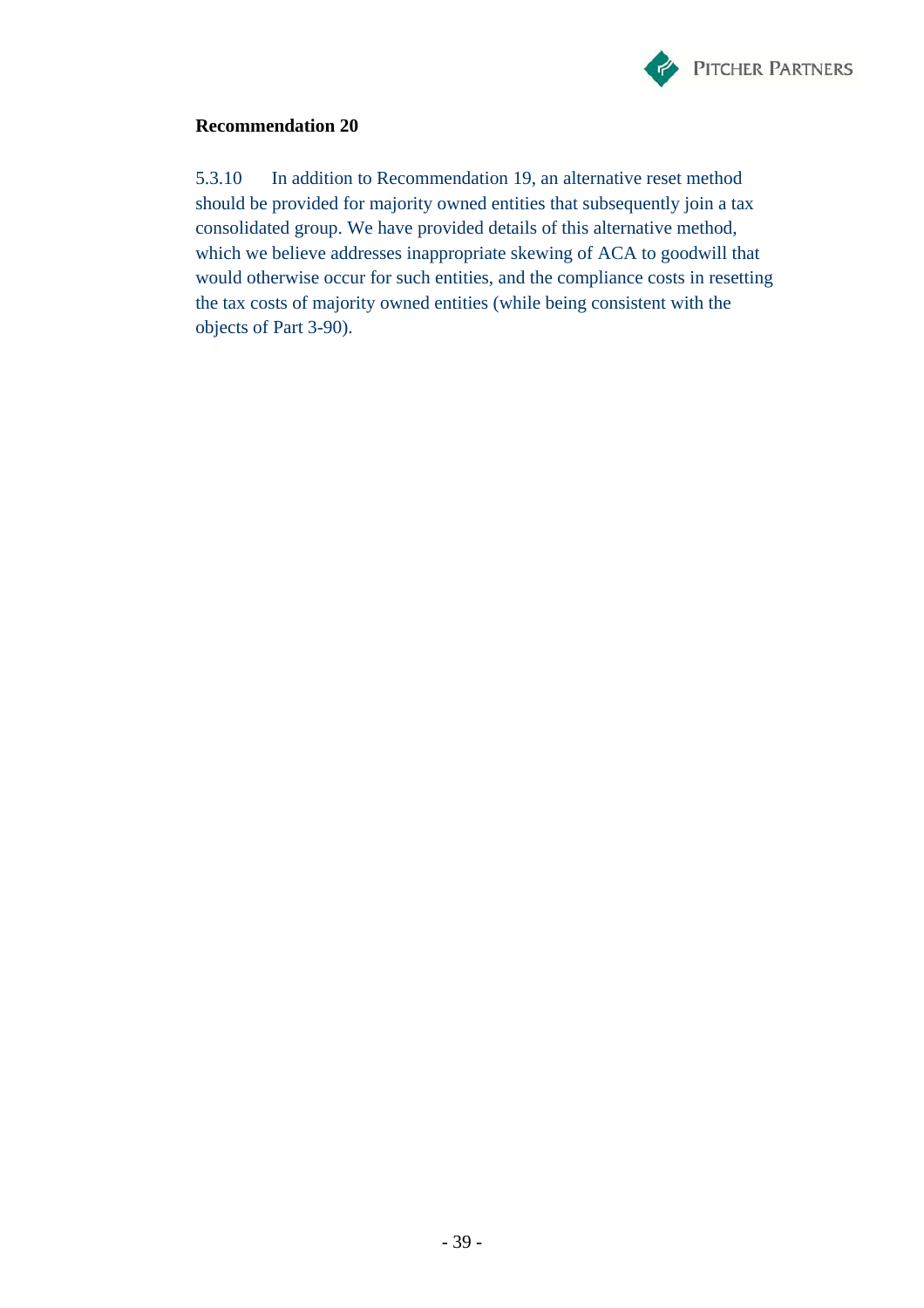**Recommendation 20**

5.3.10 In addition to Recommendation 19, an alternative reset method should be provided for majority owned entities that subsequently join a tax consolidated group. We have provided details of this alternative method, which we believe addresses inappropriate skewing of ACA to goodwill that would otherwise occur for such entities, and the compliance costs in resetting the tax costs of majority owned entities (while being consistent with the objects of Part 3-90).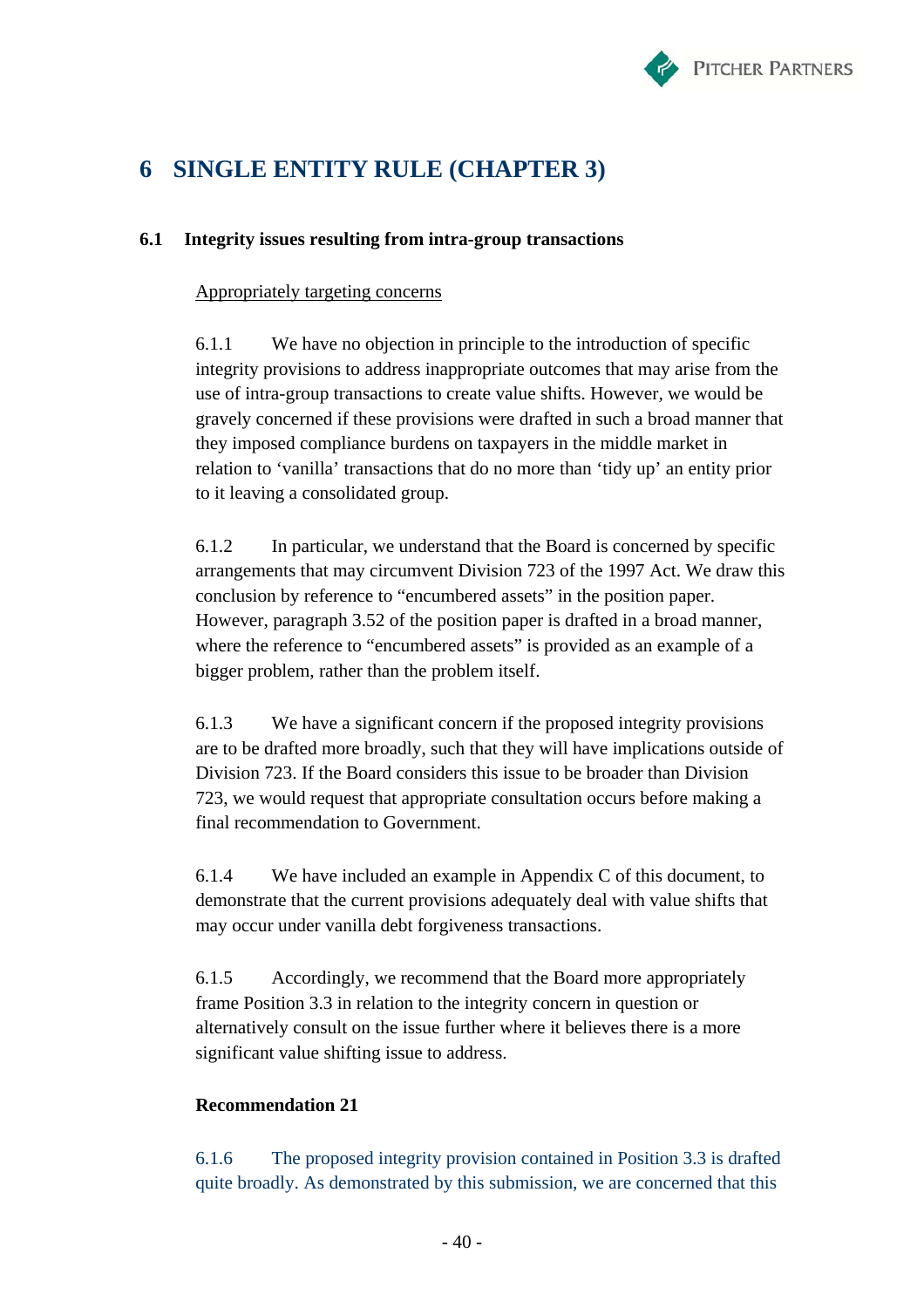# 6 SINGLE ENTITY RULE (CHAPTER 3)

## 6.1 Integrity issues resulting from intra-group transactions

Appropriately targeting concerns

6.1.1 We have no objection in principle to the introduction of specific integrity provisions to address inappropriate outcomes that may arise from the use of intra-group transactions to create value shifts. However, we would be gravely concerned if these provisions were drafted in such a broad manner that they imposed compliance burdens on taxpayers in the middle market in relation to 'vanilla' transactions that do no more than 'tidy up' an entity prior to it leaving a consolidated group.

6.1.2 In particular, we understand that the Board is concerned by specific arrangements that may circumvent Division 723 of the 1997 Act. We draw this conclusion by reference to "encumbered assets" in the position paper. However, paragraph 3.52 of the position paper is drafted in a broad manner, where the reference to "encumbered assets" is provided as an example of a bigger problem, rather than the problem itself.

6.1.3 We have a significant concern if the proposed integrity provisions are to be drafted more broadly, such that they will have implications outside of Division 723. If the Board considers this issue to be broader than Division 723, we would request that appropriate consultation occurs before making a final recommendation to Government.

6.1.4 We have included an example in Appendix C of this document, to demonstrate that the current provisions adequately deal with value shifts that may occur under vanilla debt forgiveness transactions.

6.1.5 Accordingly, we recommend that the Board more appropriately frame Position 3.3 in relation to the integrity concern in question or alternatively consult on the issue further where it believes there is a more significant value shifting issue to address.

**Recommendation 21**

6.1.6 The proposed integrity provision contained in Position 3.3 is drafted quite broadly. As demonstrated by this submission, we are concerned that this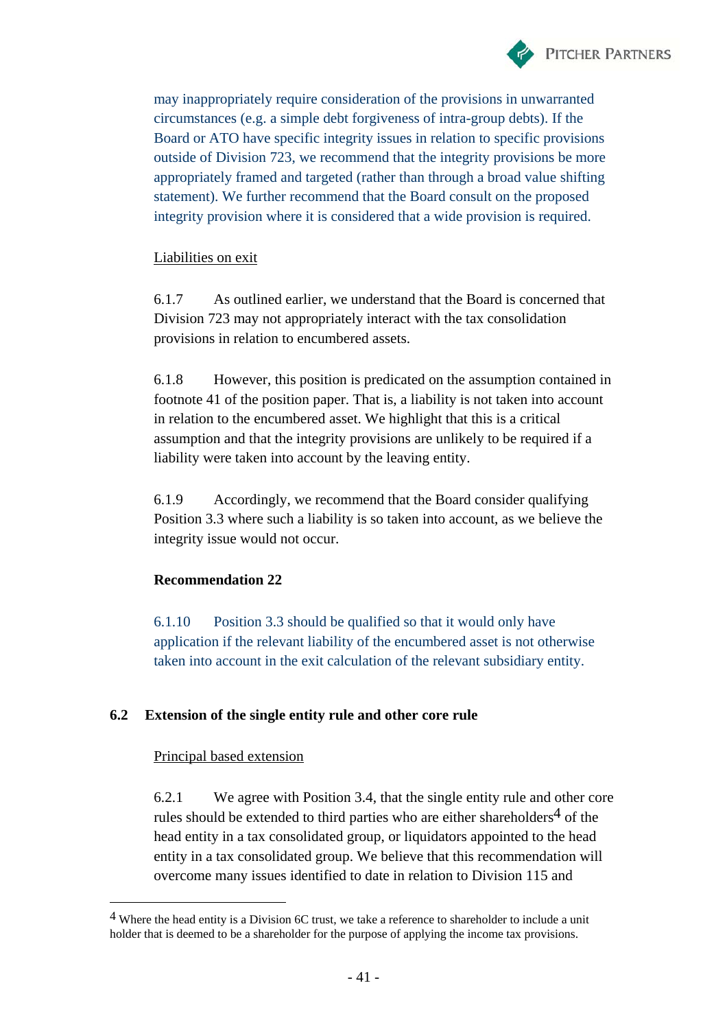may inappropriately require consideration of the provisions in unwarranted circumstances (e.g. a simple debt forgiveness of intra-group debts). If the Board or ATO have specific integrity issues in relation to specific provisions outside of Division 723, we recommend that the integrity provisions be more appropriately framed and targeted (rather than through a broad value shifting statement). We further recommend that the Board consult on the proposed integrity provision where it is considered that a wide provision is required.

Liabilities on exit

6.1.7 As outlined earlier, we understand that the Board is concerned that Division 723 may not appropriately interact with the tax consolidation provisions in relation to encumbered assets.

6.1.8 However, this position is predicated on the assumption contained in footnote 41 of the position paper. That is, a liability is not taken into account in relation to the encumbered asset. We highlight that this is a critical assumption and that the integrity provisions are unlikely to be required if a liability were taken into account by the leaving entity.

6.1.9 Accordingly, we recommend that the Board consider qualifying Position 3.3 where such a liability is so taken into account, as we believe the integrity issue would not occur.

**Recommendation 22**

6.1.10 Position 3.3 should be qualified so that it would only have application if the relevant liability of the encumbered asset is not otherwise taken into account in the exit calculation of the relevant subsidiary entity.

## 6.2 Extension of the single entity rule and other core rule

Principal based extension

6.2.1 We agree with Position 3.4, that the single entity rule and other core rules should be extended to third parties who are either shareholders[4] of the head entity in a tax consolidated group, or liquidators appointed to the head entity in a tax consolidated group. We believe that this recommendation will overcome many issues identified to date in relation to Division 115 and

[4] Where the head entity is a Division 6C trust, we take a reference to shareholder to include a unit holder that is deemed to be a shareholder for the purpose of applying the income tax provisions.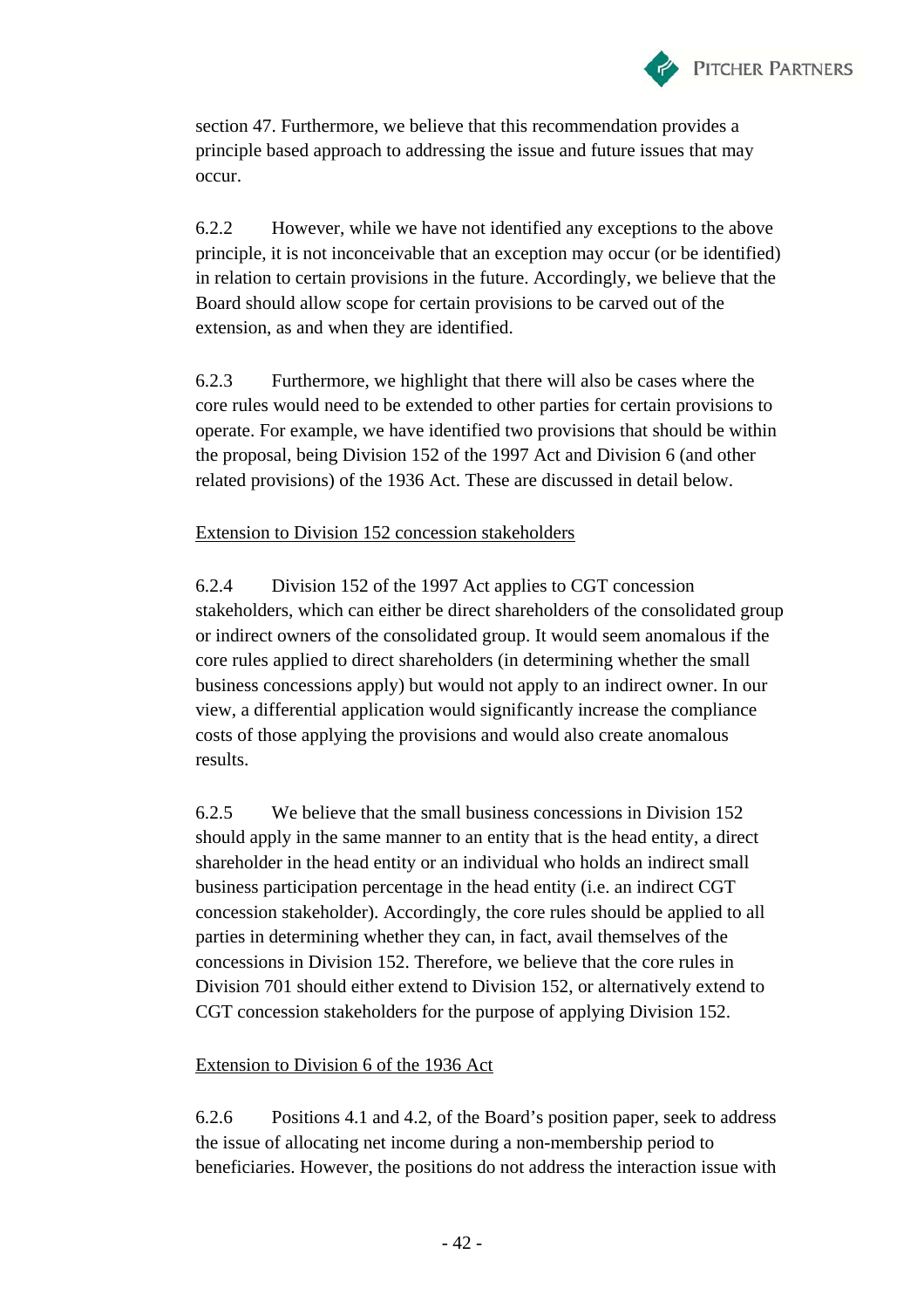section 47. Furthermore, we believe that this recommendation provides a principle based approach to addressing the issue and future issues that may occur.

6.2.2 However, while we have not identified any exceptions to the above principle, it is not inconceivable that an exception may occur (or be identified) in relation to certain provisions in the future. Accordingly, we believe that the Board should allow scope for certain provisions to be carved out of the extension, as and when they are identified.

6.2.3 Furthermore, we highlight that there will also be cases where the core rules would need to be extended to other parties for certain provisions to operate. For example, we have identified two provisions that should be within the proposal, being Division 152 of the 1997 Act and Division 6 (and other related provisions) of the 1936 Act. These are discussed in detail below.

<u>Extension to Division 152 concession stakeholders</u>

6.2.4 Division 152 of the 1997 Act applies to CGT concession stakeholders, which can either be direct shareholders of the consolidated group or indirect owners of the consolidated group. It would seem anomalous if the core rules applied to direct shareholders (in determining whether the small business concessions apply) but would not apply to an indirect owner. In our view, a differential application would significantly increase the compliance costs of those applying the provisions and would also create anomalous results.

6.2.5 We believe that the small business concessions in Division 152 should apply in the same manner to an entity that is the head entity, a direct shareholder in the head entity or an individual who holds an indirect small business participation percentage in the head entity (i.e. an indirect CGT concession stakeholder). Accordingly, the core rules should be applied to all parties in determining whether they can, in fact, avail themselves of the concessions in Division 152. Therefore, we believe that the core rules in Division 701 should either extend to Division 152, or alternatively extend to CGT concession stakeholders for the purpose of applying Division 152.

<u>Extension to Division 6 of the 1936 Act</u>

6.2.6 Positions 4.1 and 4.2, of the Board's position paper, seek to address the issue of allocating net income during a non-membership period to beneficiaries. However, the positions do not address the interaction issue with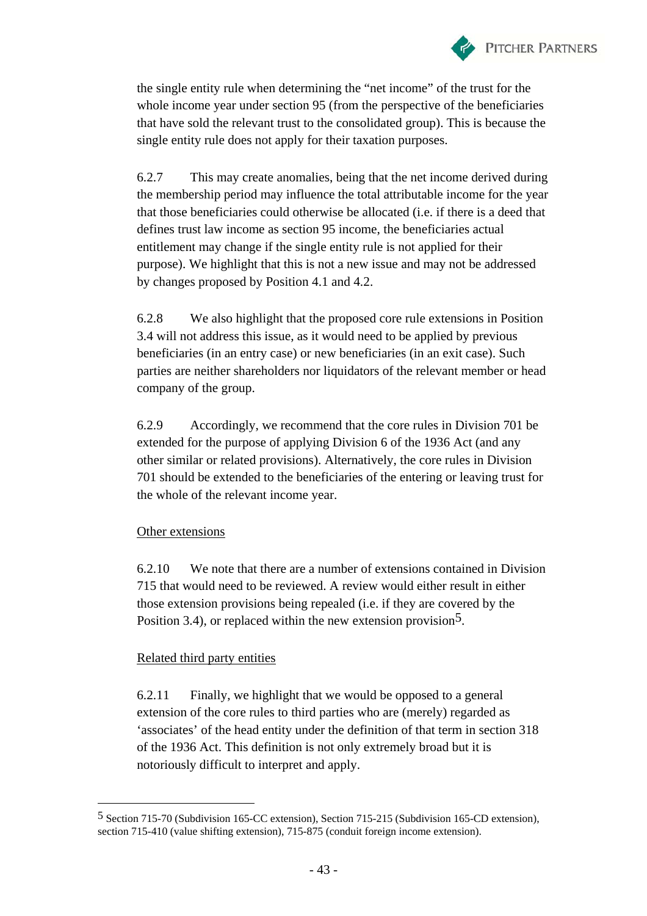the single entity rule when determining the “net income” of the trust for the whole income year under section 95 (from the perspective of the beneficiaries that have sold the relevant trust to the consolidated group). This is because the single entity rule does not apply for their taxation purposes.

6.2.7 This may create anomalies, being that the net income derived during the membership period may influence the total attributable income for the year that those beneficiaries could otherwise be allocated (i.e. if there is a deed that defines trust law income as section 95 income, the beneficiaries actual entitlement may change if the single entity rule is not applied for their purpose). We highlight that this is not a new issue and may not be addressed by changes proposed by Position 4.1 and 4.2.

6.2.8 We also highlight that the proposed core rule extensions in Position 3.4 will not address this issue, as it would need to be applied by previous beneficiaries (in an entry case) or new beneficiaries (in an exit case). Such parties are neither shareholders nor liquidators of the relevant member or head company of the group.

6.2.9 Accordingly, we recommend that the core rules in Division 701 be extended for the purpose of applying Division 6 of the 1936 Act (and any other similar or related provisions). Alternatively, the core rules in Division 701 should be extended to the beneficiaries of the entering or leaving trust for the whole of the relevant income year.

Other extensions

6.2.10 We note that there are a number of extensions contained in Division 715 that would need to be reviewed. A review would either result in either those extension provisions being repealed (i.e. if they are covered by the Position 3.4), or replaced within the new extension provision[5].

Related third party entities

6.2.11 Finally, we highlight that we would be opposed to a general extension of the core rules to third parties who are (merely) regarded as ‘associates’ of the head entity under the definition of that term in section 318 of the 1936 Act. This definition is not only extremely broad but it is notoriously difficult to interpret and apply.

---

[5] Section 715-70 (Subdivision 165-CC extension), Section 715-215 (Subdivision 165-CD extension), section 715-410 (value shifting extension), 715-875 (conduit foreign income extension).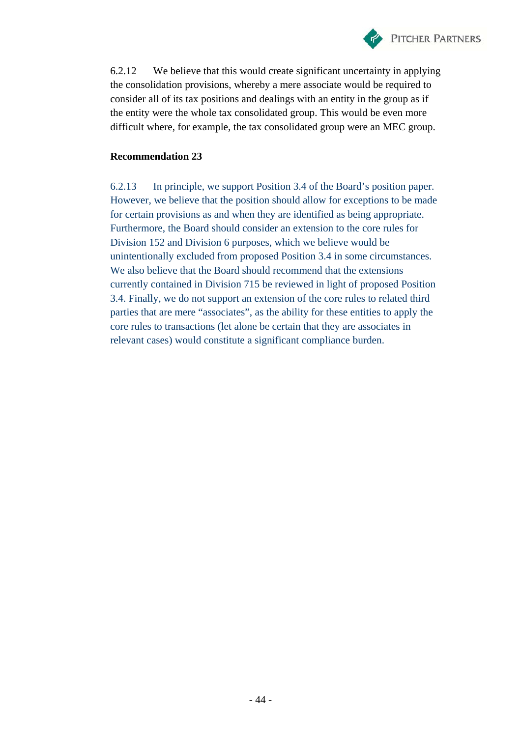6.2.12 We believe that this would create significant uncertainty in applying the consolidation provisions, whereby a mere associate would be required to consider all of its tax positions and dealings with an entity in the group as if the entity were the whole tax consolidated group. This would be even more difficult where, for example, the tax consolidated group were an MEC group.

**Recommendation 23**

6.2.13 In principle, we support Position 3.4 of the Board's position paper. However, we believe that the position should allow for exceptions to be made for certain provisions as and when they are identified as being appropriate. Furthermore, the Board should consider an extension to the core rules for Division 152 and Division 6 purposes, which we believe would be unintentionally excluded from proposed Position 3.4 in some circumstances. We also believe that the Board should recommend that the extensions currently contained in Division 715 be reviewed in light of proposed Position 3.4. Finally, we do not support an extension of the core rules to related third parties that are mere "associates", as the ability for these entities to apply the core rules to transactions (let alone be certain that they are associates in relevant cases) would constitute a significant compliance burden.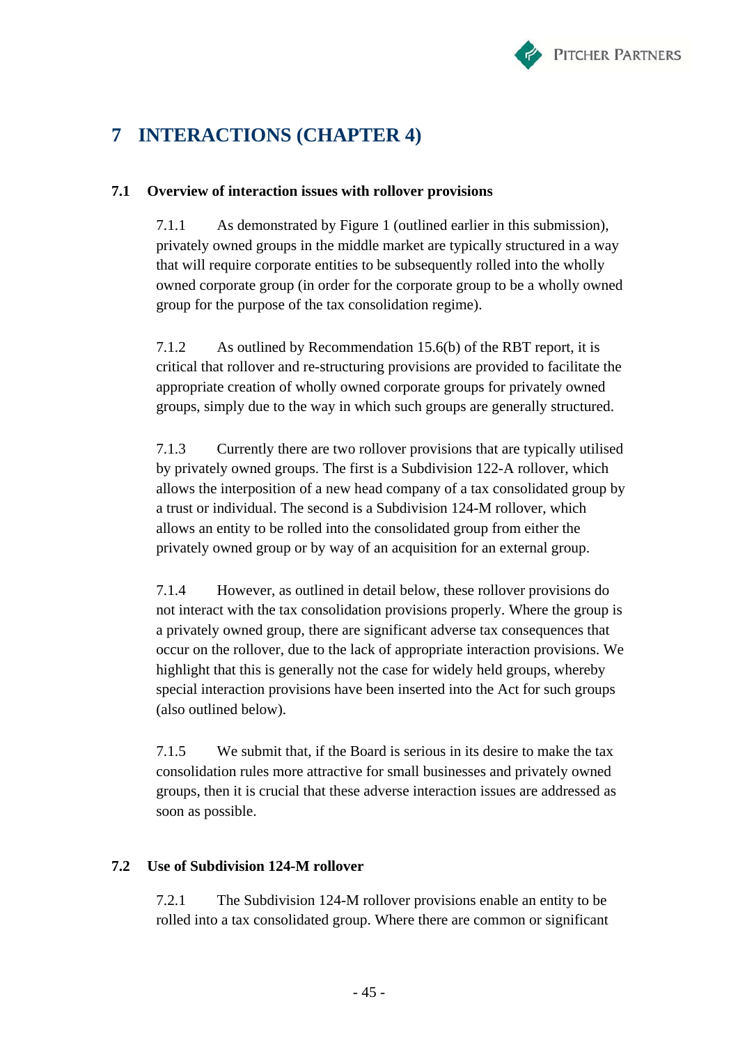# 7 INTERACTIONS (CHAPTER 4)

## 7.1 Overview of interaction issues with rollover provisions

7.1.1 As demonstrated by Figure 1 (outlined earlier in this submission), privately owned groups in the middle market are typically structured in a way that will require corporate entities to be subsequently rolled into the wholly owned corporate group (in order for the corporate group to be a wholly owned group for the purpose of the tax consolidation regime).

7.1.2 As outlined by Recommendation 15.6(b) of the RBT report, it is critical that rollover and re-structuring provisions are provided to facilitate the appropriate creation of wholly owned corporate groups for privately owned groups, simply due to the way in which such groups are generally structured.

7.1.3 Currently there are two rollover provisions that are typically utilised by privately owned groups. The first is a Subdivision 122-A rollover, which allows the interposition of a new head company of a tax consolidated group by a trust or individual. The second is a Subdivision 124-M rollover, which allows an entity to be rolled into the consolidated group from either the privately owned group or by way of an acquisition for an external group.

7.1.4 However, as outlined in detail below, these rollover provisions do not interact with the tax consolidation provisions properly. Where the group is a privately owned group, there are significant adverse tax consequences that occur on the rollover, due to the lack of appropriate interaction provisions. We highlight that this is generally not the case for widely held groups, whereby special interaction provisions have been inserted into the Act for such groups (also outlined below).

7.1.5 We submit that, if the Board is serious in its desire to make the tax consolidation rules more attractive for small businesses and privately owned groups, then it is crucial that these adverse interaction issues are addressed as soon as possible.

## 7.2 Use of Subdivision 124-M rollover

7.2.1 The Subdivision 124-M rollover provisions enable an entity to be rolled into a tax consolidated group. Where there are common or significant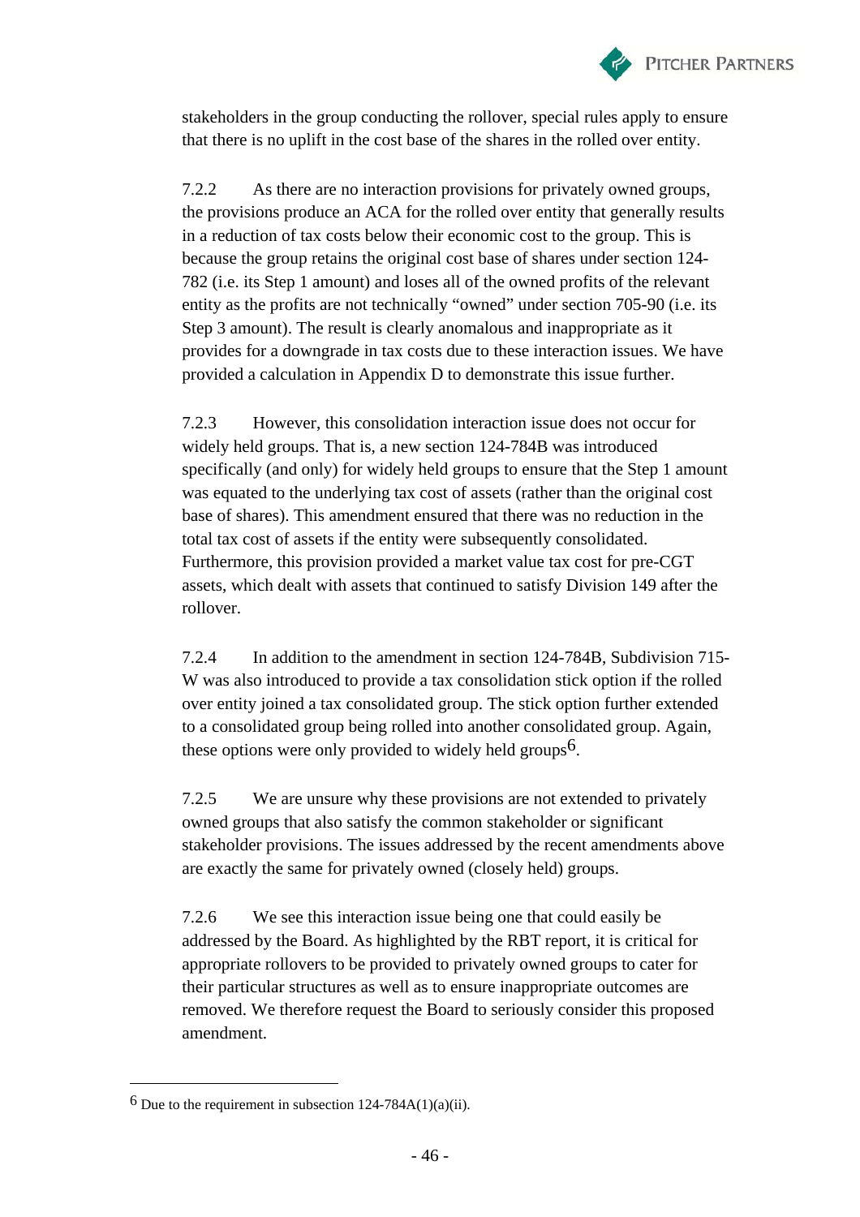stakeholders in the group conducting the rollover, special rules apply to ensure that there is no uplift in the cost base of the shares in the rolled over entity.

7.2.2 As there are no interaction provisions for privately owned groups, the provisions produce an ACA for the rolled over entity that generally results in a reduction of tax costs below their economic cost to the group. This is because the group retains the original cost base of shares under section 124-782 (i.e. its Step 1 amount) and loses all of the owned profits of the relevant entity as the profits are not technically "owned" under section 705-90 (i.e. its Step 3 amount). The result is clearly anomalous and inappropriate as it provides for a downgrade in tax costs due to these interaction issues. We have provided a calculation in Appendix D to demonstrate this issue further.

7.2.3 However, this consolidation interaction issue does not occur for widely held groups. That is, a new section 124-784B was introduced specifically (and only) for widely held groups to ensure that the Step 1 amount was equated to the underlying tax cost of assets (rather than the original cost base of shares). This amendment ensured that there was no reduction in the total tax cost of assets if the entity were subsequently consolidated. Furthermore, this provision provided a market value tax cost for pre-CGT assets, which dealt with assets that continued to satisfy Division 149 after the rollover.

7.2.4 In addition to the amendment in section 124-784B, Subdivision 715-W was also introduced to provide a tax consolidation stick option if the rolled over entity joined a tax consolidated group. The stick option further extended to a consolidated group being rolled into another consolidated group. Again, these options were only provided to widely held groups[6].

7.2.5 We are unsure why these provisions are not extended to privately owned groups that also satisfy the common stakeholder or significant stakeholder provisions. The issues addressed by the recent amendments above are exactly the same for privately owned (closely held) groups.

7.2.6 We see this interaction issue being one that could easily be addressed by the Board. As highlighted by the RBT report, it is critical for appropriate rollovers to be provided to privately owned groups to cater for their particular structures as well as to ensure inappropriate outcomes are removed. We therefore request the Board to seriously consider this proposed amendment.

---

[6] Due to the requirement in subsection 124-784A(1)(a)(ii).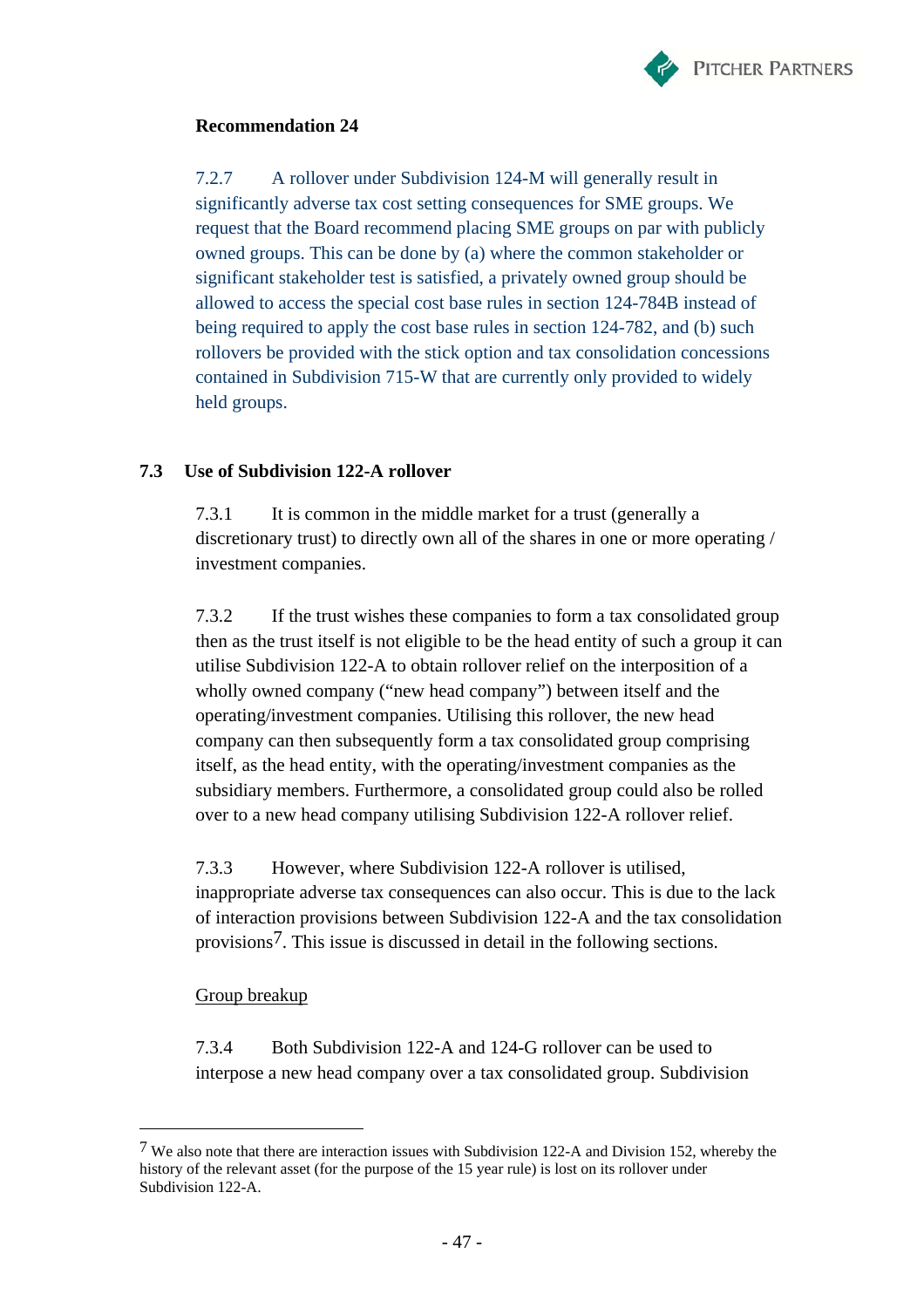**Recommendation 24**

7.2.7 A rollover under Subdivision 124-M will generally result in significantly adverse tax cost setting consequences for SME groups. We request that the Board recommend placing SME groups on par with publicly owned groups. This can be done by (a) where the common stakeholder or significant stakeholder test is satisfied, a privately owned group should be allowed to access the special cost base rules in section 124-784B instead of being required to apply the cost base rules in section 124-782, and (b) such rollovers be provided with the stick option and tax consolidation concessions contained in Subdivision 715-W that are currently only provided to widely held groups.

## 7.3 Use of Subdivision 122-A rollover

7.3.1 It is common in the middle market for a trust (generally a discretionary trust) to directly own all of the shares in one or more operating / investment companies.

7.3.2 If the trust wishes these companies to form a tax consolidated group then as the trust itself is not eligible to be the head entity of such a group it can utilise Subdivision 122-A to obtain rollover relief on the interposition of a wholly owned company ("new head company") between itself and the operating/investment companies. Utilising this rollover, the new head company can then subsequently form a tax consolidated group comprising itself, as the head entity, with the operating/investment companies as the subsidiary members. Furthermore, a consolidated group could also be rolled over to a new head company utilising Subdivision 122-A rollover relief.

7.3.3 However, where Subdivision 122-A rollover is utilised, inappropriate adverse tax consequences can also occur. This is due to the lack of interaction provisions between Subdivision 122-A and the tax consolidation provisions[7]. This issue is discussed in detail in the following sections.

Group breakup

7.3.4 Both Subdivision 122-A and 124-G rollover can be used to interpose a new head company over a tax consolidated group. Subdivision

---

[7] We also note that there are interaction issues with Subdivision 122-A and Division 152, whereby the history of the relevant asset (for the purpose of the 15 year rule) is lost on its rollover under Subdivision 122-A.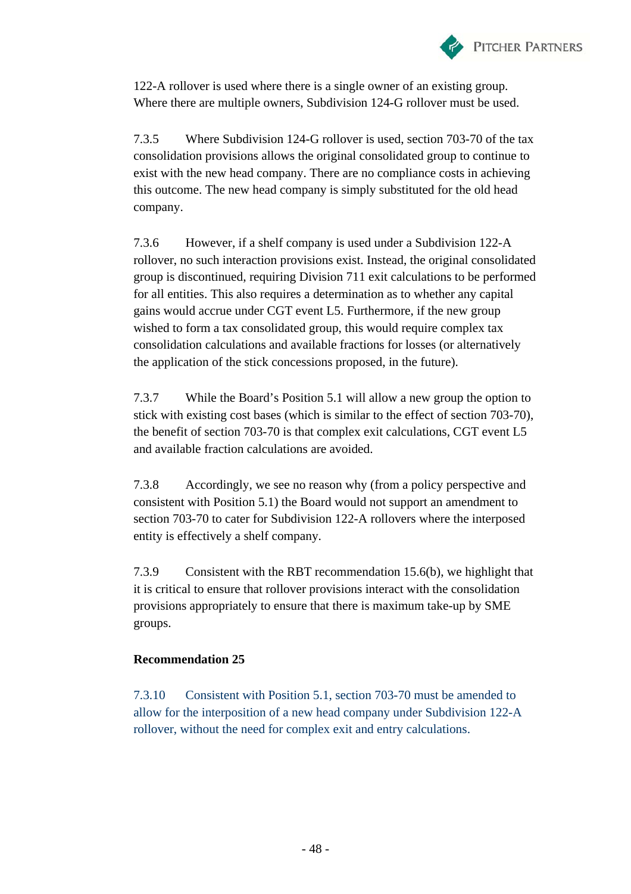122-A rollover is used where there is a single owner of an existing group. Where there are multiple owners, Subdivision 124-G rollover must be used.

7.3.5 Where Subdivision 124-G rollover is used, section 703-70 of the tax consolidation provisions allows the original consolidated group to continue to exist with the new head company. There are no compliance costs in achieving this outcome. The new head company is simply substituted for the old head company.

7.3.6 However, if a shelf company is used under a Subdivision 122-A rollover, no such interaction provisions exist. Instead, the original consolidated group is discontinued, requiring Division 711 exit calculations to be performed for all entities. This also requires a determination as to whether any capital gains would accrue under CGT event L5. Furthermore, if the new group wished to form a tax consolidated group, this would require complex tax consolidation calculations and available fractions for losses (or alternatively the application of the stick concessions proposed, in the future).

7.3.7 While the Board's Position 5.1 will allow a new group the option to stick with existing cost bases (which is similar to the effect of section 703-70), the benefit of section 703-70 is that complex exit calculations, CGT event L5 and available fraction calculations are avoided.

7.3.8 Accordingly, we see no reason why (from a policy perspective and consistent with Position 5.1) the Board would not support an amendment to section 703-70 to cater for Subdivision 122-A rollovers where the interposed entity is effectively a shelf company.

7.3.9 Consistent with the RBT recommendation 15.6(b), we highlight that it is critical to ensure that rollover provisions interact with the consolidation provisions appropriately to ensure that there is maximum take-up by SME groups.

**Recommendation 25**

7.3.10 Consistent with Position 5.1, section 703-70 must be amended to allow for the interposition of a new head company under Subdivision 122-A rollover, without the need for complex exit and entry calculations.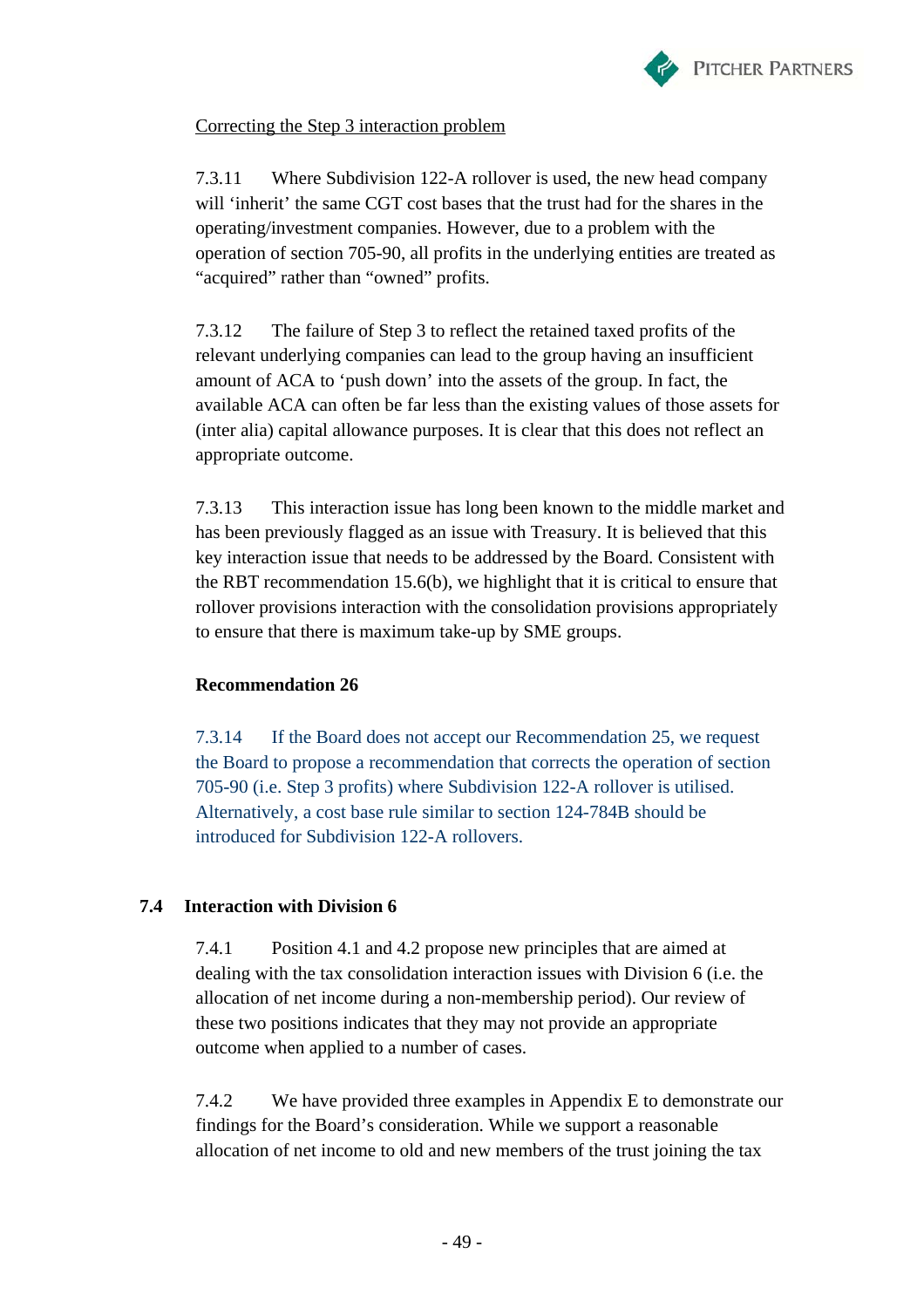Correcting the Step 3 interaction problem

7.3.11 Where Subdivision 122-A rollover is used, the new head company will 'inherit' the same CGT cost bases that the trust had for the shares in the operating/investment companies. However, due to a problem with the operation of section 705-90, all profits in the underlying entities are treated as "acquired" rather than "owned" profits.

7.3.12 The failure of Step 3 to reflect the retained taxed profits of the relevant underlying companies can lead to the group having an insufficient amount of ACA to 'push down' into the assets of the group. In fact, the available ACA can often be far less than the existing values of those assets for (inter alia) capital allowance purposes. It is clear that this does not reflect an appropriate outcome.

7.3.13 This interaction issue has long been known to the middle market and has been previously flagged as an issue with Treasury. It is believed that this key interaction issue that needs to be addressed by the Board. Consistent with the RBT recommendation 15.6(b), we highlight that it is critical to ensure that rollover provisions interaction with the consolidation provisions appropriately to ensure that there is maximum take-up by SME groups.

**Recommendation 26**

7.3.14 If the Board does not accept our Recommendation 25, we request the Board to propose a recommendation that corrects the operation of section 705-90 (i.e. Step 3 profits) where Subdivision 122-A rollover is utilised. Alternatively, a cost base rule similar to section 124-784B should be introduced for Subdivision 122-A rollovers.

## 7.4 Interaction with Division 6

7.4.1 Position 4.1 and 4.2 propose new principles that are aimed at dealing with the tax consolidation interaction issues with Division 6 (i.e. the allocation of net income during a non-membership period). Our review of these two positions indicates that they may not provide an appropriate outcome when applied to a number of cases.

7.4.2 We have provided three examples in Appendix E to demonstrate our findings for the Board's consideration. While we support a reasonable allocation of net income to old and new members of the trust joining the tax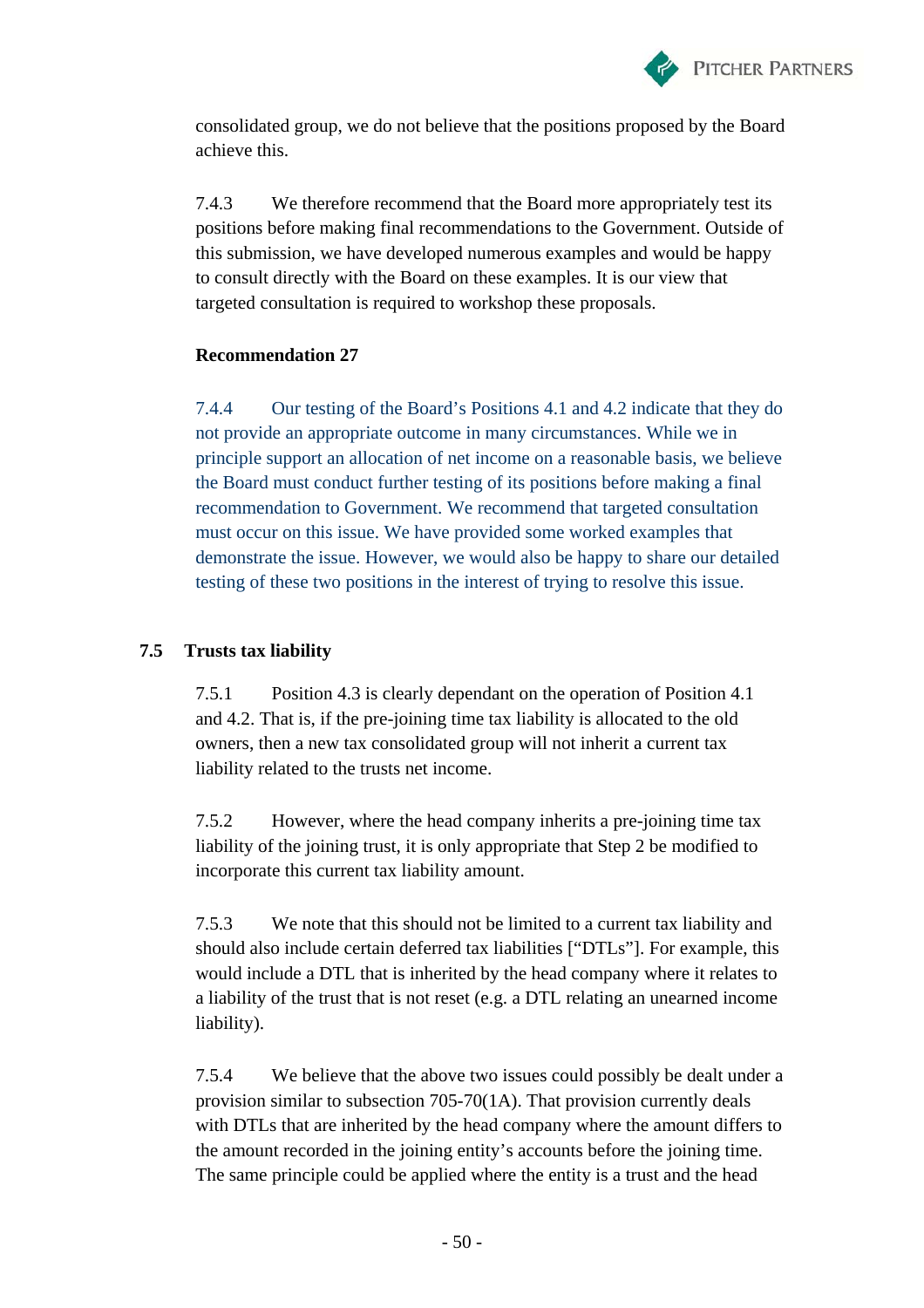consolidated group, we do not believe that the positions proposed by the Board achieve this.

7.4.3 We therefore recommend that the Board more appropriately test its positions before making final recommendations to the Government. Outside of this submission, we have developed numerous examples and would be happy to consult directly with the Board on these examples. It is our view that targeted consultation is required to workshop these proposals.

**Recommendation 27**

7.4.4 Our testing of the Board's Positions 4.1 and 4.2 indicate that they do not provide an appropriate outcome in many circumstances. While we in principle support an allocation of net income on a reasonable basis, we believe the Board must conduct further testing of its positions before making a final recommendation to Government. We recommend that targeted consultation must occur on this issue. We have provided some worked examples that demonstrate the issue. However, we would also be happy to share our detailed testing of these two positions in the interest of trying to resolve this issue.

## 7.5 Trusts tax liability

7.5.1 Position 4.3 is clearly dependant on the operation of Position 4.1 and 4.2. That is, if the pre-joining time tax liability is allocated to the old owners, then a new tax consolidated group will not inherit a current tax liability related to the trusts net income.

7.5.2 However, where the head company inherits a pre-joining time tax liability of the joining trust, it is only appropriate that Step 2 be modified to incorporate this current tax liability amount.

7.5.3 We note that this should not be limited to a current tax liability and should also include certain deferred tax liabilities ["DTLs"]. For example, this would include a DTL that is inherited by the head company where it relates to a liability of the trust that is not reset (e.g. a DTL relating an unearned income liability).

7.5.4 We believe that the above two issues could possibly be dealt under a provision similar to subsection 705-70(1A). That provision currently deals with DTLs that are inherited by the head company where the amount differs to the amount recorded in the joining entity's accounts before the joining time. The same principle could be applied where the entity is a trust and the head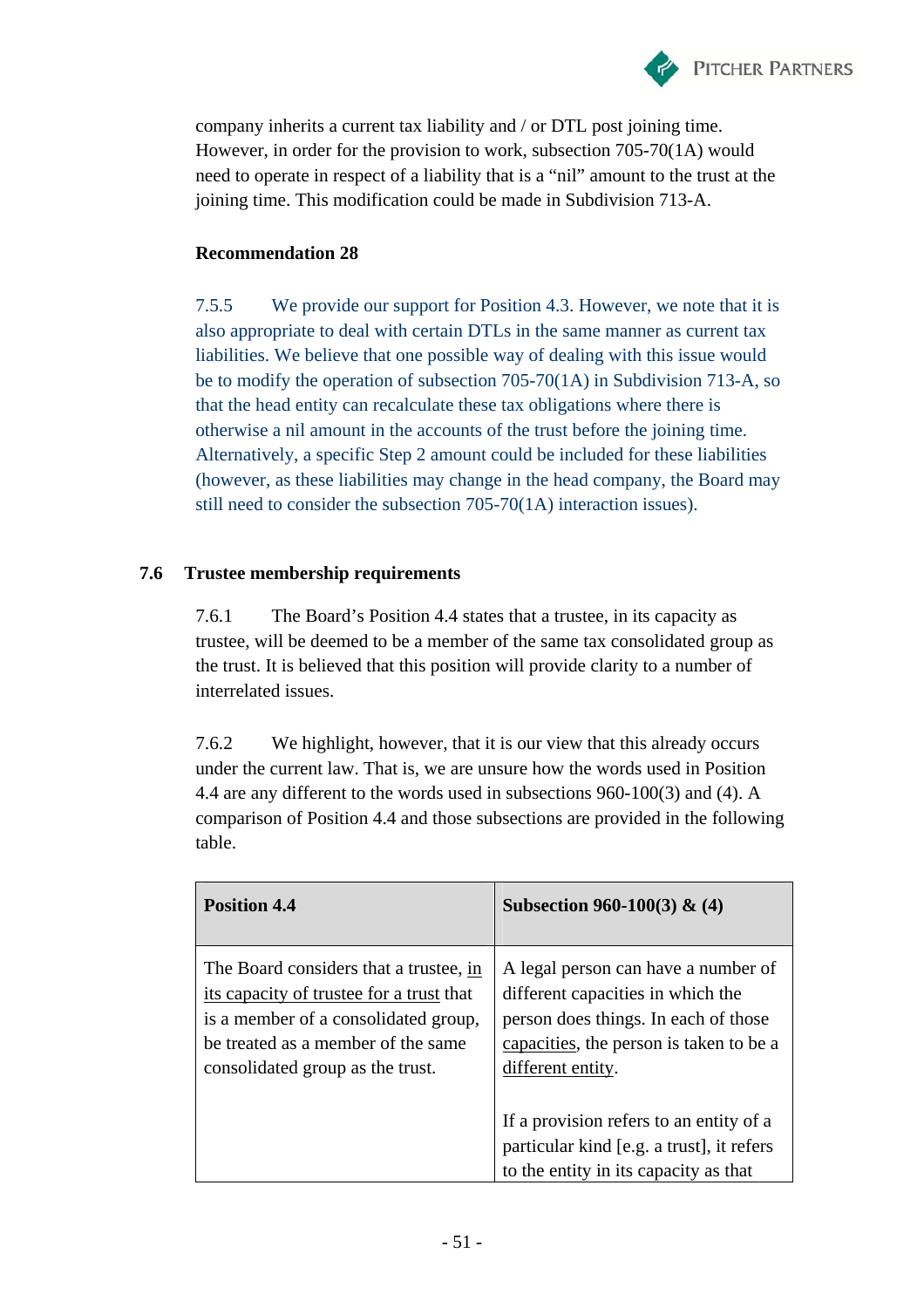company inherits a current tax liability and / or DTL post joining time. However, in order for the provision to work, subsection 705-70(1A) would need to operate in respect of a liability that is a "nil" amount to the trust at the joining time. This modification could be made in Subdivision 713-A.

**Recommendation 28**

7.5.5 We provide our support for Position 4.3. However, we note that it is also appropriate to deal with certain DTLs in the same manner as current tax liabilities. We believe that one possible way of dealing with this issue would be to modify the operation of subsection 705-70(1A) in Subdivision 713-A, so that the head entity can recalculate these tax obligations where there is otherwise a nil amount in the accounts of the trust before the joining time. Alternatively, a specific Step 2 amount could be included for these liabilities (however, as these liabilities may change in the head company, the Board may still need to consider the subsection 705-70(1A) interaction issues).

## 7.6 Trustee membership requirements

7.6.1 The Board's Position 4.4 states that a trustee, in its capacity as trustee, will be deemed to be a member of the same tax consolidated group as the trust. It is believed that this position will provide clarity to a number of interrelated issues.

7.6.2 We highlight, however, that it is our view that this already occurs under the current law. That is, we are unsure how the words used in Position 4.4 are any different to the words used in subsections 960-100(3) and (4). A comparison of Position 4.4 and those subsections are provided in the following table.

| **Position 4.4** | **Subsection 960-100(3) & (4)** |
|---|---|
| The Board considers that a trustee, <u>in its capacity of trustee for a trust</u> that is a member of a consolidated group, be treated as a member of the same consolidated group as the trust. | A legal person can have a number of different capacities in which the person does things. In each of those <u>capacities</u>, the person is taken to be a <u>different entity</u>.<br><br>If a provision refers to an entity of a particular kind [e.g. a trust], it refers to the entity in its capacity as that |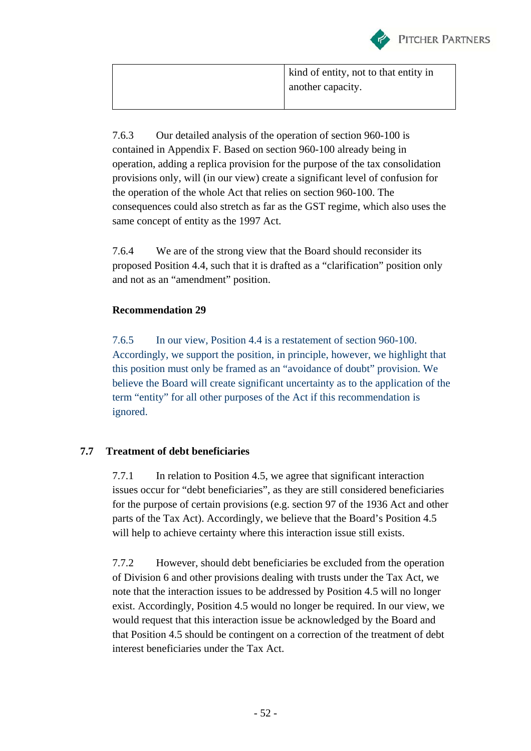|  | kind of entity, not to that entity in another capacity. |
|---|---|

7.6.3 Our detailed analysis of the operation of section 960-100 is contained in Appendix F. Based on section 960-100 already being in operation, adding a replica provision for the purpose of the tax consolidation provisions only, will (in our view) create a significant level of confusion for the operation of the whole Act that relies on section 960-100. The consequences could also stretch as far as the GST regime, which also uses the same concept of entity as the 1997 Act.

7.6.4 We are of the strong view that the Board should reconsider its proposed Position 4.4, such that it is drafted as a "clarification" position only and not as an "amendment" position.

**Recommendation 29**

7.6.5 In our view, Position 4.4 is a restatement of section 960-100. Accordingly, we support the position, in principle, however, we highlight that this position must only be framed as an "avoidance of doubt" provision. We believe the Board will create significant uncertainty as to the application of the term "entity" for all other purposes of the Act if this recommendation is ignored.

## 7.7 Treatment of debt beneficiaries

7.7.1 In relation to Position 4.5, we agree that significant interaction issues occur for "debt beneficiaries", as they are still considered beneficiaries for the purpose of certain provisions (e.g. section 97 of the 1936 Act and other parts of the Tax Act). Accordingly, we believe that the Board's Position 4.5 will help to achieve certainty where this interaction issue still exists.

7.7.2 However, should debt beneficiaries be excluded from the operation of Division 6 and other provisions dealing with trusts under the Tax Act, we note that the interaction issues to be addressed by Position 4.5 will no longer exist. Accordingly, Position 4.5 would no longer be required. In our view, we would request that this interaction issue be acknowledged by the Board and that Position 4.5 should be contingent on a correction of the treatment of debt interest beneficiaries under the Tax Act.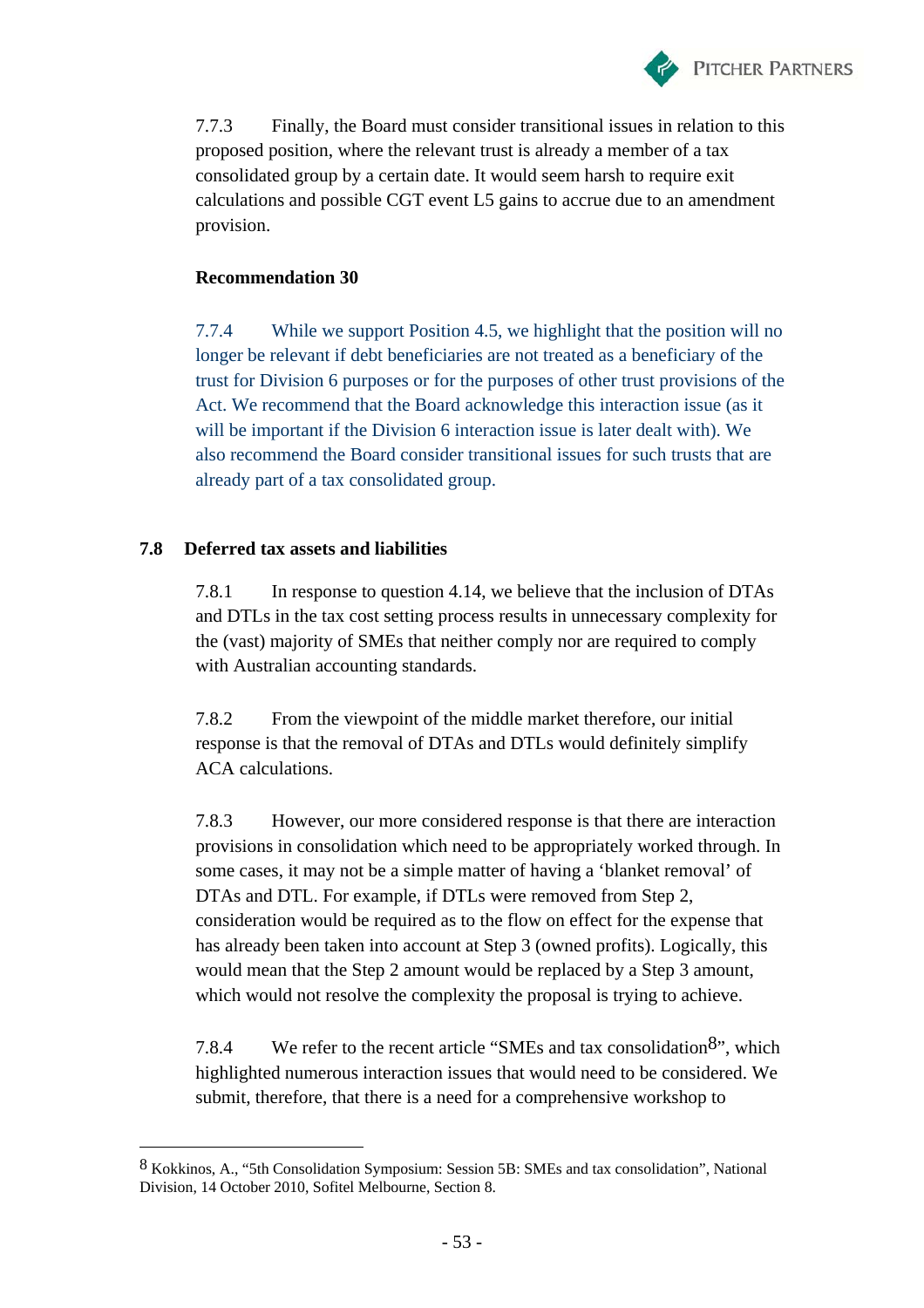7.7.3 Finally, the Board must consider transitional issues in relation to this proposed position, where the relevant trust is already a member of a tax consolidated group by a certain date. It would seem harsh to require exit calculations and possible CGT event L5 gains to accrue due to an amendment provision.

**Recommendation 30**

7.7.4 While we support Position 4.5, we highlight that the position will no longer be relevant if debt beneficiaries are not treated as a beneficiary of the trust for Division 6 purposes or for the purposes of other trust provisions of the Act. We recommend that the Board acknowledge this interaction issue (as it will be important if the Division 6 interaction issue is later dealt with). We also recommend the Board consider transitional issues for such trusts that are already part of a tax consolidated group.

## 7.8 Deferred tax assets and liabilities

7.8.1 In response to question 4.14, we believe that the inclusion of DTAs and DTLs in the tax cost setting process results in unnecessary complexity for the (vast) majority of SMEs that neither comply nor are required to comply with Australian accounting standards.

7.8.2 From the viewpoint of the middle market therefore, our initial response is that the removal of DTAs and DTLs would definitely simplify ACA calculations.

7.8.3 However, our more considered response is that there are interaction provisions in consolidation which need to be appropriately worked through. In some cases, it may not be a simple matter of having a 'blanket removal' of DTAs and DTL. For example, if DTLs were removed from Step 2, consideration would be required as to the flow on effect for the expense that has already been taken into account at Step 3 (owned profits). Logically, this would mean that the Step 2 amount would be replaced by a Step 3 amount, which would not resolve the complexity the proposal is trying to achieve.

7.8.4 We refer to the recent article "SMEs and tax consolidation[8]", which highlighted numerous interaction issues that would need to be considered. We submit, therefore, that there is a need for a comprehensive workshop to

---

[8] Kokkinos, A., "5th Consolidation Symposium: Session 5B: SMEs and tax consolidation", National Division, 14 October 2010, Sofitel Melbourne, Section 8.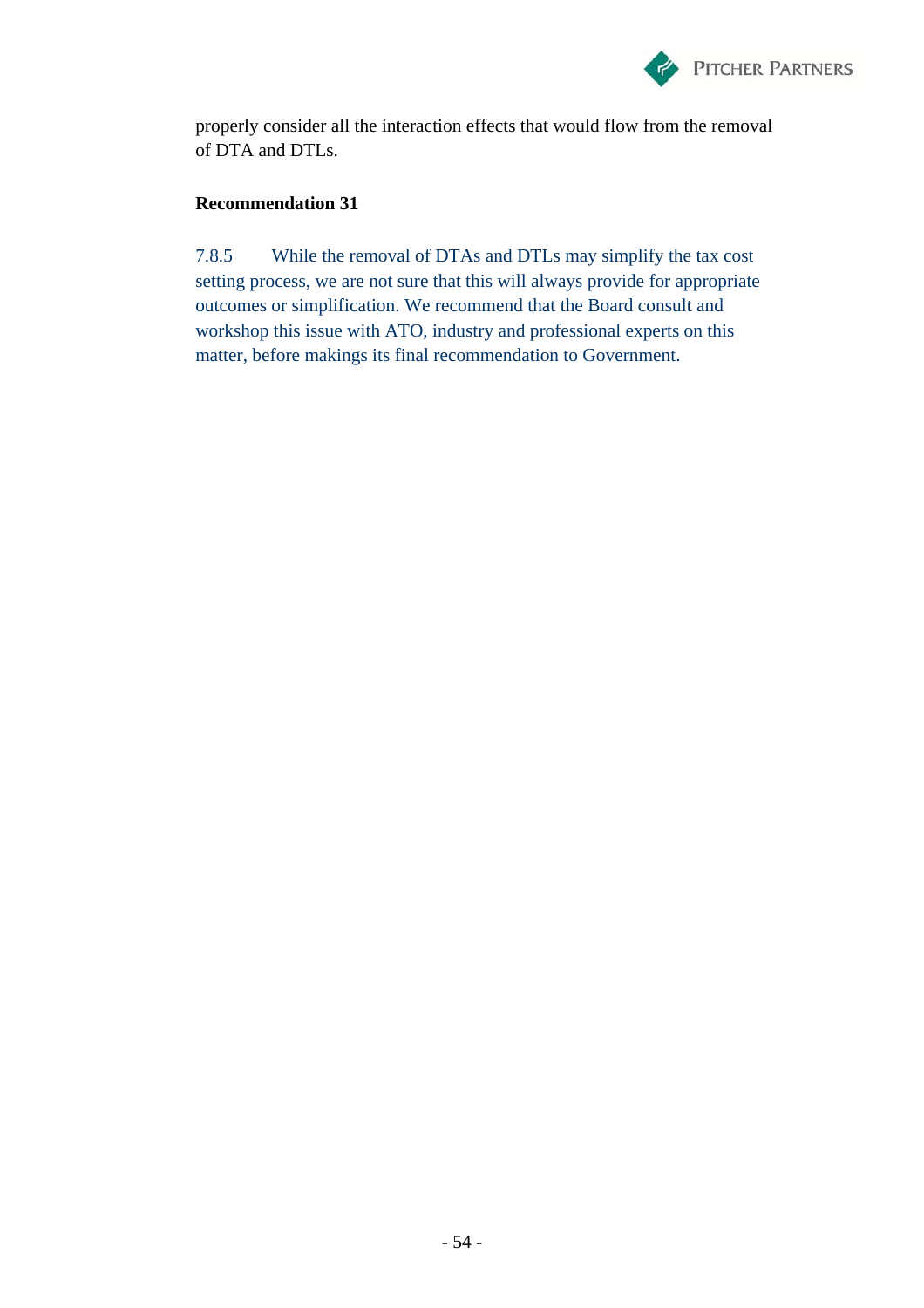properly consider all the interaction effects that would flow from the removal of DTA and DTLs.

**Recommendation 31**

7.8.5 While the removal of DTAs and DTLs may simplify the tax cost setting process, we are not sure that this will always provide for appropriate outcomes or simplification. We recommend that the Board consult and workshop this issue with ATO, industry and professional experts on this matter, before makings its final recommendation to Government.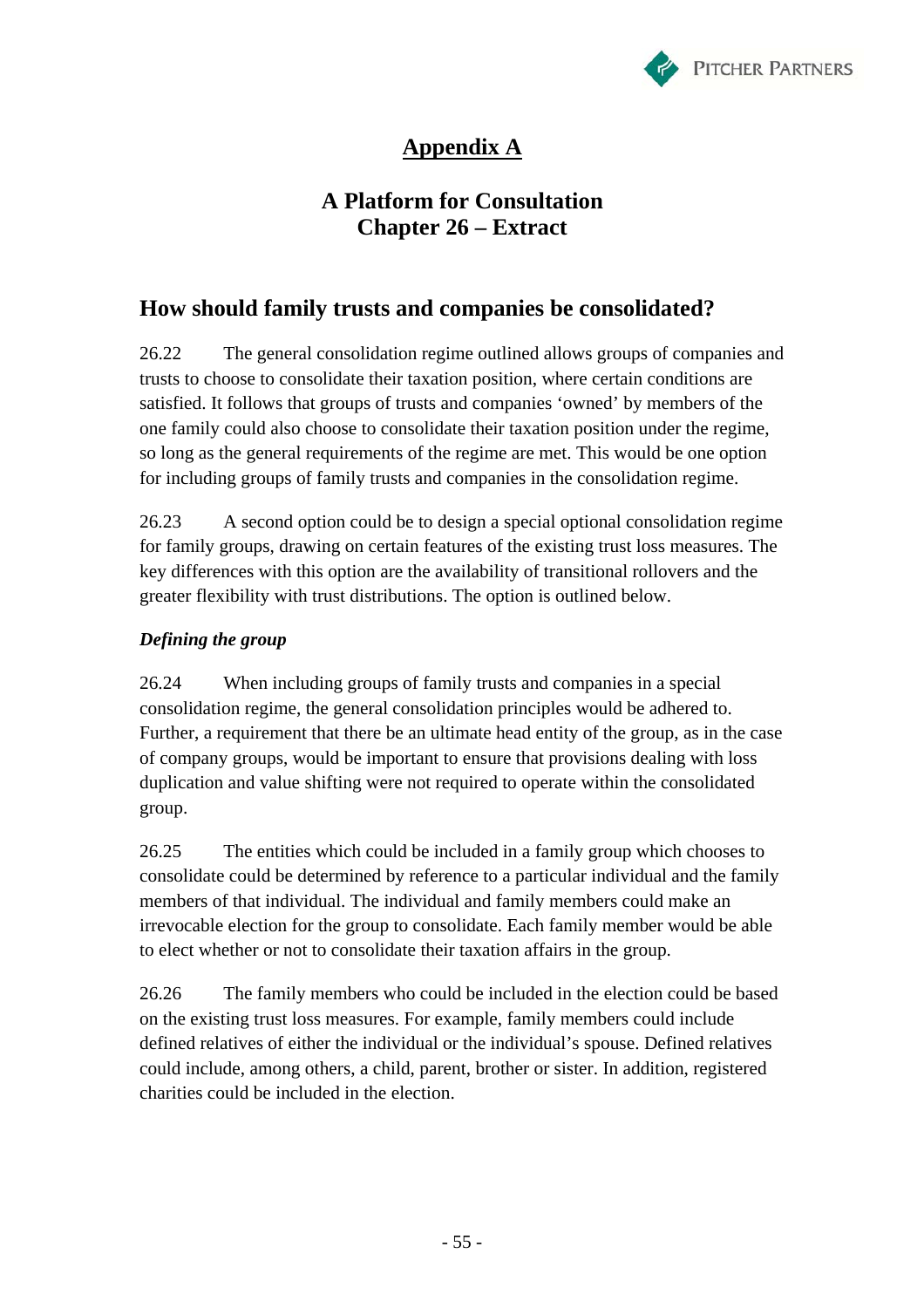# Appendix A

## A Platform for Consultation
## Chapter 26 – Extract

### How should family trusts and companies be consolidated?

26.22 The general consolidation regime outlined allows groups of companies and trusts to choose to consolidate their taxation position, where certain conditions are satisfied. It follows that groups of trusts and companies 'owned' by members of the one family could also choose to consolidate their taxation position under the regime, so long as the general requirements of the regime are met. This would be one option for including groups of family trusts and companies in the consolidation regime.

26.23 A second option could be to design a special optional consolidation regime for family groups, drawing on certain features of the existing trust loss measures. The key differences with this option are the availability of transitional rollovers and the greater flexibility with trust distributions. The option is outlined below.

***Defining the group***

26.24 When including groups of family trusts and companies in a special consolidation regime, the general consolidation principles would be adhered to. Further, a requirement that there be an ultimate head entity of the group, as in the case of company groups, would be important to ensure that provisions dealing with loss duplication and value shifting were not required to operate within the consolidated group.

26.25 The entities which could be included in a family group which chooses to consolidate could be determined by reference to a particular individual and the family members of that individual. The individual and family members could make an irrevocable election for the group to consolidate. Each family member would be able to elect whether or not to consolidate their taxation affairs in the group.

26.26 The family members who could be included in the election could be based on the existing trust loss measures. For example, family members could include defined relatives of either the individual or the individual's spouse. Defined relatives could include, among others, a child, parent, brother or sister. In addition, registered charities could be included in the election.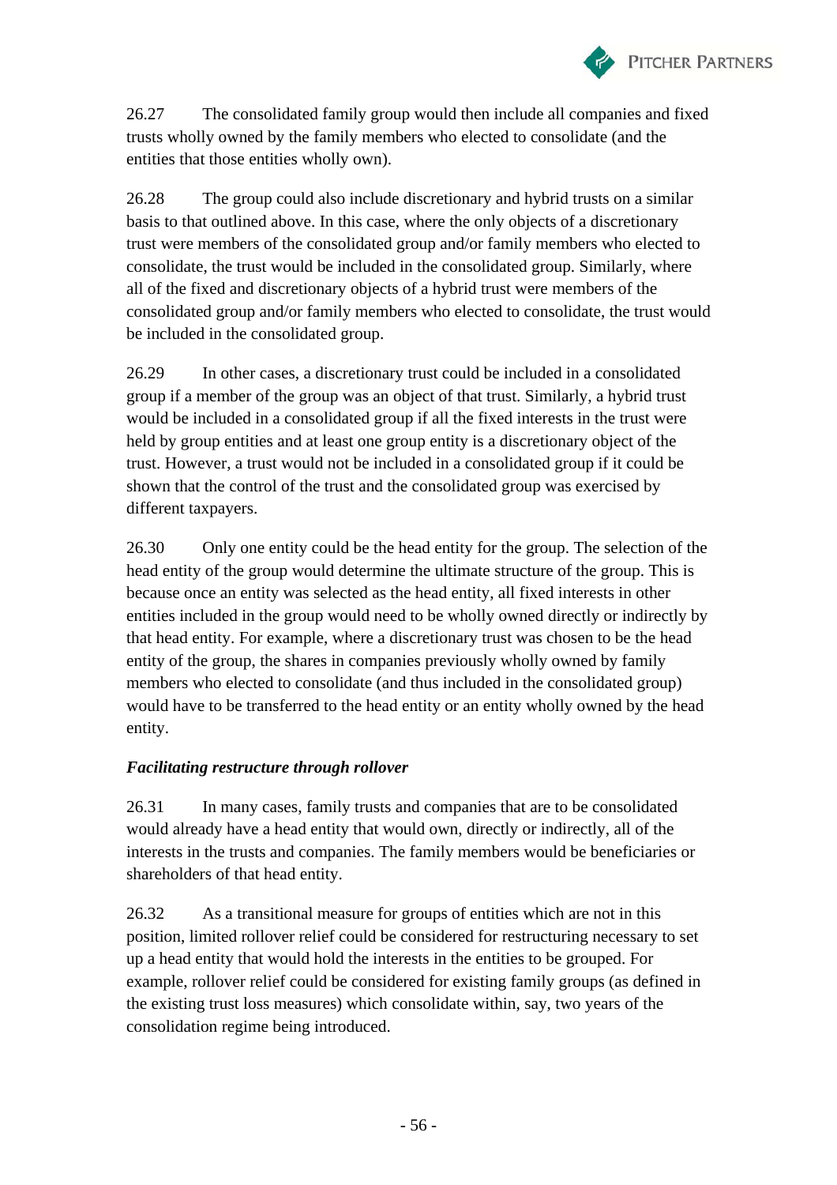26.27 The consolidated family group would then include all companies and fixed trusts wholly owned by the family members who elected to consolidate (and the entities that those entities wholly own).

26.28 The group could also include discretionary and hybrid trusts on a similar basis to that outlined above. In this case, where the only objects of a discretionary trust were members of the consolidated group and/or family members who elected to consolidate, the trust would be included in the consolidated group. Similarly, where all of the fixed and discretionary objects of a hybrid trust were members of the consolidated group and/or family members who elected to consolidate, the trust would be included in the consolidated group.

26.29 In other cases, a discretionary trust could be included in a consolidated group if a member of the group was an object of that trust. Similarly, a hybrid trust would be included in a consolidated group if all the fixed interests in the trust were held by group entities and at least one group entity is a discretionary object of the trust. However, a trust would not be included in a consolidated group if it could be shown that the control of the trust and the consolidated group was exercised by different taxpayers.

26.30 Only one entity could be the head entity for the group. The selection of the head entity of the group would determine the ultimate structure of the group. This is because once an entity was selected as the head entity, all fixed interests in other entities included in the group would need to be wholly owned directly or indirectly by that head entity. For example, where a discretionary trust was chosen to be the head entity of the group, the shares in companies previously wholly owned by family members who elected to consolidate (and thus included in the consolidated group) would have to be transferred to the head entity or an entity wholly owned by the head entity.

***Facilitating restructure through rollover***

26.31 In many cases, family trusts and companies that are to be consolidated would already have a head entity that would own, directly or indirectly, all of the interests in the trusts and companies. The family members would be beneficiaries or shareholders of that head entity.

26.32 As a transitional measure for groups of entities which are not in this position, limited rollover relief could be considered for restructuring necessary to set up a head entity that would hold the interests in the entities to be grouped. For example, rollover relief could be considered for existing family groups (as defined in the existing trust loss measures) which consolidate within, say, two years of the consolidation regime being introduced.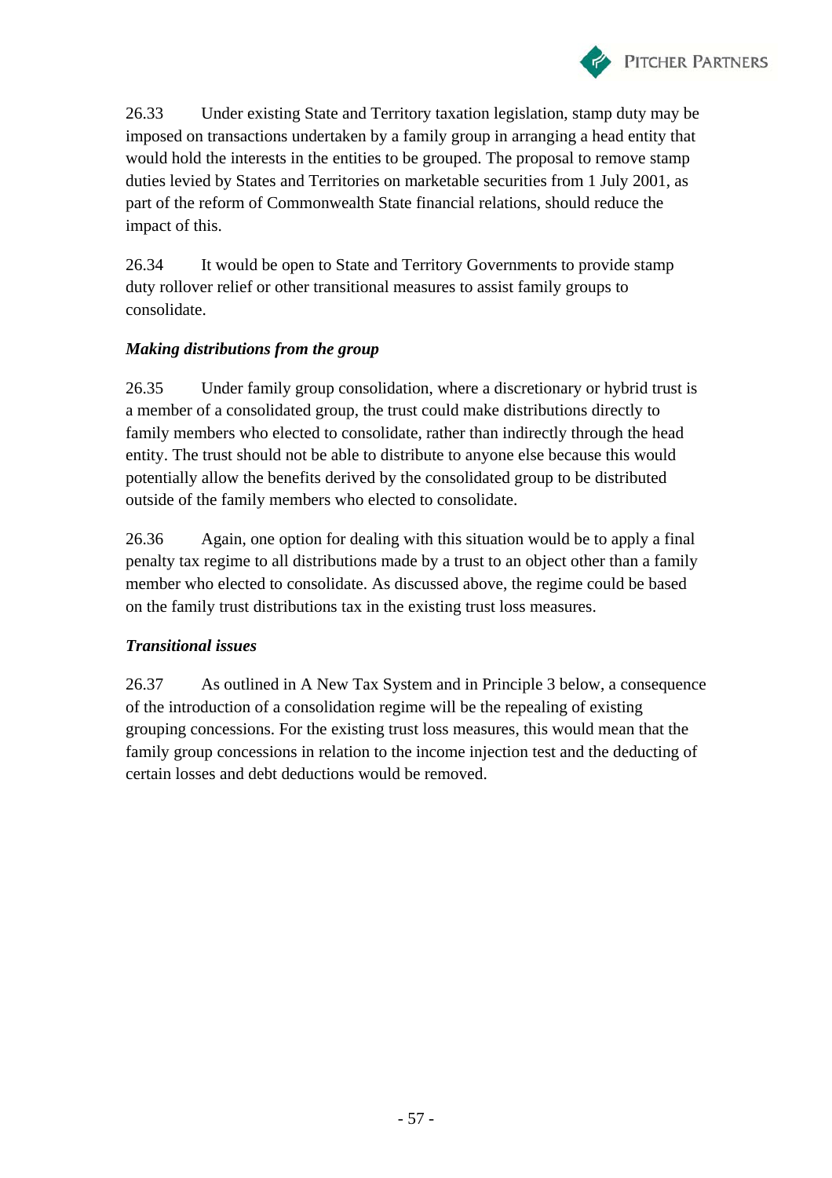26.33 Under existing State and Territory taxation legislation, stamp duty may be imposed on transactions undertaken by a family group in arranging a head entity that would hold the interests in the entities to be grouped. The proposal to remove stamp duties levied by States and Territories on marketable securities from 1 July 2001, as part of the reform of Commonwealth State financial relations, should reduce the impact of this.

26.34 It would be open to State and Territory Governments to provide stamp duty rollover relief or other transitional measures to assist family groups to consolidate.

***Making distributions from the group***

26.35 Under family group consolidation, where a discretionary or hybrid trust is a member of a consolidated group, the trust could make distributions directly to family members who elected to consolidate, rather than indirectly through the head entity. The trust should not be able to distribute to anyone else because this would potentially allow the benefits derived by the consolidated group to be distributed outside of the family members who elected to consolidate.

26.36 Again, one option for dealing with this situation would be to apply a final penalty tax regime to all distributions made by a trust to an object other than a family member who elected to consolidate. As discussed above, the regime could be based on the family trust distributions tax in the existing trust loss measures.

***Transitional issues***

26.37 As outlined in A New Tax System and in Principle 3 below, a consequence of the introduction of a consolidation regime will be the repealing of existing grouping concessions. For the existing trust loss measures, this would mean that the family group concessions in relation to the income injection test and the deducting of certain losses and debt deductions would be removed.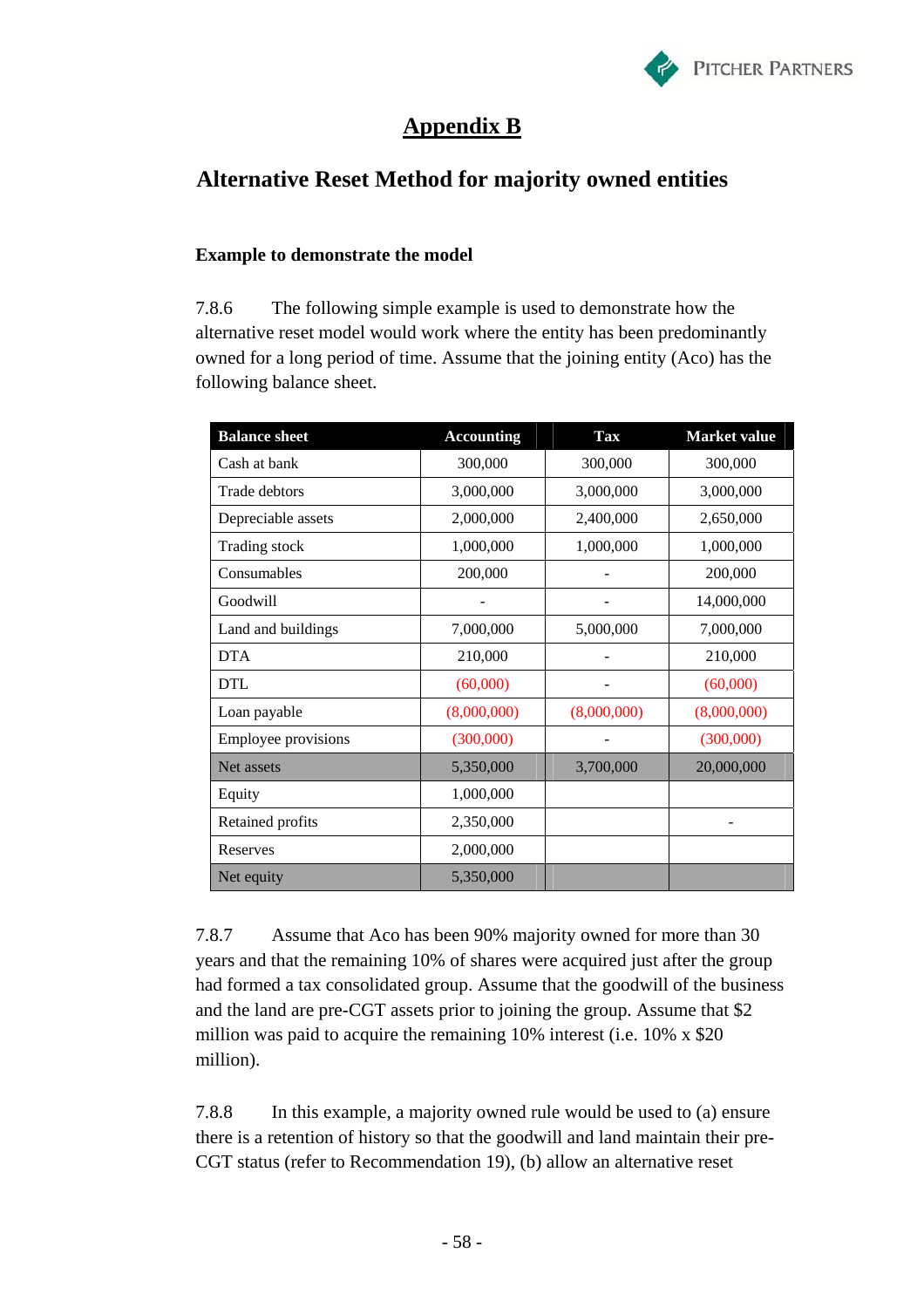# Appendix B

## Alternative Reset Method for majority owned entities

### Example to demonstrate the model

7.8.6 The following simple example is used to demonstrate how the alternative reset model would work where the entity has been predominantly owned for a long period of time. Assume that the joining entity (Aco) has the following balance sheet.

| Balance sheet | Accounting | Tax | Market value |
|---|---|---|---|
| Cash at bank | 300,000 | 300,000 | 300,000 |
| Trade debtors | 3,000,000 | 3,000,000 | 3,000,000 |
| Depreciable assets | 2,000,000 | 2,400,000 | 2,650,000 |
| Trading stock | 1,000,000 | 1,000,000 | 1,000,000 |
| Consumables | 200,000 | - | 200,000 |
| Goodwill | - | - | 14,000,000 |
| Land and buildings | 7,000,000 | 5,000,000 | 7,000,000 |
| DTA | 210,000 | - | 210,000 |
| DTL | (60,000) | - | (60,000) |
| Loan payable | (8,000,000) | (8,000,000) | (8,000,000) |
| Employee provisions | (300,000) | - | (300,000) |
| Net assets | 5,350,000 | 3,700,000 | 20,000,000 |
| Equity | 1,000,000 | | |
| Retained profits | 2,350,000 | | - |
| Reserves | 2,000,000 | | |
| Net equity | 5,350,000 | | |

7.8.7 Assume that Aco has been 90% majority owned for more than 30 years and that the remaining 10% of shares were acquired just after the group had formed a tax consolidated group. Assume that the goodwill of the business and the land are pre-CGT assets prior to joining the group. Assume that $2 million was paid to acquire the remaining 10% interest (i.e. 10% x $20 million).

7.8.8 In this example, a majority owned rule would be used to (a) ensure there is a retention of history so that the goodwill and land maintain their pre-CGT status (refer to Recommendation 19), (b) allow an alternative reset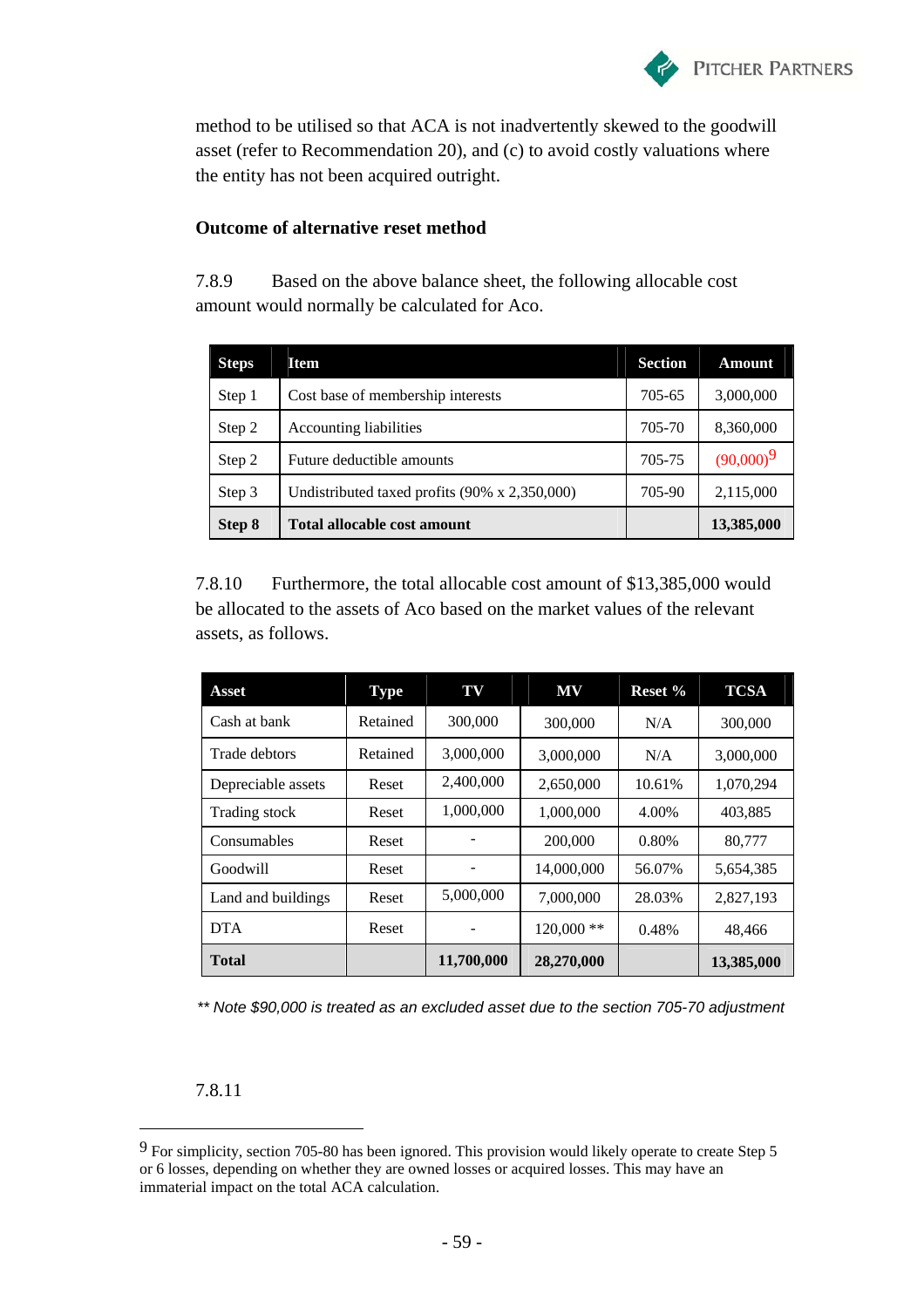method to be utilised so that ACA is not inadvertently skewed to the goodwill asset (refer to Recommendation 20), and (c) to avoid costly valuations where the entity has not been acquired outright.

**Outcome of alternative reset method**

7.8.9 Based on the above balance sheet, the following allocable cost amount would normally be calculated for Aco.

| Steps | Item | Section | Amount |
|---|---|---|---|
| Step 1 | Cost base of membership interests | 705-65 | 3,000,000 |
| Step 2 | Accounting liabilities | 705-70 | 8,360,000 |
| Step 2 | Future deductible amounts | 705-75 | (90,000)[9] |
| Step 3 | Undistributed taxed profits (90% x 2,350,000) | 705-90 | 2,115,000 |
| **Step 8** | **Total allocable cost amount** | | **13,385,000** |

7.8.10 Furthermore, the total allocable cost amount of $13,385,000 would be allocated to the assets of Aco based on the market values of the relevant assets, as follows.

| Asset | Type | TV | MV | Reset % | TCSA |
|---|---|---|---|---|---|
| Cash at bank | Retained | 300,000 | 300,000 | N/A | 300,000 |
| Trade debtors | Retained | 3,000,000 | 3,000,000 | N/A | 3,000,000 |
| Depreciable assets | Reset | 2,400,000 | 2,650,000 | 10.61% | 1,070,294 |
| Trading stock | Reset | 1,000,000 | 1,000,000 | 4.00% | 403,885 |
| Consumables | Reset | - | 200,000 | 0.80% | 80,777 |
| Goodwill | Reset | - | 14,000,000 | 56.07% | 5,654,385 |
| Land and buildings | Reset | 5,000,000 | 7,000,000 | 28.03% | 2,827,193 |
| DTA | Reset | - | 120,000 ** | 0.48% | 48,466 |
| **Total** | | **11,700,000** | **28,270,000** | | **13,385,000** |

*** Note $90,000 is treated as an excluded asset due to the section 705-70 adjustment*

7.8.11

[9] For simplicity, section 705-80 has been ignored. This provision would likely operate to create Step 5 or 6 losses, depending on whether they are owned losses or acquired losses. This may have an immaterial impact on the total ACA calculation.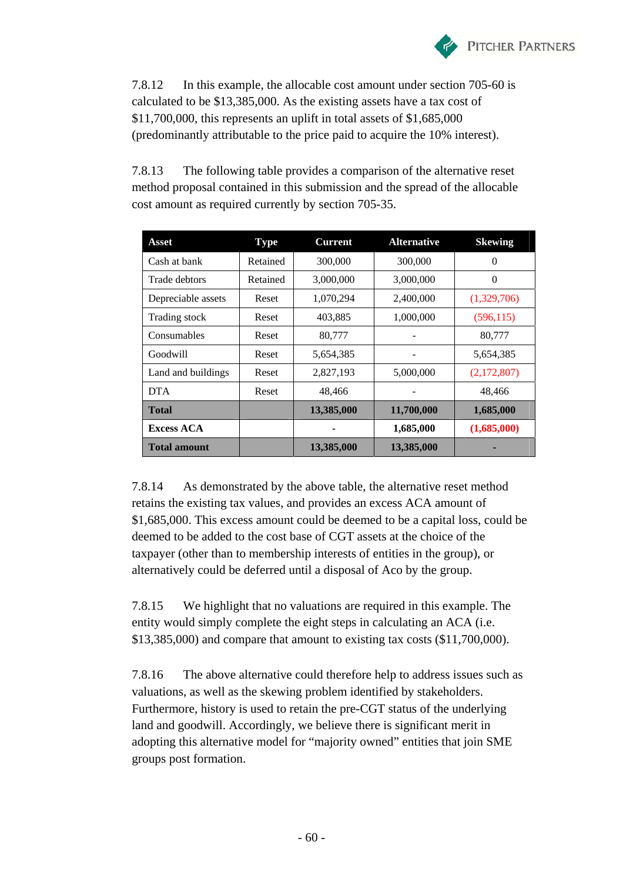7.8.12 In this example, the allocable cost amount under section 705-60 is calculated to be $13,385,000. As the existing assets have a tax cost of $11,700,000, this represents an uplift in total assets of $1,685,000 (predominantly attributable to the price paid to acquire the 10% interest).

7.8.13 The following table provides a comparison of the alternative reset method proposal contained in this submission and the spread of the allocable cost amount as required currently by section 705-35.

| Asset | Type | Current | Alternative | Skewing |
|---|---|---|---|---|
| Cash at bank | Retained | 300,000 | 300,000 | 0 |
| Trade debtors | Retained | 3,000,000 | 3,000,000 | 0 |
| Depreciable assets | Reset | 1,070,294 | 2,400,000 | (1,329,706) |
| Trading stock | Reset | 403,885 | 1,000,000 | (596,115) |
| Consumables | Reset | 80,777 | - | 80,777 |
| Goodwill | Reset | 5,654,385 | - | 5,654,385 |
| Land and buildings | Reset | 2,827,193 | 5,000,000 | (2,172,807) |
| DTA | Reset | 48,466 | - | 48,466 |
| **Total** | | **13,385,000** | **11,700,000** | **1,685,000** |
| **Excess ACA** | | **-** | **1,685,000** | **(1,685,000)** |
| **Total amount** | | **13,385,000** | **13,385,000** | **-** |

7.8.14 As demonstrated by the above table, the alternative reset method retains the existing tax values, and provides an excess ACA amount of $1,685,000. This excess amount could be deemed to be a capital loss, could be deemed to be added to the cost base of CGT assets at the choice of the taxpayer (other than to membership interests of entities in the group), or alternatively could be deferred until a disposal of Aco by the group.

7.8.15 We highlight that no valuations are required in this example. The entity would simply complete the eight steps in calculating an ACA (i.e. $13,385,000) and compare that amount to existing tax costs ($11,700,000).

7.8.16 The above alternative could therefore help to address issues such as valuations, as well as the skewing problem identified by stakeholders. Furthermore, history is used to retain the pre-CGT status of the underlying land and goodwill. Accordingly, we believe there is significant merit in adopting this alternative model for "majority owned" entities that join SME groups post formation.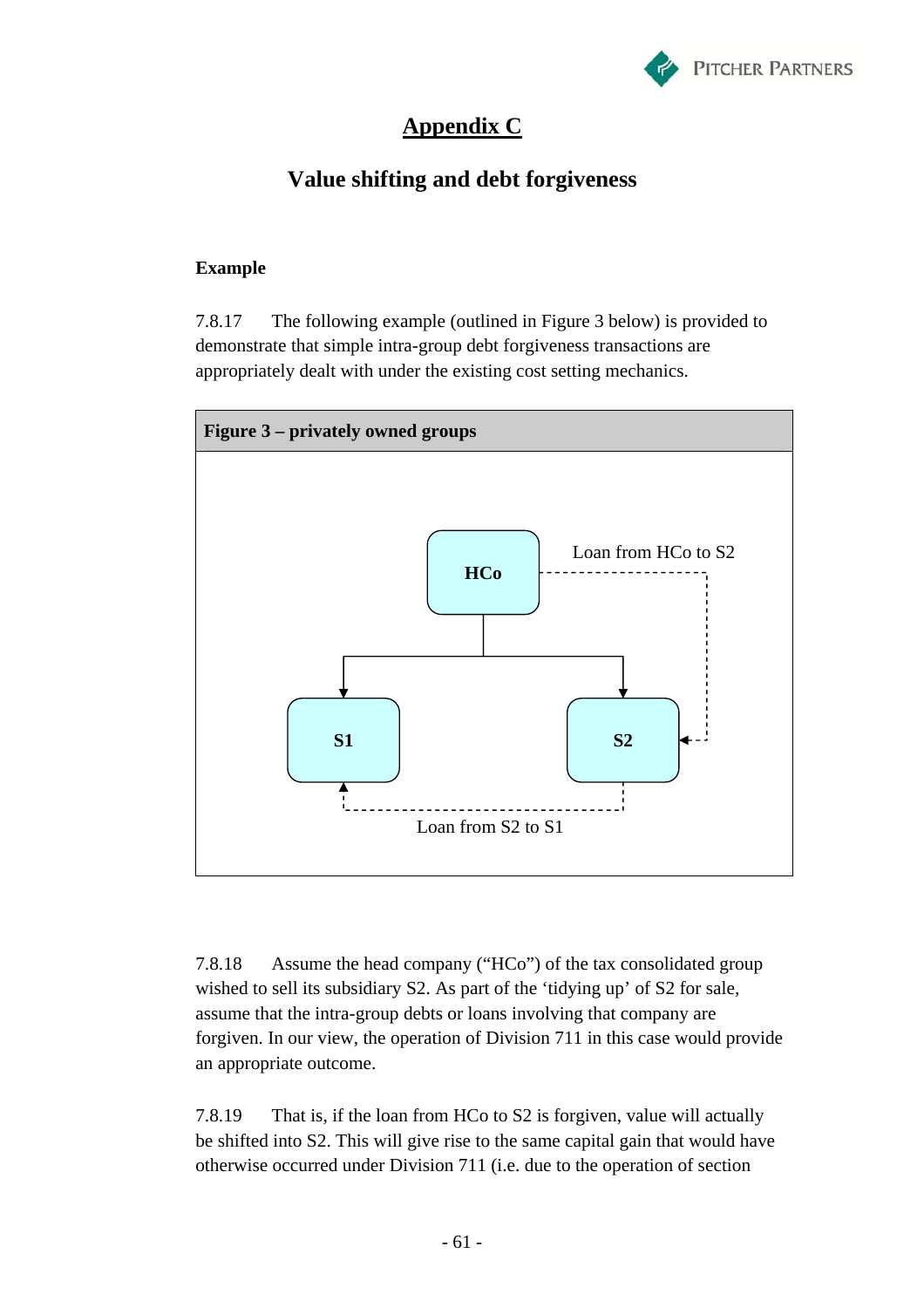# Appendix C

## Value shifting and debt forgiveness

**Example**

7.8.17 The following example (outlined in Figure 3 below) is provided to demonstrate that simple intra-group debt forgiveness transactions are appropriately dealt with under the existing cost setting mechanics.

**Figure 3 – privately owned groups**

HCo

Loan from HCo to S2

S1

S2

Loan from S2 to S1

7.8.18 Assume the head company ("HCo") of the tax consolidated group wished to sell its subsidiary S2. As part of the 'tidying up' of S2 for sale, assume that the intra-group debts or loans involving that company are forgiven. In our view, the operation of Division 711 in this case would provide an appropriate outcome.

7.8.19 That is, if the loan from HCo to S2 is forgiven, value will actually be shifted into S2. This will give rise to the same capital gain that would have otherwise occurred under Division 711 (i.e. due to the operation of section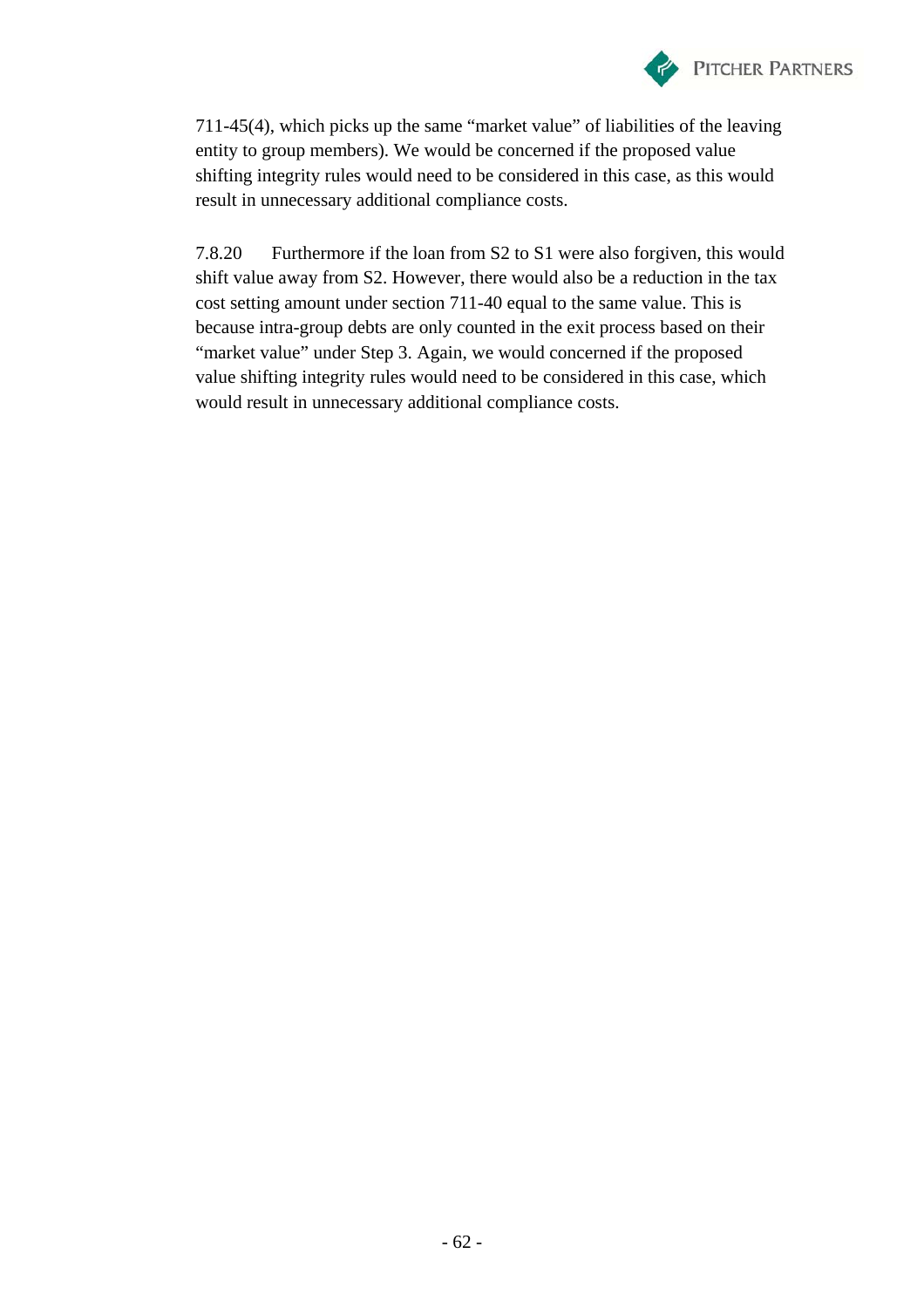711-45(4), which picks up the same "market value" of liabilities of the leaving entity to group members). We would be concerned if the proposed value shifting integrity rules would need to be considered in this case, as this would result in unnecessary additional compliance costs.

7.8.20 Furthermore if the loan from S2 to S1 were also forgiven, this would shift value away from S2. However, there would also be a reduction in the tax cost setting amount under section 711-40 equal to the same value. This is because intra-group debts are only counted in the exit process based on their "market value" under Step 3. Again, we would concerned if the proposed value shifting integrity rules would need to be considered in this case, which would result in unnecessary additional compliance costs.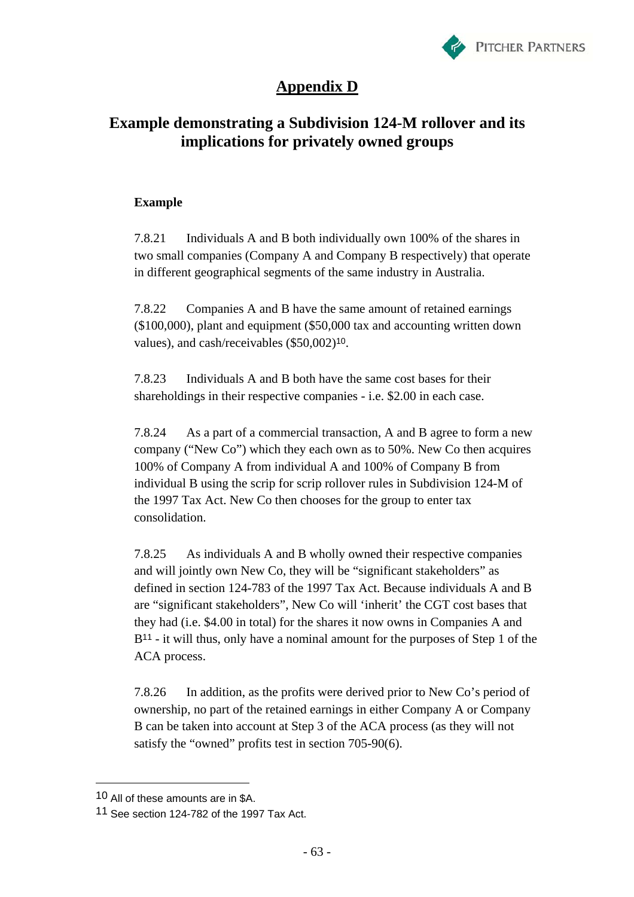# Appendix D

## Example demonstrating a Subdivision 124-M rollover and its implications for privately owned groups

**Example**

7.8.21 Individuals A and B both individually own 100% of the shares in two small companies (Company A and Company B respectively) that operate in different geographical segments of the same industry in Australia.

7.8.22 Companies A and B have the same amount of retained earnings ($100,000), plant and equipment ($50,000 tax and accounting written down values), and cash/receivables ($50,002)[10].

7.8.23 Individuals A and B both have the same cost bases for their shareholdings in their respective companies - i.e. $2.00 in each case.

7.8.24 As a part of a commercial transaction, A and B agree to form a new company ("New Co") which they each own as to 50%. New Co then acquires 100% of Company A from individual A and 100% of Company B from individual B using the scrip for scrip rollover rules in Subdivision 124-M of the 1997 Tax Act. New Co then chooses for the group to enter tax consolidation.

7.8.25 As individuals A and B wholly owned their respective companies and will jointly own New Co, they will be "significant stakeholders" as defined in section 124-783 of the 1997 Tax Act. Because individuals A and B are "significant stakeholders", New Co will 'inherit' the CGT cost bases that they had (i.e. $4.00 in total) for the shares it now owns in Companies A and B[11] - it will thus, only have a nominal amount for the purposes of Step 1 of the ACA process.

7.8.26 In addition, as the profits were derived prior to New Co's period of ownership, no part of the retained earnings in either Company A or Company B can be taken into account at Step 3 of the ACA process (as they will not satisfy the "owned" profits test in section 705-90(6).

---

[10] All of these amounts are in $A.

[11] See section 124-782 of the 1997 Tax Act.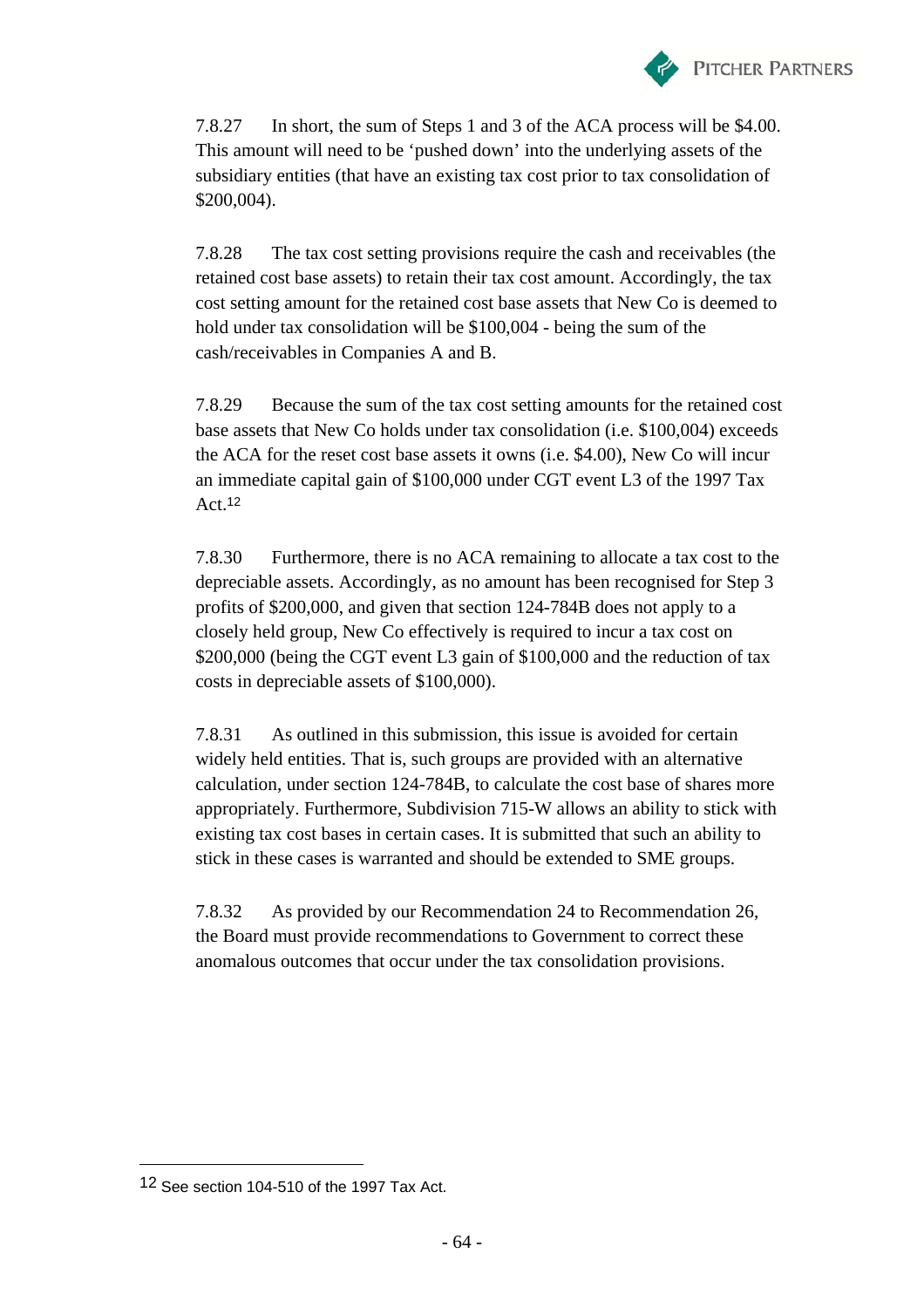7.8.27 In short, the sum of Steps 1 and 3 of the ACA process will be $4.00. This amount will need to be 'pushed down' into the underlying assets of the subsidiary entities (that have an existing tax cost prior to tax consolidation of $200,004).

7.8.28 The tax cost setting provisions require the cash and receivables (the retained cost base assets) to retain their tax cost amount. Accordingly, the tax cost setting amount for the retained cost base assets that New Co is deemed to hold under tax consolidation will be $100,004 - being the sum of the cash/receivables in Companies A and B.

7.8.29 Because the sum of the tax cost setting amounts for the retained cost base assets that New Co holds under tax consolidation (i.e. $100,004) exceeds the ACA for the reset cost base assets it owns (i.e. $4.00), New Co will incur an immediate capital gain of $100,000 under CGT event L3 of the 1997 Tax Act.[12]

7.8.30 Furthermore, there is no ACA remaining to allocate a tax cost to the depreciable assets. Accordingly, as no amount has been recognised for Step 3 profits of $200,000, and given that section 124-784B does not apply to a closely held group, New Co effectively is required to incur a tax cost on $200,000 (being the CGT event L3 gain of $100,000 and the reduction of tax costs in depreciable assets of $100,000).

7.8.31 As outlined in this submission, this issue is avoided for certain widely held entities. That is, such groups are provided with an alternative calculation, under section 124-784B, to calculate the cost base of shares more appropriately. Furthermore, Subdivision 715-W allows an ability to stick with existing tax cost bases in certain cases. It is submitted that such an ability to stick in these cases is warranted and should be extended to SME groups.

7.8.32 As provided by our Recommendation 24 to Recommendation 26, the Board must provide recommendations to Government to correct these anomalous outcomes that occur under the tax consolidation provisions.

---

[12] See section 104-510 of the 1997 Tax Act.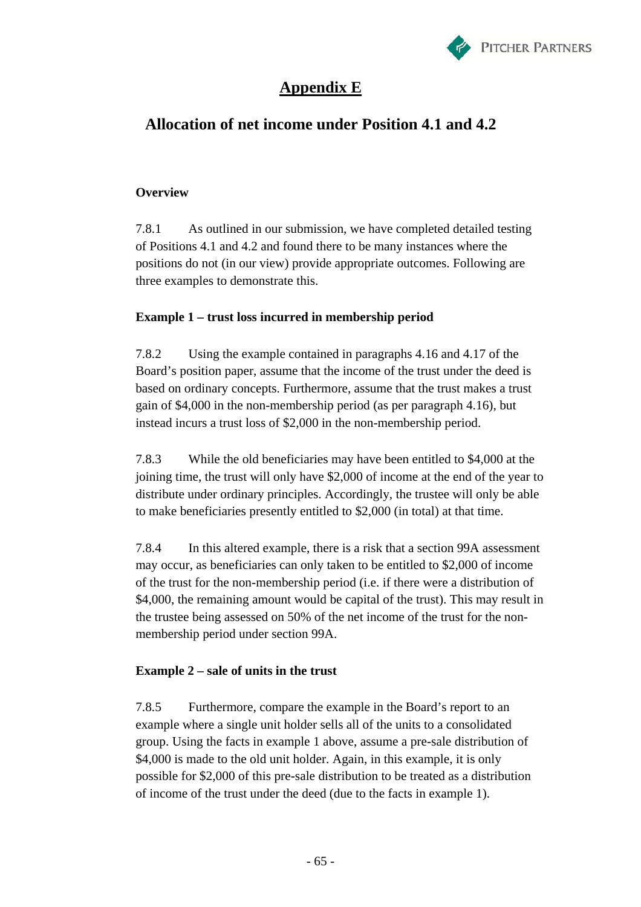# Appendix E

## Allocation of net income under Position 4.1 and 4.2

**Overview**

7.8.1 As outlined in our submission, we have completed detailed testing of Positions 4.1 and 4.2 and found there to be many instances where the positions do not (in our view) provide appropriate outcomes. Following are three examples to demonstrate this.

**Example 1 – trust loss incurred in membership period**

7.8.2 Using the example contained in paragraphs 4.16 and 4.17 of the Board's position paper, assume that the income of the trust under the deed is based on ordinary concepts. Furthermore, assume that the trust makes a trust gain of $4,000 in the non-membership period (as per paragraph 4.16), but instead incurs a trust loss of $2,000 in the non-membership period.

7.8.3 While the old beneficiaries may have been entitled to $4,000 at the joining time, the trust will only have $2,000 of income at the end of the year to distribute under ordinary principles. Accordingly, the trustee will only be able to make beneficiaries presently entitled to $2,000 (in total) at that time.

7.8.4 In this altered example, there is a risk that a section 99A assessment may occur, as beneficiaries can only taken to be entitled to $2,000 of income of the trust for the non-membership period (i.e. if there were a distribution of $4,000, the remaining amount would be capital of the trust). This may result in the trustee being assessed on 50% of the net income of the trust for the non-membership period under section 99A.

**Example 2 – sale of units in the trust**

7.8.5 Furthermore, compare the example in the Board's report to an example where a single unit holder sells all of the units to a consolidated group. Using the facts in example 1 above, assume a pre-sale distribution of $4,000 is made to the old unit holder. Again, in this example, it is only possible for $2,000 of this pre-sale distribution to be treated as a distribution of income of the trust under the deed (due to the facts in example 1).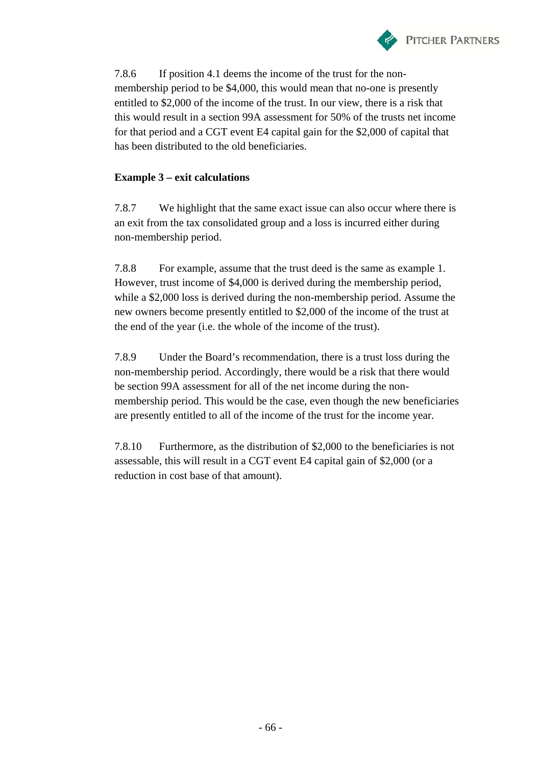7.8.6 If position 4.1 deems the income of the trust for the non-membership period to be $4,000, this would mean that no-one is presently entitled to $2,000 of the income of the trust. In our view, there is a risk that this would result in a section 99A assessment for 50% of the trusts net income for that period and a CGT event E4 capital gain for the $2,000 of capital that has been distributed to the old beneficiaries.

**Example 3 – exit calculations**

7.8.7 We highlight that the same exact issue can also occur where there is an exit from the tax consolidated group and a loss is incurred either during non-membership period.

7.8.8 For example, assume that the trust deed is the same as example 1. However, trust income of $4,000 is derived during the membership period, while a $2,000 loss is derived during the non-membership period. Assume the new owners become presently entitled to $2,000 of the income of the trust at the end of the year (i.e. the whole of the income of the trust).

7.8.9 Under the Board's recommendation, there is a trust loss during the non-membership period. Accordingly, there would be a risk that there would be section 99A assessment for all of the net income during the non-membership period. This would be the case, even though the new beneficiaries are presently entitled to all of the income of the trust for the income year.

7.8.10 Furthermore, as the distribution of $2,000 to the beneficiaries is not assessable, this will result in a CGT event E4 capital gain of $2,000 (or a reduction in cost base of that amount).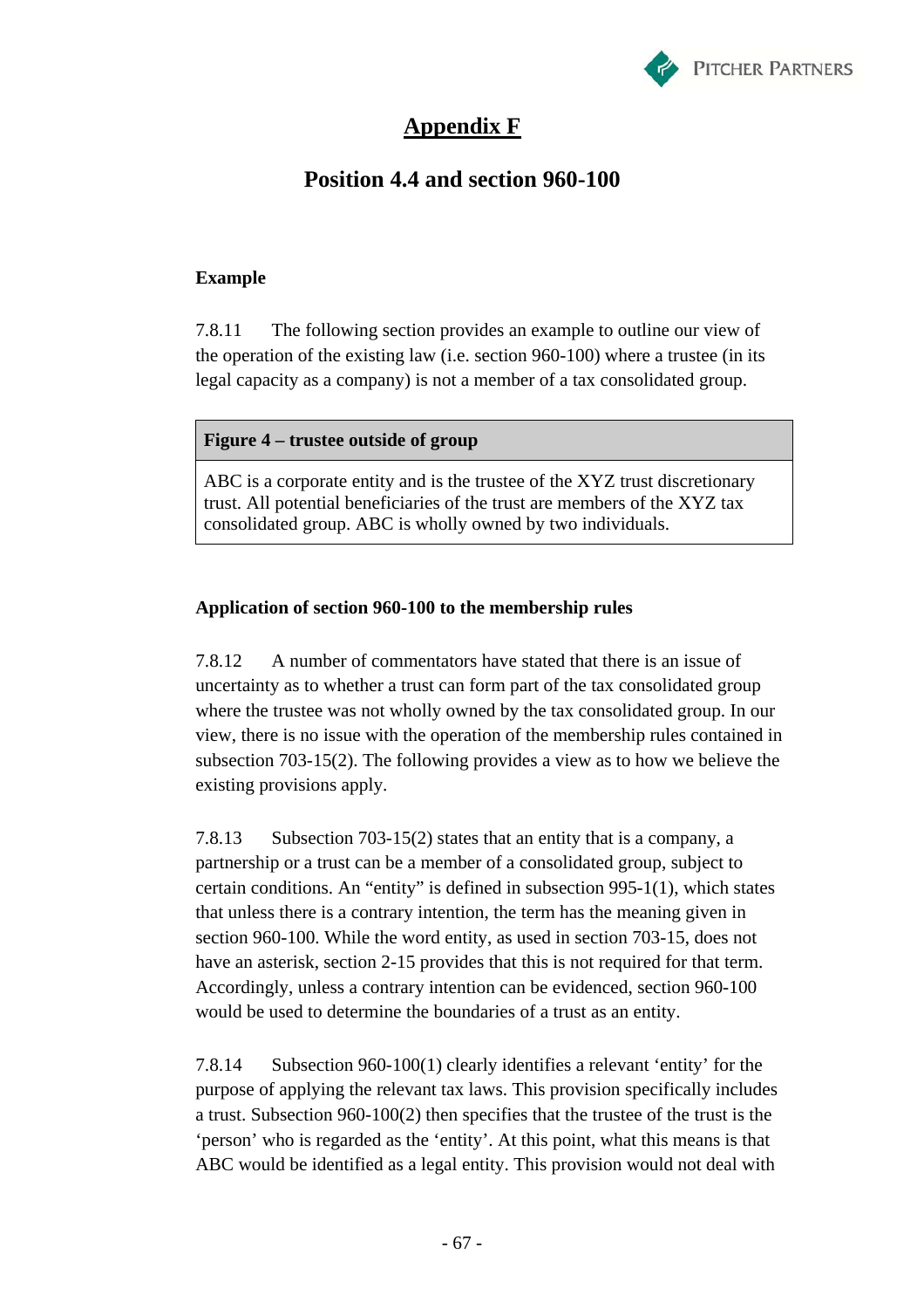# Appendix F

## Position 4.4 and section 960-100

**Example**

7.8.11 The following section provides an example to outline our view of the operation of the existing law (i.e. section 960-100) where a trustee (in its legal capacity as a company) is not a member of a tax consolidated group.

| **Figure 4 – trustee outside of group** |
| --- |
| ABC is a corporate entity and is the trustee of the XYZ trust discretionary trust. All potential beneficiaries of the trust are members of the XYZ tax consolidated group. ABC is wholly owned by two individuals. |

**Application of section 960-100 to the membership rules**

7.8.12 A number of commentators have stated that there is an issue of uncertainty as to whether a trust can form part of the tax consolidated group where the trustee was not wholly owned by the tax consolidated group. In our view, there is no issue with the operation of the membership rules contained in subsection 703-15(2). The following provides a view as to how we believe the existing provisions apply.

7.8.13 Subsection 703-15(2) states that an entity that is a company, a partnership or a trust can be a member of a consolidated group, subject to certain conditions. An "entity" is defined in subsection 995-1(1), which states that unless there is a contrary intention, the term has the meaning given in section 960-100. While the word entity, as used in section 703-15, does not have an asterisk, section 2-15 provides that this is not required for that term. Accordingly, unless a contrary intention can be evidenced, section 960-100 would be used to determine the boundaries of a trust as an entity.

7.8.14 Subsection 960-100(1) clearly identifies a relevant 'entity' for the purpose of applying the relevant tax laws. This provision specifically includes a trust. Subsection 960-100(2) then specifies that the trustee of the trust is the 'person' who is regarded as the 'entity'. At this point, what this means is that ABC would be identified as a legal entity. This provision would not deal with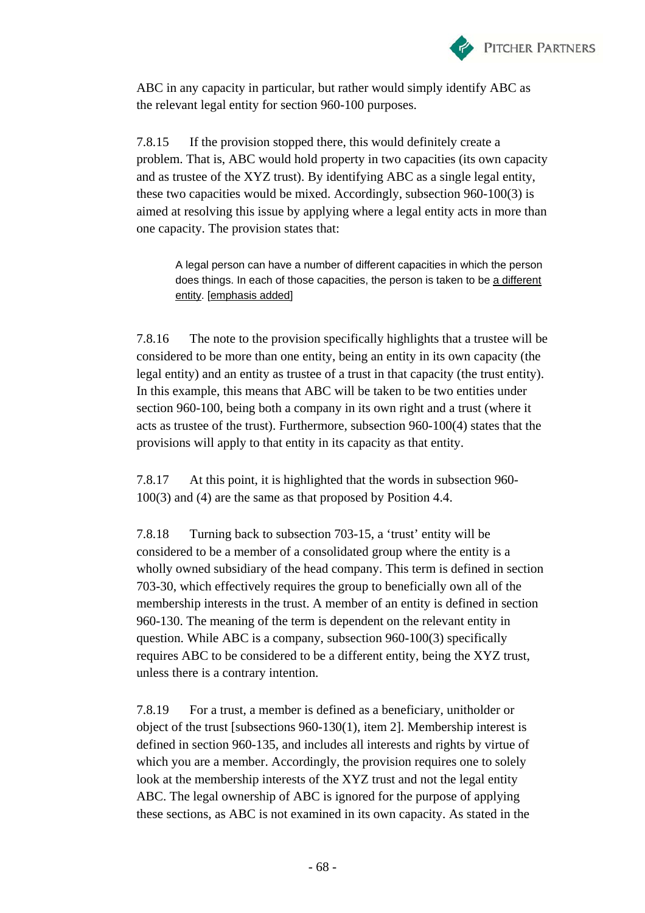ABC in any capacity in particular, but rather would simply identify ABC as the relevant legal entity for section 960-100 purposes.

7.8.15 If the provision stopped there, this would definitely create a problem. That is, ABC would hold property in two capacities (its own capacity and as trustee of the XYZ trust). By identifying ABC as a single legal entity, these two capacities would be mixed. Accordingly, subsection 960-100(3) is aimed at resolving this issue by applying where a legal entity acts in more than one capacity. The provision states that:

> A legal person can have a number of different capacities in which the person does things. In each of those capacities, the person is taken to be <u>a different entity</u>. <u>[emphasis added]</u>

7.8.16 The note to the provision specifically highlights that a trustee will be considered to be more than one entity, being an entity in its own capacity (the legal entity) and an entity as trustee of a trust in that capacity (the trust entity). In this example, this means that ABC will be taken to be two entities under section 960-100, being both a company in its own right and a trust (where it acts as trustee of the trust). Furthermore, subsection 960-100(4) states that the provisions will apply to that entity in its capacity as that entity.

7.8.17 At this point, it is highlighted that the words in subsection 960-100(3) and (4) are the same as that proposed by Position 4.4.

7.8.18 Turning back to subsection 703-15, a 'trust' entity will be considered to be a member of a consolidated group where the entity is a wholly owned subsidiary of the head company. This term is defined in section 703-30, which effectively requires the group to beneficially own all of the membership interests in the trust. A member of an entity is defined in section 960-130. The meaning of the term is dependent on the relevant entity in question. While ABC is a company, subsection 960-100(3) specifically requires ABC to be considered to be a different entity, being the XYZ trust, unless there is a contrary intention.

7.8.19 For a trust, a member is defined as a beneficiary, unitholder or object of the trust [subsections 960-130(1), item 2]. Membership interest is defined in section 960-135, and includes all interests and rights by virtue of which you are a member. Accordingly, the provision requires one to solely look at the membership interests of the XYZ trust and not the legal entity ABC. The legal ownership of ABC is ignored for the purpose of applying these sections, as ABC is not examined in its own capacity. As stated in the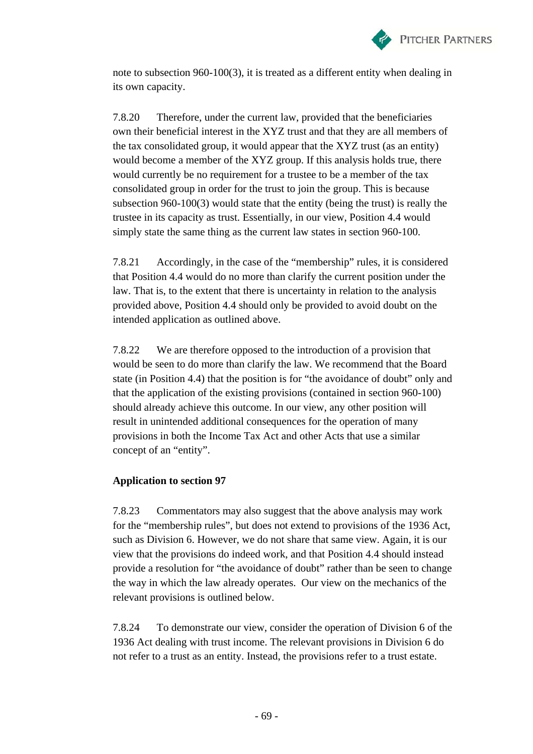note to subsection 960-100(3), it is treated as a different entity when dealing in its own capacity.

7.8.20 Therefore, under the current law, provided that the beneficiaries own their beneficial interest in the XYZ trust and that they are all members of the tax consolidated group, it would appear that the XYZ trust (as an entity) would become a member of the XYZ group. If this analysis holds true, there would currently be no requirement for a trustee to be a member of the tax consolidated group in order for the trust to join the group. This is because subsection 960-100(3) would state that the entity (being the trust) is really the trustee in its capacity as trust. Essentially, in our view, Position 4.4 would simply state the same thing as the current law states in section 960-100.

7.8.21 Accordingly, in the case of the "membership" rules, it is considered that Position 4.4 would do no more than clarify the current position under the law. That is, to the extent that there is uncertainty in relation to the analysis provided above, Position 4.4 should only be provided to avoid doubt on the intended application as outlined above.

7.8.22 We are therefore opposed to the introduction of a provision that would be seen to do more than clarify the law. We recommend that the Board state (in Position 4.4) that the position is for "the avoidance of doubt" only and that the application of the existing provisions (contained in section 960-100) should already achieve this outcome. In our view, any other position will result in unintended additional consequences for the operation of many provisions in both the Income Tax Act and other Acts that use a similar concept of an "entity".

**Application to section 97**

7.8.23 Commentators may also suggest that the above analysis may work for the "membership rules", but does not extend to provisions of the 1936 Act, such as Division 6. However, we do not share that same view. Again, it is our view that the provisions do indeed work, and that Position 4.4 should instead provide a resolution for "the avoidance of doubt" rather than be seen to change the way in which the law already operates. Our view on the mechanics of the relevant provisions is outlined below.

7.8.24 To demonstrate our view, consider the operation of Division 6 of the 1936 Act dealing with trust income. The relevant provisions in Division 6 do not refer to a trust as an entity. Instead, the provisions refer to a trust estate.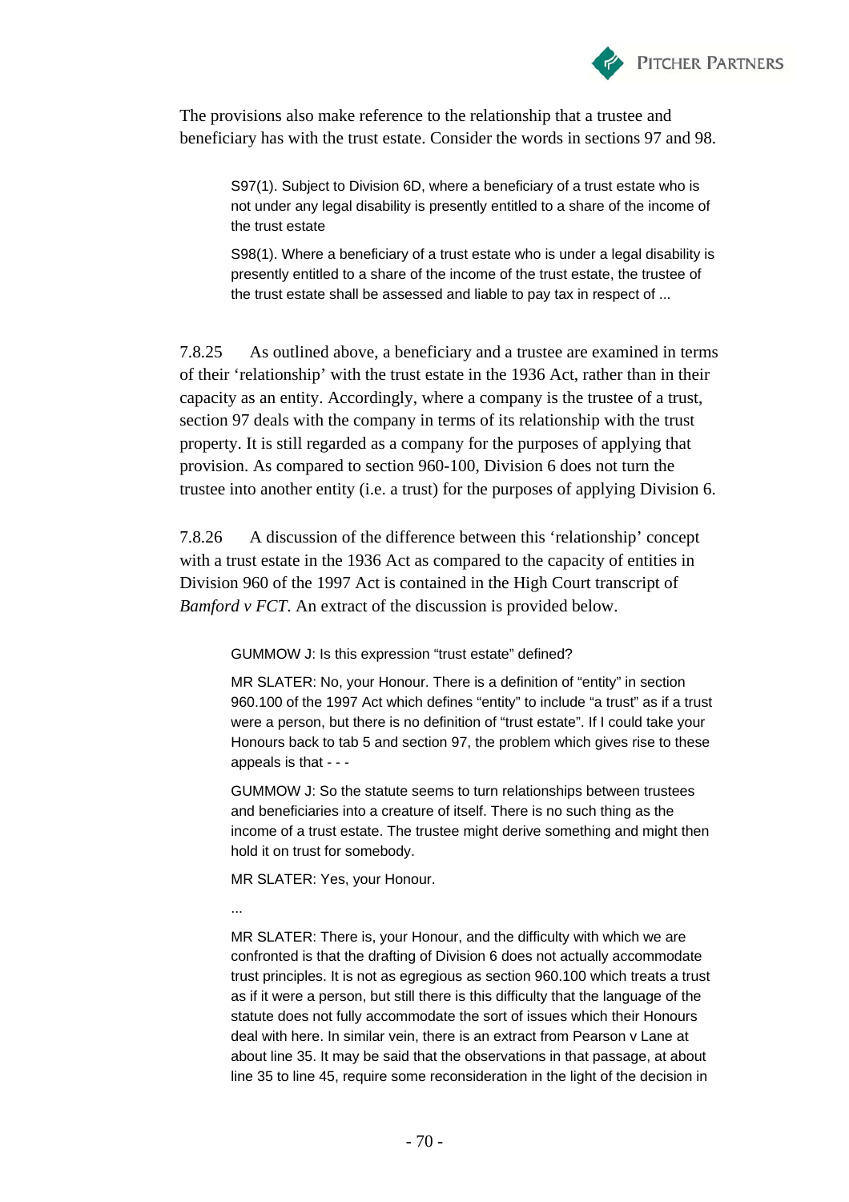The provisions also make reference to the relationship that a trustee and beneficiary has with the trust estate. Consider the words in sections 97 and 98.

> S97(1). Subject to Division 6D, where a beneficiary of a trust estate who is not under any legal disability is presently entitled to a share of the income of the trust estate
>
> S98(1). Where a beneficiary of a trust estate who is under a legal disability is presently entitled to a share of the income of the trust estate, the trustee of the trust estate shall be assessed and liable to pay tax in respect of ...

7.8.25 As outlined above, a beneficiary and a trustee are examined in terms of their 'relationship' with the trust estate in the 1936 Act, rather than in their capacity as an entity. Accordingly, where a company is the trustee of a trust, section 97 deals with the company in terms of its relationship with the trust property. It is still regarded as a company for the purposes of applying that provision. As compared to section 960-100, Division 6 does not turn the trustee into another entity (i.e. a trust) for the purposes of applying Division 6.

7.8.26 A discussion of the difference between this 'relationship' concept with a trust estate in the 1936 Act as compared to the capacity of entities in Division 960 of the 1997 Act is contained in the High Court transcript of *Bamford v FCT*. An extract of the discussion is provided below.

> GUMMOW J: Is this expression "trust estate" defined?
>
> MR SLATER: No, your Honour. There is a definition of "entity" in section 960.100 of the 1997 Act which defines "entity" to include "a trust" as if a trust were a person, but there is no definition of "trust estate". If I could take your Honours back to tab 5 and section 97, the problem which gives rise to these appeals is that - - -
>
> GUMMOW J: So the statute seems to turn relationships between trustees and beneficiaries into a creature of itself. There is no such thing as the income of a trust estate. The trustee might derive something and might then hold it on trust for somebody.
>
> MR SLATER: Yes, your Honour.
>
> ...
>
> MR SLATER: There is, your Honour, and the difficulty with which we are confronted is that the drafting of Division 6 does not actually accommodate trust principles. It is not as egregious as section 960.100 which treats a trust as if it were a person, but still there is this difficulty that the language of the statute does not fully accommodate the sort of issues which their Honours deal with here. In similar vein, there is an extract from Pearson v Lane at about line 35. It may be said that the observations in that passage, at about line 35 to line 45, require some reconsideration in the light of the decision in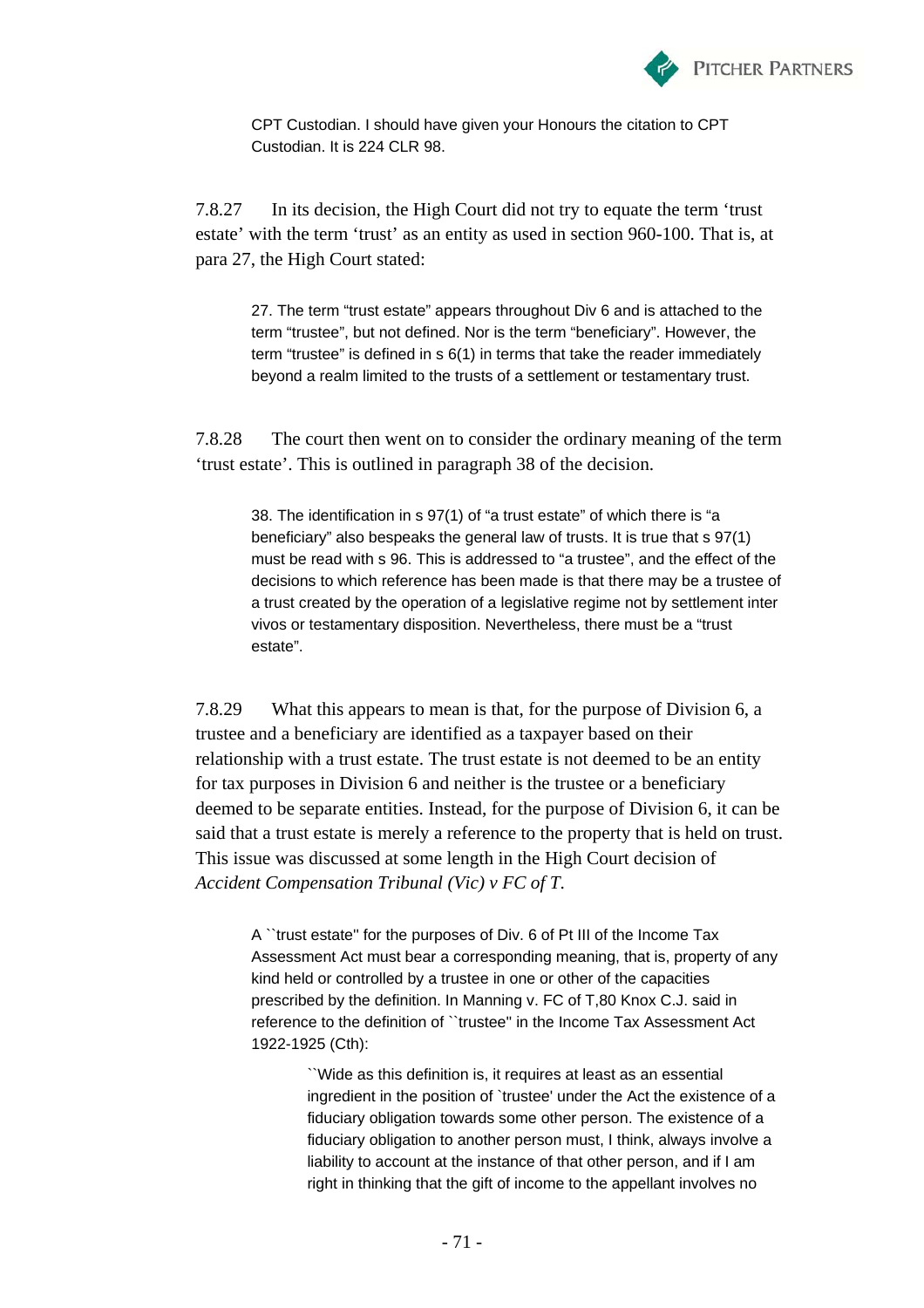> CPT Custodian. I should have given your Honours the citation to CPT Custodian. It is 224 CLR 98.

7.8.27 In its decision, the High Court did not try to equate the term 'trust estate' with the term 'trust' as an entity as used in section 960-100. That is, at para 27, the High Court stated:

> 27. The term "trust estate" appears throughout Div 6 and is attached to the term "trustee", but not defined. Nor is the term "beneficiary". However, the term "trustee" is defined in s 6(1) in terms that take the reader immediately beyond a realm limited to the trusts of a settlement or testamentary trust.

7.8.28 The court then went on to consider the ordinary meaning of the term 'trust estate'. This is outlined in paragraph 38 of the decision.

> 38. The identification in s 97(1) of "a trust estate" of which there is "a beneficiary" also bespeaks the general law of trusts. It is true that s 97(1) must be read with s 96. This is addressed to "a trustee", and the effect of the decisions to which reference has been made is that there may be a trustee of a trust created by the operation of a legislative regime not by settlement inter vivos or testamentary disposition. Nevertheless, there must be a "trust estate".

7.8.29 What this appears to mean is that, for the purpose of Division 6, a trustee and a beneficiary are identified as a taxpayer based on their relationship with a trust estate. The trust estate is not deemed to be an entity for tax purposes in Division 6 and neither is the trustee or a beneficiary deemed to be separate entities. Instead, for the purpose of Division 6, it can be said that a trust estate is merely a reference to the property that is held on trust. This issue was discussed at some length in the High Court decision of *Accident Compensation Tribunal (Vic) v FC of T*.

> A ``trust estate'' for the purposes of Div. 6 of Pt III of the Income Tax Assessment Act must bear a corresponding meaning, that is, property of any kind held or controlled by a trustee in one or other of the capacities prescribed by the definition. In Manning v. FC of T,80 Knox C.J. said in reference to the definition of ``trustee'' in the Income Tax Assessment Act 1922-1925 (Cth):
>
> > ``Wide as this definition is, it requires at least as an essential ingredient in the position of `trustee' under the Act the existence of a fiduciary obligation towards some other person. The existence of a fiduciary obligation to another person must, I think, always involve a liability to account at the instance of that other person, and if I am right in thinking that the gift of income to the appellant involves no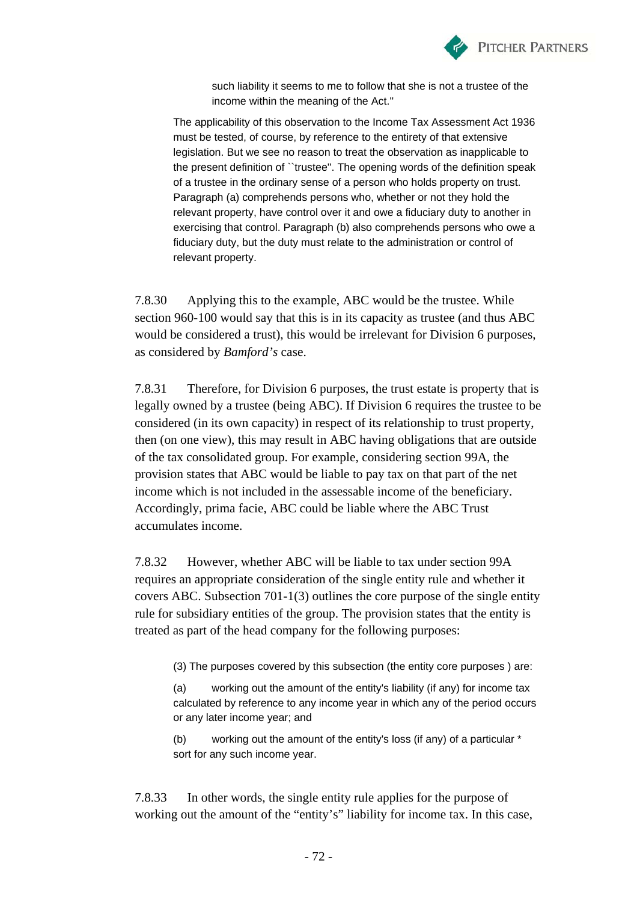> such liability it seems to me to follow that she is not a trustee of the income within the meaning of the Act."

> The applicability of this observation to the Income Tax Assessment Act 1936 must be tested, of course, by reference to the entirety of that extensive legislation. But we see no reason to treat the observation as inapplicable to the present definition of ``trustee". The opening words of the definition speak of a trustee in the ordinary sense of a person who holds property on trust. Paragraph (a) comprehends persons who, whether or not they hold the relevant property, have control over it and owe a fiduciary duty to another in exercising that control. Paragraph (b) also comprehends persons who owe a fiduciary duty, but the duty must relate to the administration or control of relevant property.

7.8.30 Applying this to the example, ABC would be the trustee. While section 960-100 would say that this is in its capacity as trustee (and thus ABC would be considered a trust), this would be irrelevant for Division 6 purposes, as considered by *Bamford's* case.

7.8.31 Therefore, for Division 6 purposes, the trust estate is property that is legally owned by a trustee (being ABC). If Division 6 requires the trustee to be considered (in its own capacity) in respect of its relationship to trust property, then (on one view), this may result in ABC having obligations that are outside of the tax consolidated group. For example, considering section 99A, the provision states that ABC would be liable to pay tax on that part of the net income which is not included in the assessable income of the beneficiary. Accordingly, prima facie, ABC could be liable where the ABC Trust accumulates income.

7.8.32 However, whether ABC will be liable to tax under section 99A requires an appropriate consideration of the single entity rule and whether it covers ABC. Subsection 701-1(3) outlines the core purpose of the single entity rule for subsidiary entities of the group. The provision states that the entity is treated as part of the head company for the following purposes:

> (3) The purposes covered by this subsection (the entity core purposes ) are:
>
> (a) working out the amount of the entity's liability (if any) for income tax calculated by reference to any income year in which any of the period occurs or any later income year; and
>
> (b) working out the amount of the entity's loss (if any) of a particular * sort for any such income year.

7.8.33 In other words, the single entity rule applies for the purpose of working out the amount of the "entity's" liability for income tax. In this case,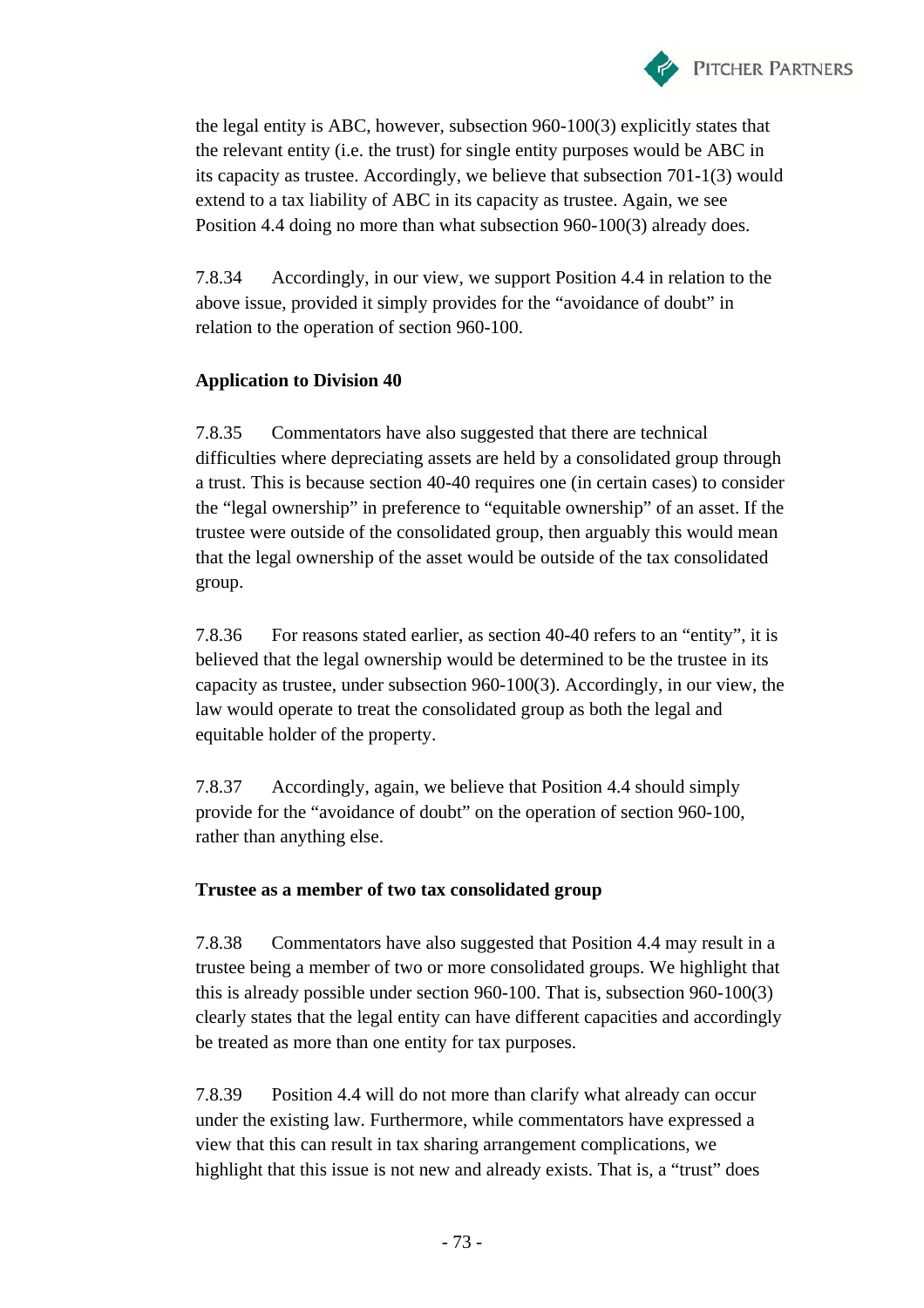the legal entity is ABC, however, subsection 960-100(3) explicitly states that the relevant entity (i.e. the trust) for single entity purposes would be ABC in its capacity as trustee. Accordingly, we believe that subsection 701-1(3) would extend to a tax liability of ABC in its capacity as trustee. Again, we see Position 4.4 doing no more than what subsection 960-100(3) already does.

7.8.34 Accordingly, in our view, we support Position 4.4 in relation to the above issue, provided it simply provides for the "avoidance of doubt" in relation to the operation of section 960-100.

**Application to Division 40**

7.8.35 Commentators have also suggested that there are technical difficulties where depreciating assets are held by a consolidated group through a trust. This is because section 40-40 requires one (in certain cases) to consider the "legal ownership" in preference to "equitable ownership" of an asset. If the trustee were outside of the consolidated group, then arguably this would mean that the legal ownership of the asset would be outside of the tax consolidated group.

7.8.36 For reasons stated earlier, as section 40-40 refers to an "entity", it is believed that the legal ownership would be determined to be the trustee in its capacity as trustee, under subsection 960-100(3). Accordingly, in our view, the law would operate to treat the consolidated group as both the legal and equitable holder of the property.

7.8.37 Accordingly, again, we believe that Position 4.4 should simply provide for the "avoidance of doubt" on the operation of section 960-100, rather than anything else.

**Trustee as a member of two tax consolidated group**

7.8.38 Commentators have also suggested that Position 4.4 may result in a trustee being a member of two or more consolidated groups. We highlight that this is already possible under section 960-100. That is, subsection 960-100(3) clearly states that the legal entity can have different capacities and accordingly be treated as more than one entity for tax purposes.

7.8.39 Position 4.4 will do not more than clarify what already can occur under the existing law. Furthermore, while commentators have expressed a view that this can result in tax sharing arrangement complications, we highlight that this issue is not new and already exists. That is, a "trust" does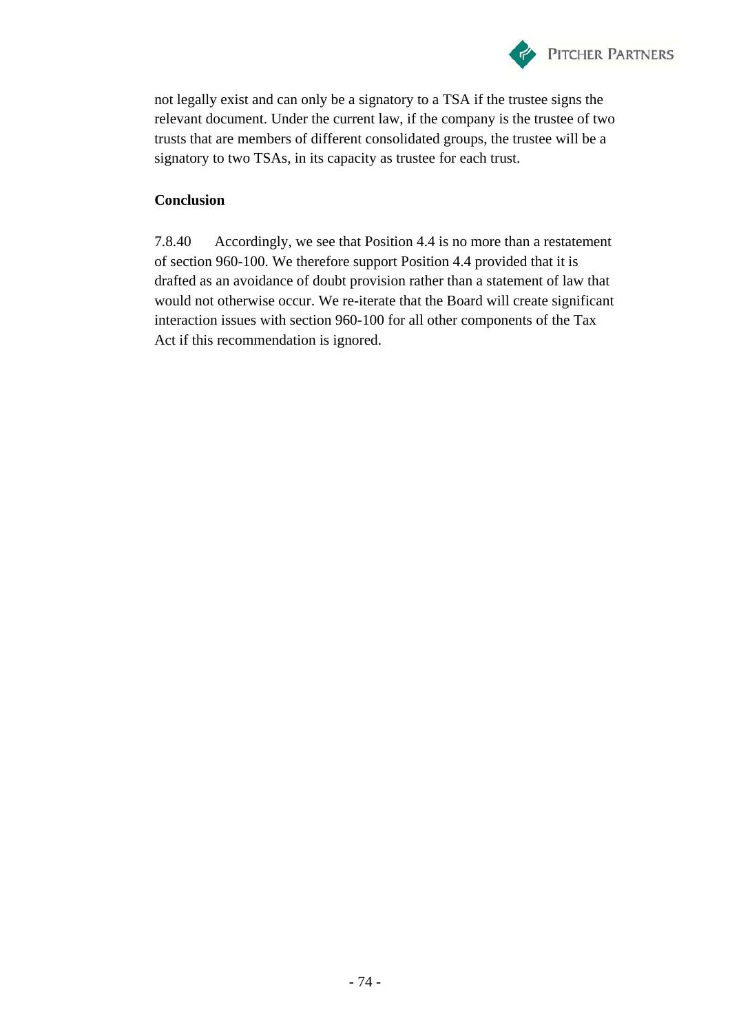not legally exist and can only be a signatory to a TSA if the trustee signs the relevant document. Under the current law, if the company is the trustee of two trusts that are members of different consolidated groups, the trustee will be a signatory to two TSAs, in its capacity as trustee for each trust.

**Conclusion**

7.8.40 Accordingly, we see that Position 4.4 is no more than a restatement of section 960-100. We therefore support Position 4.4 provided that it is drafted as an avoidance of doubt provision rather than a statement of law that would not otherwise occur. We re-iterate that the Board will create significant interaction issues with section 960-100 for all other components of the Tax Act if this recommendation is ignored.